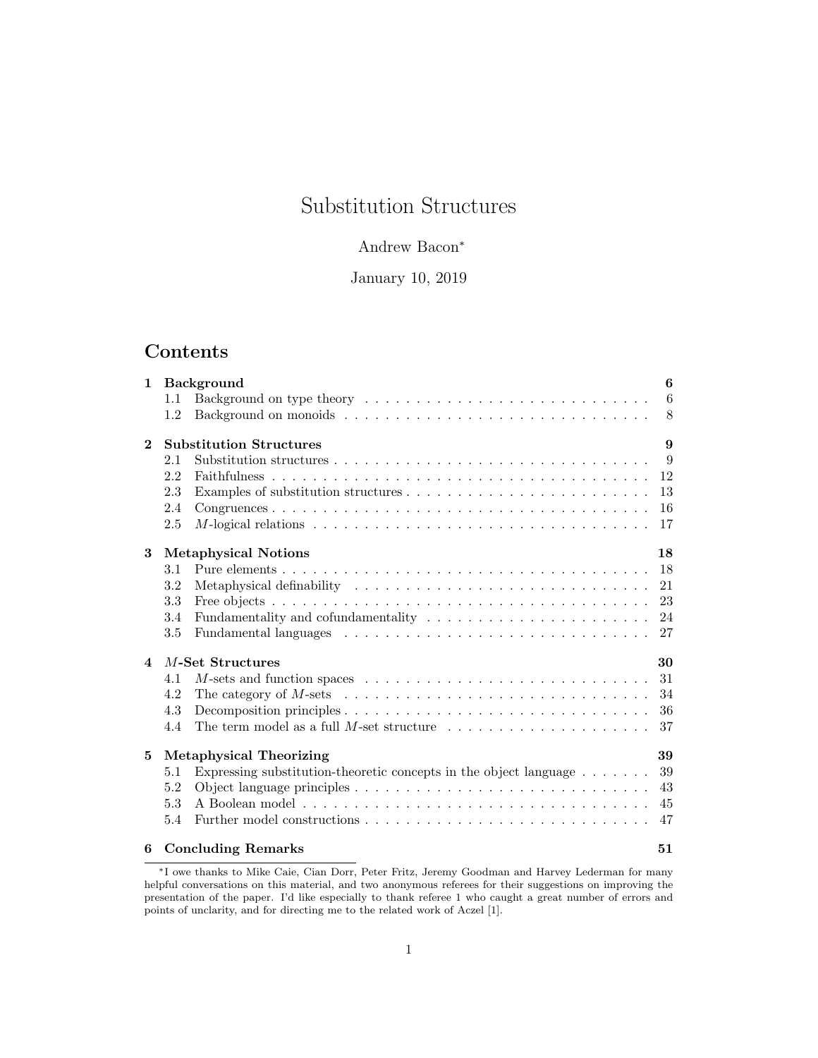# Substitution Structures

Andrew Bacon[*]

January 10, 2019

## Contents

**1 Background** **6**

- 1.1 Background on type theory . . . 6
- 1.2 Background on monoids . . . 8

**2 Substitution Structures** **9**

- 2.1 Substitution structures . . . 9
- 2.2 Faithfulness . . . 12
- 2.3 Examples of substitution structures . . . 13
- 2.4 Congruences . . . 16
- 2.5 $M$-logical relations . . . 17

**3 Metaphysical Notions** **18**

- 3.1 Pure elements . . . 18
- 3.2 Metaphysical definability . . . 21
- 3.3 Free objects . . . 23
- 3.4 Fundamentality and cofundamentality . . . 24
- 3.5 Fundamental languages . . . 27

**4 $M$-Set Structures** **30**

- 4.1 $M$-sets and function spaces . . . 31
- 4.2 The category of $M$-sets . . . 34
- 4.3 Decomposition principles . . . 36
- 4.4 The term model as a full $M$-set structure . . . 37

**5 Metaphysical Theorizing** **39**

- 5.1 Expressing substitution-theoretic concepts in the object language . . . 39
- 5.2 Object language principles . . . 43
- 5.3 A Boolean model . . . 45
- 5.4 Further model constructions . . . 47

**6 Concluding Remarks** **51**

---

[*]I owe thanks to Mike Caie, Cian Dorr, Peter Fritz, Jeremy Goodman and Harvey Lederman for many helpful conversations on this material, and two anonymous referees for their suggestions on improving the presentation of the paper. I'd like especially to thank referee 1 who caught a great number of errors and points of unclarity, and for directing me to the related work of Aczel [1].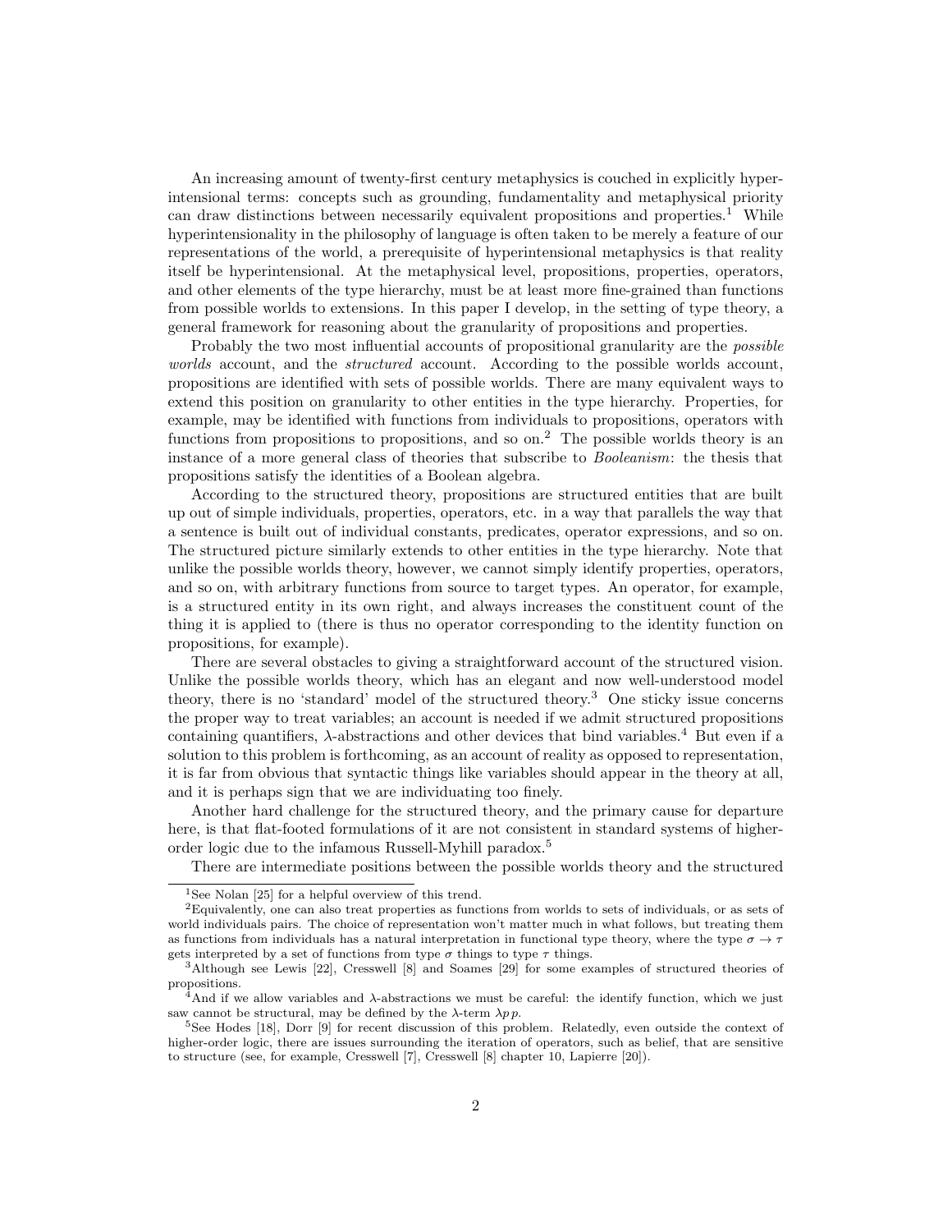An increasing amount of twenty-first century metaphysics is couched in explicitly hyperintensional terms: concepts such as grounding, fundamentality and metaphysical priority can draw distinctions between necessarily equivalent propositions and properties.[1] While hyperintensionality in the philosophy of language is often taken to be merely a feature of our representations of the world, a prerequisite of hyperintensional metaphysics is that reality itself be hyperintensional. At the metaphysical level, propositions, properties, operators, and other elements of the type hierarchy, must be at least more fine-grained than functions from possible worlds to extensions. In this paper I develop, in the setting of type theory, a general framework for reasoning about the granularity of propositions and properties.

Probably the two most influential accounts of propositional granularity are the *possible worlds* account, and the *structured* account. According to the possible worlds account, propositions are identified with sets of possible worlds. There are many equivalent ways to extend this position on granularity to other entities in the type hierarchy. Properties, for example, may be identified with functions from individuals to propositions, operators with functions from propositions to propositions, and so on.[2] The possible worlds theory is an instance of a more general class of theories that subscribe to *Booleanism*: the thesis that propositions satisfy the identities of a Boolean algebra.

According to the structured theory, propositions are structured entities that are built up out of simple individuals, properties, operators, etc. in a way that parallels the way that a sentence is built out of individual constants, predicates, operator expressions, and so on. The structured picture similarly extends to other entities in the type hierarchy. Note that unlike the possible worlds theory, however, we cannot simply identify properties, operators, and so on, with arbitrary functions from source to target types. An operator, for example, is a structured entity in its own right, and always increases the constituent count of the thing it is applied to (there is thus no operator corresponding to the identity function on propositions, for example).

There are several obstacles to giving a straightforward account of the structured vision. Unlike the possible worlds theory, which has an elegant and now well-understood model theory, there is no 'standard' model of the structured theory.[3] One sticky issue concerns the proper way to treat variables; an account is needed if we admit structured propositions containing quantifiers, $\lambda$-abstractions and other devices that bind variables.[4] But even if a solution to this problem is forthcoming, as an account of reality as opposed to representation, it is far from obvious that syntactic things like variables should appear in the theory at all, and it is perhaps sign that we are individuating too finely.

Another hard challenge for the structured theory, and the primary cause for departure here, is that flat-footed formulations of it are not consistent in standard systems of higher-order logic due to the infamous Russell-Myhill paradox.[5]

There are intermediate positions between the possible worlds theory and the structured

---

[1] See Nolan [25] for a helpful overview of this trend.

[2] Equivalently, one can also treat properties as functions from worlds to sets of individuals, or as sets of world individuals pairs. The choice of representation won't matter much in what follows, but treating them as functions from individuals has a natural interpretation in functional type theory, where the type $\sigma \to \tau$ gets interpreted by a set of functions from type $\sigma$ things to type $\tau$ things.

[3] Although see Lewis [22], Cresswell [8] and Soames [29] for some examples of structured theories of propositions.

[4] And if we allow variables and $\lambda$-abstractions we must be careful: the identify function, which we just saw cannot be structural, may be defined by the $\lambda$-term $\lambda p p$.

[5] See Hodes [18], Dorr [9] for recent discussion of this problem. Relatedly, even outside the context of higher-order logic, there are issues surrounding the iteration of operators, such as belief, that are sensitive to structure (see, for example, Cresswell [7], Cresswell [8] chapter 10, Lapierre [20]).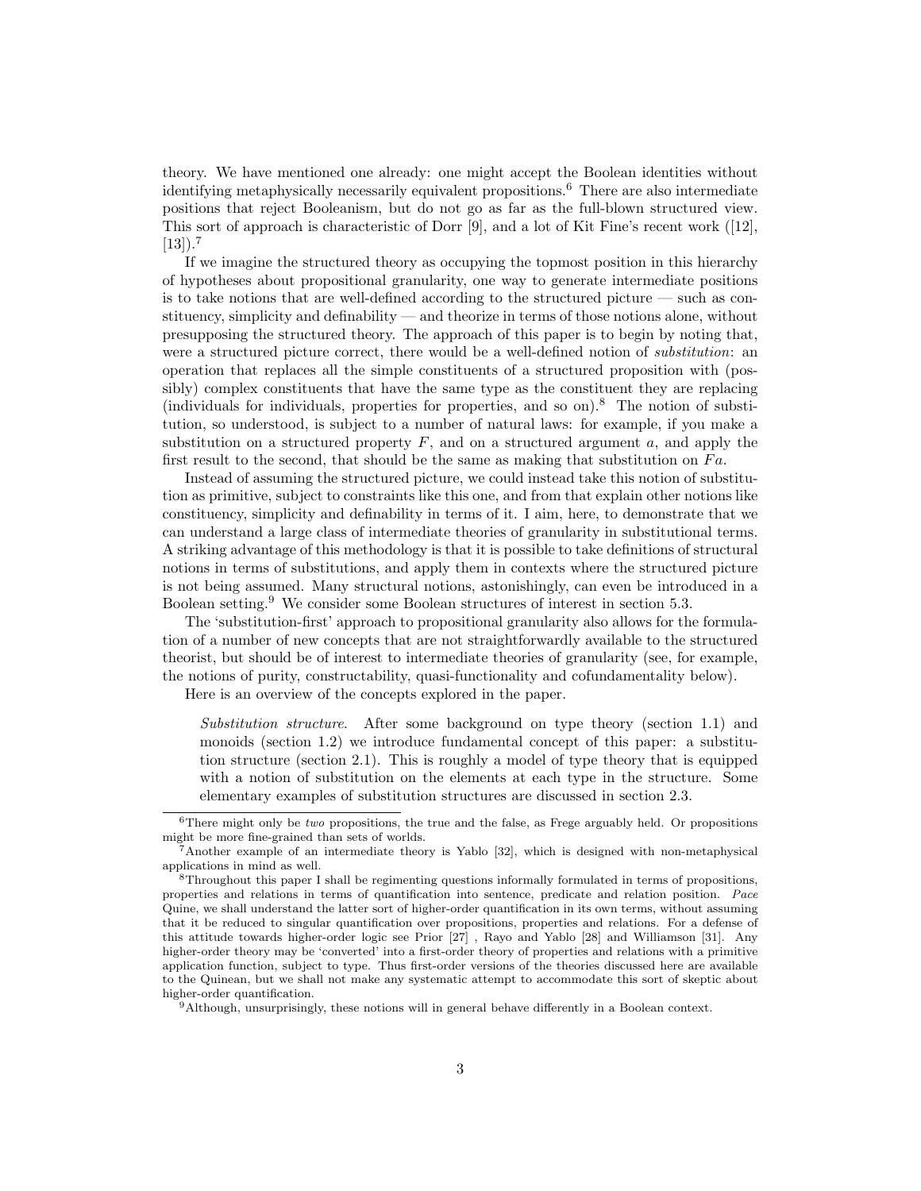theory. We have mentioned one already: one might accept the Boolean identities without identifying metaphysically necessarily equivalent propositions.[6] There are also intermediate positions that reject Booleanism, but do not go as far as the full-blown structured view. This sort of approach is characteristic of Dorr [9], and a lot of Kit Fine's recent work ([12], [13]).[7]

If we imagine the structured theory as occupying the topmost position in this hierarchy of hypotheses about propositional granularity, one way to generate intermediate positions is to take notions that are well-defined according to the structured picture — such as constituency, simplicity and definability — and theorize in terms of those notions alone, without presupposing the structured theory. The approach of this paper is to begin by noting that, were a structured picture correct, there would be a well-defined notion of *substitution*: an operation that replaces all the simple constituents of a structured proposition with (possibly) complex constituents that have the same type as the constituent they are replacing (individuals for individuals, properties for properties, and so on).[8] The notion of substitution, so understood, is subject to a number of natural laws: for example, if you make a substitution on a structured property $F$, and on a structured argument $a$, and apply the first result to the second, that should be the same as making that substitution on $Fa$.

Instead of assuming the structured picture, we could instead take this notion of substitution as primitive, subject to constraints like this one, and from that explain other notions like constituency, simplicity and definability in terms of it. I aim, here, to demonstrate that we can understand a large class of intermediate theories of granularity in substitutional terms. A striking advantage of this methodology is that it is possible to take definitions of structural notions in terms of substitutions, and apply them in contexts where the structured picture is not being assumed. Many structural notions, astonishingly, can even be introduced in a Boolean setting.[9] We consider some Boolean structures of interest in section 5.3.

The 'substitution-first' approach to propositional granularity also allows for the formulation of a number of new concepts that are not straightforwardly available to the structured theorist, but should be of interest to intermediate theories of granularity (see, for example, the notions of purity, constructability, quasi-functionality and cofundamentality below).

Here is an overview of the concepts explored in the paper.

> *Substitution structure*. After some background on type theory (section 1.1) and monoids (section 1.2) we introduce fundamental concept of this paper: a substitution structure (section 2.1). This is roughly a model of type theory that is equipped with a notion of substitution on the elements at each type in the structure. Some elementary examples of substitution structures are discussed in section 2.3.

---

[6] There might only be *two* propositions, the true and the false, as Frege arguably held. Or propositions might be more fine-grained than sets of worlds.

[7] Another example of an intermediate theory is Yablo [32], which is designed with non-metaphysical applications in mind as well.

[8] Throughout this paper I shall be regimenting questions informally formulated in terms of propositions, properties and relations in terms of quantification into sentence, predicate and relation position. *Pace* Quine, we shall understand the latter sort of higher-order quantification in its own terms, without assuming that it be reduced to singular quantification over propositions, properties and relations. For a defense of this attitude towards higher-order logic see Prior [27] , Rayo and Yablo [28] and Williamson [31]. Any higher-order theory may be 'converted' into a first-order theory of properties and relations with a primitive application function, subject to type. Thus first-order versions of the theories discussed here are available to the Quinean, but we shall not make any systematic attempt to accommodate this sort of skeptic about higher-order quantification.

[9] Although, unsurprisingly, these notions will in general behave differently in a Boolean context.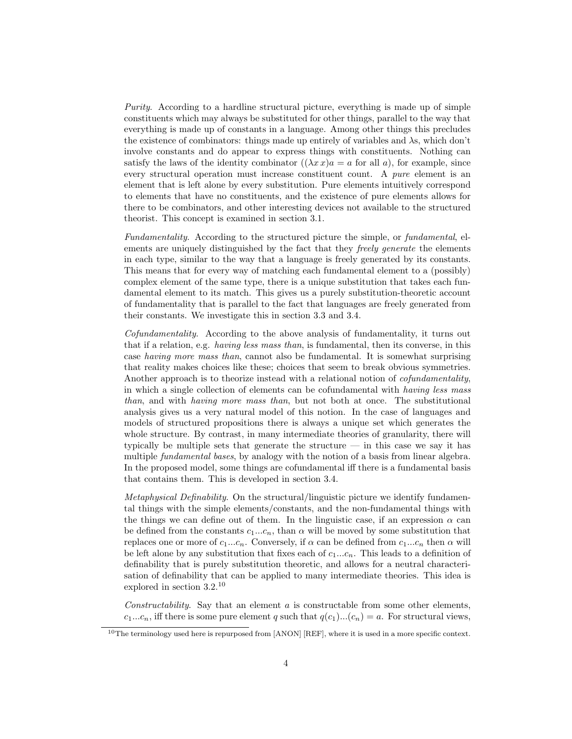*Purity*. According to a hardline structural picture, everything is made up of simple constituents which may always be substituted for other things, parallel to the way that everything is made up of constants in a language. Among other things this precludes the existence of combinators: things made up entirely of variables and $\lambda$s, which don't involve constants and do appear to express things with constituents. Nothing can satisfy the laws of the identity combinator ($(\lambda x\, x)a = a$ for all $a$), for example, since every structural operation must increase constituent count. A *pure* element is an element that is left alone by every substitution. Pure elements intuitively correspond to elements that have no constituents, and the existence of pure elements allows for there to be combinators, and other interesting devices not available to the structured theorist. This concept is examined in section 3.1.

*Fundamentality*. According to the structured picture the simple, or *fundamental*, elements are uniquely distinguished by the fact that they *freely generate* the elements in each type, similar to the way that a language is freely generated by its constants. This means that for every way of matching each fundamental element to a (possibly) complex element of the same type, there is a unique substitution that takes each fundamental element to its match. This gives us a purely substitution-theoretic account of fundamentality that is parallel to the fact that languages are freely generated from their constants. We investigate this in section 3.3 and 3.4.

*Cofundamentality*. According to the above analysis of fundamentality, it turns out that if a relation, e.g. *having less mass than*, is fundamental, then its converse, in this case *having more mass than*, cannot also be fundamental. It is somewhat surprising that reality makes choices like these; choices that seem to break obvious symmetries. Another approach is to theorize instead with a relational notion of *cofundamentality*, in which a single collection of elements can be cofundamental with *having less mass than*, and with *having more mass than*, but not both at once. The substitutional analysis gives us a very natural model of this notion. In the case of languages and models of structured propositions there is always a unique set which generates the whole structure. By contrast, in many intermediate theories of granularity, there will typically be multiple sets that generate the structure — in this case we say it has multiple *fundamental bases*, by analogy with the notion of a basis from linear algebra. In the proposed model, some things are cofundamental iff there is a fundamental basis that contains them. This is developed in section 3.4.

*Metaphysical Definability*. On the structural/linguistic picture we identify fundamental things with the simple elements/constants, and the non-fundamental things with the things we can define out of them. In the linguistic case, if an expression $\alpha$ can be defined from the constants $c_1 ... c_n$, than $\alpha$ will be moved by some substitution that replaces one or more of $c_1 ... c_n$. Conversely, if $\alpha$ can be defined from $c_1 ... c_n$ then $\alpha$ will be left alone by any substitution that fixes each of $c_1 ... c_n$. This leads to a definition of definability that is purely substitution theoretic, and allows for a neutral characterisation of definability that can be applied to many intermediate theories. This idea is explored in section 3.2.[10]

*Constructability*. Say that an element $a$ is constructable from some other elements, $c_1 ... c_n$, iff there is some pure element $q$ such that $q(c_1)...(c_n) = a$. For structural views,

[10] The terminology used here is repurposed from [ANON] [REF], where it is used in a more specific context.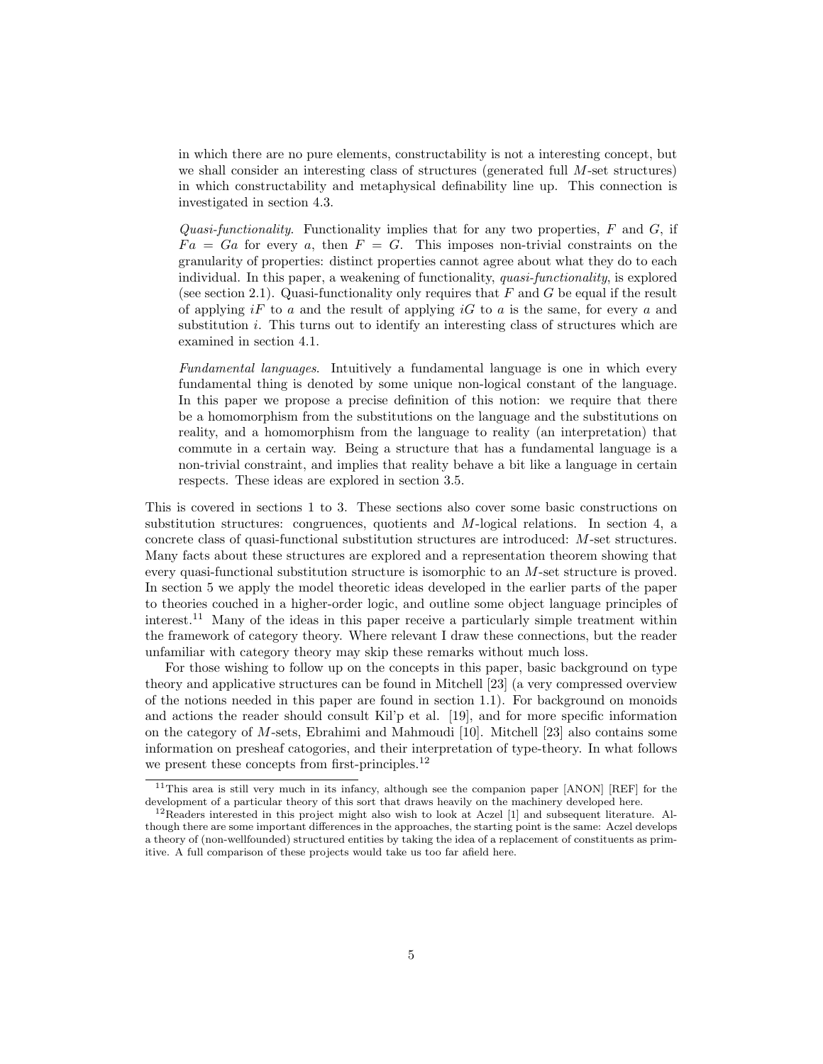in which there are no pure elements, constructability is not a interesting concept, but we shall consider an interesting class of structures (generated full $M$-set structures) in which constructability and metaphysical definability line up. This connection is investigated in section 4.3.

*Quasi-functionality*. Functionality implies that for any two properties, $F$ and $G$, if $Fa = Ga$ for every $a$, then $F = G$. This imposes non-trivial constraints on the granularity of properties: distinct properties cannot agree about what they do to each individual. In this paper, a weakening of functionality, *quasi-functionality*, is explored (see section 2.1). Quasi-functionality only requires that $F$ and $G$ be equal if the result of applying $iF$ to $a$ and the result of applying $iG$ to $a$ is the same, for every $a$ and substitution $i$. This turns out to identify an interesting class of structures which are examined in section 4.1.

*Fundamental languages*. Intuitively a fundamental language is one in which every fundamental thing is denoted by some unique non-logical constant of the language. In this paper we propose a precise definition of this notion: we require that there be a homomorphism from the substitutions on the language and the substitutions on reality, and a homomorphism from the language to reality (an interpretation) that commute in a certain way. Being a structure that has a fundamental language is a non-trivial constraint, and implies that reality behave a bit like a language in certain respects. These ideas are explored in section 3.5.

This is covered in sections 1 to 3. These sections also cover some basic constructions on substitution structures: congruences, quotients and $M$-logical relations. In section 4, a concrete class of quasi-functional substitution structures are introduced: $M$-set structures. Many facts about these structures are explored and a representation theorem showing that every quasi-functional substitution structure is isomorphic to an $M$-set structure is proved. In section 5 we apply the model theoretic ideas developed in the earlier parts of the paper to theories couched in a higher-order logic, and outline some object language principles of interest.[11] Many of the ideas in this paper receive a particularly simple treatment within the framework of category theory. Where relevant I draw these connections, but the reader unfamiliar with category theory may skip these remarks without much loss.

For those wishing to follow up on the concepts in this paper, basic background on type theory and applicative structures can be found in Mitchell [23] (a very compressed overview of the notions needed in this paper are found in section 1.1). For background on monoids and actions the reader should consult Kil'p et al. [19], and for more specific information on the category of $M$-sets, Ebrahimi and Mahmoudi [10]. Mitchell [23] also contains some information on presheaf catogories, and their interpretation of type-theory. In what follows we present these concepts from first-principles.[12]

[11] This area is still very much in its infancy, although see the companion paper [ANON] [REF] for the development of a particular theory of this sort that draws heavily on the machinery developed here.

[12] Readers interested in this project might also wish to look at Aczel [1] and subsequent literature. Although there are some important differences in the approaches, the starting point is the same: Aczel develops a theory of (non-wellfounded) structured entities by taking the idea of a replacement of constituents as primitive. A full comparison of these projects would take us too far afield here.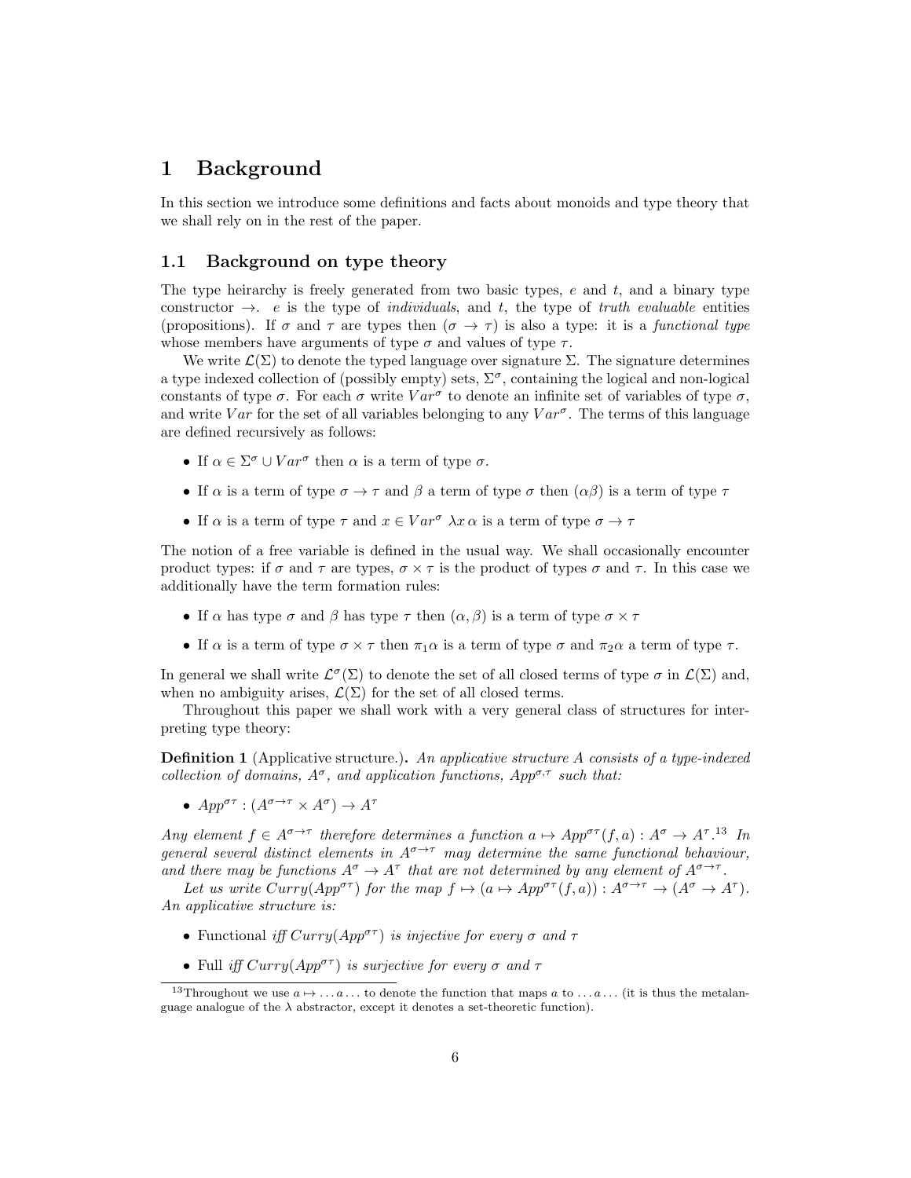# 1 Background

In this section we introduce some definitions and facts about monoids and type theory that we shall rely on in the rest of the paper.

## 1.1 Background on type theory

The type heirarchy is freely generated from two basic types, $e$ and $t$, and a binary type constructor $\rightarrow$. $e$ is the type of *individuals*, and $t$, the type of *truth evaluable* entities (propositions). If $\sigma$ and $\tau$ are types then $(\sigma \rightarrow \tau)$ is also a type: it is a *functional type* whose members have arguments of type $\sigma$ and values of type $\tau$.

We write $\mathcal{L}(\Sigma)$ to denote the typed language over signature $\Sigma$. The signature determines a type indexed collection of (possibly empty) sets, $\Sigma^\sigma$, containing the logical and non-logical constants of type $\sigma$. For each $\sigma$ write $Var^\sigma$ to denote an infinite set of variables of type $\sigma$, and write $Var$ for the set of all variables belonging to any $Var^\sigma$. The terms of this language are defined recursively as follows:

- If $\alpha \in \Sigma^\sigma \cup Var^\sigma$ then $\alpha$ is a term of type $\sigma$.
- If $\alpha$ is a term of type $\sigma \rightarrow \tau$ and $\beta$ a term of type $\sigma$ then $(\alpha\beta)$ is a term of type $\tau$
- If $\alpha$ is a term of type $\tau$ and $x \in Var^\sigma$ $\lambda x\, \alpha$ is a term of type $\sigma \rightarrow \tau$

The notion of a free variable is defined in the usual way. We shall occasionally encounter product types: if $\sigma$ and $\tau$ are types, $\sigma \times \tau$ is the product of types $\sigma$ and $\tau$. In this case we additionally have the term formation rules:

- If $\alpha$ has type $\sigma$ and $\beta$ has type $\tau$ then $(\alpha, \beta)$ is a term of type $\sigma \times \tau$
- If $\alpha$ is a term of type $\sigma \times \tau$ then $\pi_1\alpha$ is a term of type $\sigma$ and $\pi_2\alpha$ a term of type $\tau$.

In general we shall write $\mathcal{L}^\sigma(\Sigma)$ to denote the set of all closed terms of type $\sigma$ in $\mathcal{L}(\Sigma)$ and, when no ambiguity arises, $\mathcal{L}(\Sigma)$ for the set of all closed terms.

Throughout this paper we shall work with a very general class of structures for interpreting type theory:

**Definition 1** (Applicative structure.)**.** *An applicative structure $A$ consists of a type-indexed collection of domains, $A^\sigma$, and application functions, $App^{\sigma,\tau}$ such that:*

- $App^{\sigma\tau} : (A^{\sigma\rightarrow\tau} \times A^\sigma) \rightarrow A^\tau$

*Any element $f \in A^{\sigma\rightarrow\tau}$ therefore determines a function $a \mapsto App^{\sigma\tau}(f, a) : A^\sigma \rightarrow A^\tau$.*[13] *In general several distinct elements in $A^{\sigma\rightarrow\tau}$ may determine the same functional behaviour, and there may be functions $A^\sigma \rightarrow A^\tau$ that are not determined by any element of $A^{\sigma\rightarrow\tau}$.*

*Let us write $Curry(App^{\sigma\tau})$ for the map $f \mapsto (a \mapsto App^{\sigma\tau}(f, a)) : A^{\sigma\rightarrow\tau} \rightarrow (A^\sigma \rightarrow A^\tau)$. An applicative structure is:*

- Functional *iff $Curry(App^{\sigma\tau})$ is injective for every $\sigma$ and $\tau$*
- Full *iff $Curry(App^{\sigma\tau})$ is surjective for every $\sigma$ and $\tau$*

[13] Throughout we use $a \mapsto \ldots a \ldots$ to denote the function that maps $a$ to $\ldots a \ldots$ (it is thus the metalanguage analogue of the $\lambda$ abstractor, except it denotes a set-theoretic function).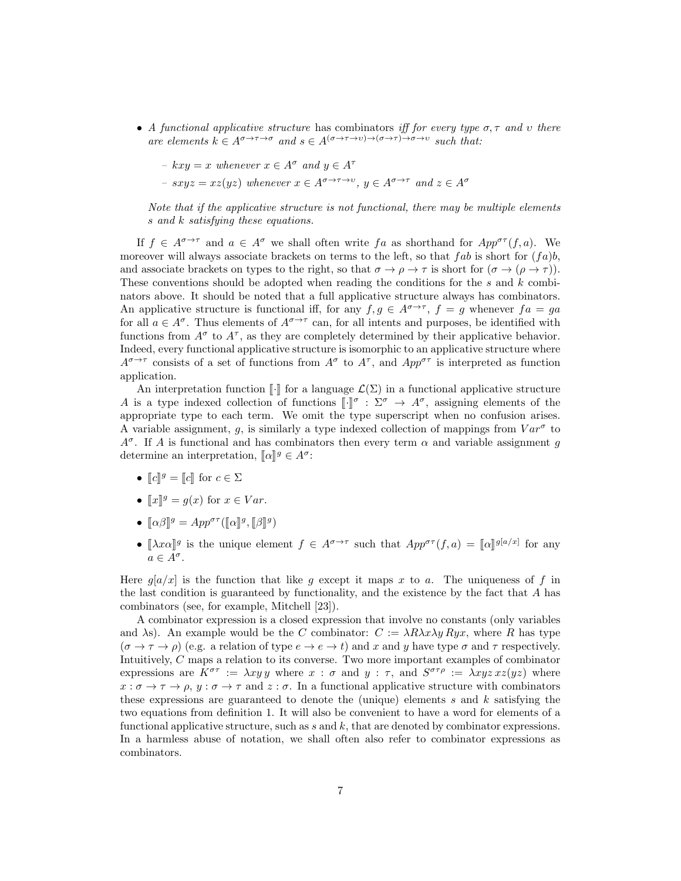- *A functional applicative structure* has combinators *iff for every type $\sigma, \tau$ and $\upsilon$ there are elements $k \in A^{\sigma\to\tau\to\sigma}$ and $s \in A^{(\sigma\to\tau\to\upsilon)\to(\sigma\to\tau)\to\sigma\to\upsilon}$ such that:*

  - *$kxy = x$ whenever $x \in A^\sigma$ and $y \in A^\tau$*
  - *$sxyz = xz(yz)$ whenever $x \in A^{\sigma\to\tau\to\upsilon}$, $y \in A^{\sigma\to\tau}$ and $z \in A^\sigma$*

  *Note that if the applicative structure is not functional, there may be multiple elements $s$ and $k$ satisfying these equations.*

If $f \in A^{\sigma\to\tau}$ and $a \in A^\sigma$ we shall often write $fa$ as shorthand for $App^{\sigma\tau}(f, a)$. We moreover will always associate brackets on terms to the left, so that $fab$ is short for $(fa)b$, and associate brackets on types to the right, so that $\sigma \to \rho \to \tau$ is short for $(\sigma \to (\rho \to \tau))$. These conventions should be adopted when reading the conditions for the $s$ and $k$ combinators above. It should be noted that a full applicative structure always has combinators. An applicative structure is functional iff, for any $f, g \in A^{\sigma\to\tau}$, $f = g$ whenever $fa = ga$ for all $a \in A^\sigma$. Thus elements of $A^{\sigma\to\tau}$ can, for all intents and purposes, be identified with functions from $A^\sigma$ to $A^\tau$, as they are completely determined by their applicative behavior. Indeed, every functional applicative structure is isomorphic to an applicative structure where $A^{\sigma\to\tau}$ consists of a set of functions from $A^\sigma$ to $A^\tau$, and $App^{\sigma\tau}$ is interpreted as function application.

An interpretation function $[\![\cdot]\!]$ for a language $\mathcal{L}(\Sigma)$ in a functional applicative structure $A$ is a type indexed collection of functions $[\![\cdot]\!]^\sigma : \Sigma^\sigma \to A^\sigma$, assigning elements of the appropriate type to each term. We omit the type superscript when no confusion arises. A variable assignment, $g$, is similarly a type indexed collection of mappings from $Var^\sigma$ to $A^\sigma$. If $A$ is functional and has combinators then every term $\alpha$ and variable assignment $g$ determine an interpretation, $[\![\alpha]\!]^g \in A^\sigma$:

- $[\![c]\!]^g = [\![c]\!]$ for $c \in \Sigma$
- $[\![x]\!]^g = g(x)$ for $x \in Var$.
- $[\![\alpha\beta]\!]^g = App^{\sigma\tau}([\![\alpha]\!]^g, [\![\beta]\!]^g)$
- $[\![\lambda x\alpha]\!]^g$ is the unique element $f \in A^{\sigma\to\tau}$ such that $App^{\sigma\tau}(f, a) = [\![\alpha]\!]^{g[a/x]}$ for any $a \in A^\sigma$.

Here $g[a/x]$ is the function that like $g$ except it maps $x$ to $a$. The uniqueness of $f$ in the last condition is guaranteed by functionality, and the existence by the fact that $A$ has combinators (see, for example, Mitchell [23]).

A combinator expression is a closed expression that involve no constants (only variables and λs). An example would be the $C$ combinator: $C := \lambda R\lambda x\lambda y\, Ryx$, where $R$ has type $(\sigma \to \tau \to \rho)$ (e.g. a relation of type $e \to e \to t$) and $x$ and $y$ have type $\sigma$ and $\tau$ respectively. Intuitively, $C$ maps a relation to its converse. Two more important examples of combinator expressions are $K^{\sigma\tau} := \lambda xy\, y$ where $x : \sigma$ and $y : \tau$, and $S^{\sigma\tau\rho} := \lambda xyz\, xz(yz)$ where $x : \sigma \to \tau \to \rho$, $y : \sigma \to \tau$ and $z : \sigma$. In a functional applicative structure with combinators these expressions are guaranteed to denote the (unique) elements $s$ and $k$ satisfying the two equations from definition 1. It will also be convenient to have a word for elements of a functional applicative structure, such as $s$ and $k$, that are denoted by combinator expressions. In a harmless abuse of notation, we shall often also refer to combinator expressions as combinators.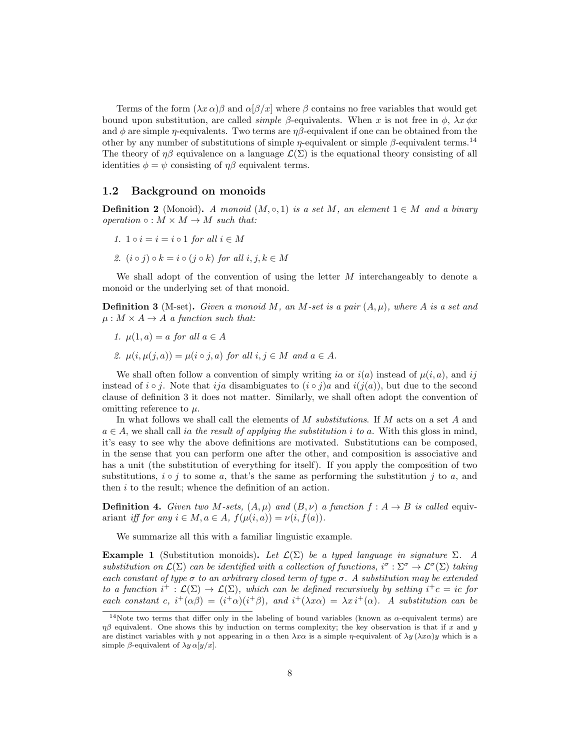Terms of the form $(\lambda x\, \alpha)\beta$ and $\alpha[\beta/x]$ where $\beta$ contains no free variables that would get bound upon substitution, are called *simple* $\beta$-equivalents. When $x$ is not free in $\phi$, $\lambda x\, \phi x$ and $\phi$ are simple $\eta$-equivalents. Two terms are $\eta\beta$-equivalent if one can be obtained from the other by any number of substitutions of simple $\eta$-equivalent or simple $\beta$-equivalent terms.[14] The theory of $\eta\beta$ equivalence on a language $\mathcal{L}(\Sigma)$ is the equational theory consisting of all identities $\phi = \psi$ consisting of $\eta\beta$ equivalent terms.

## 1.2 Background on monoids

**Definition 2** (Monoid)**.** *A monoid $(M, \circ, 1)$ is a set $M$, an element $1 \in M$ and a binary operation $\circ : M \times M \to M$ such that:*

1. *$1 \circ i = i = i \circ 1$ for all $i \in M$*
2. *$(i \circ j) \circ k = i \circ (j \circ k)$ for all $i, j, k \in M$*

We shall adopt of the convention of using the letter $M$ interchangeably to denote a monoid or the underlying set of that monoid.

**Definition 3** (M-set)**.** *Given a monoid $M$, an $M$-set is a pair $(A, \mu)$, where $A$ is a set and $\mu : M \times A \to A$ a function such that:*

1. *$\mu(1, a) = a$ for all $a \in A$*
2. *$\mu(i, \mu(j, a)) = \mu(i \circ j, a)$ for all $i, j \in M$ and $a \in A$.*

We shall often follow a convention of simply writing $ia$ or $i(a)$ instead of $\mu(i, a)$, and $ij$ instead of $i \circ j$. Note that $ija$ disambiguates to $(i \circ j)a$ and $i(j(a))$, but due to the second clause of definition 3 it does not matter. Similarly, we shall often adopt the convention of omitting reference to $\mu$.

In what follows we shall call the elements of $M$ *substitutions*. If $M$ acts on a set $A$ and $a \in A$, we shall call *$ia$ the result of applying the substitution $i$ to $a$*. With this gloss in mind, it's easy to see why the above definitions are motivated. Substitutions can be composed, in the sense that you can perform one after the other, and composition is associative and has a unit (the substitution of everything for itself). If you apply the composition of two substitutions, $i \circ j$ to some $a$, that's the same as performing the substitution $j$ to $a$, and then $i$ to the result; whence the definition of an action.

**Definition 4.** *Given two $M$-sets, $(A, \mu)$ and $(B, \nu)$ a function $f : A \to B$ is called* equivariant *iff for any $i \in M, a \in A$, $f(\mu(i, a)) = \nu(i, f(a))$.*

We summarize all this with a familiar linguistic example.

**Example 1** (Substitution monoids)**.** *Let $\mathcal{L}(\Sigma)$ be a typed language in signature $\Sigma$. A substitution on $\mathcal{L}(\Sigma)$ can be identified with a collection of functions, $i^\sigma : \Sigma^\sigma \to \mathcal{L}^\sigma(\Sigma)$ taking each constant of type $\sigma$ to an arbitrary closed term of type $\sigma$. A substitution may be extended to a function $i^+ : \mathcal{L}(\Sigma) \to \mathcal{L}(\Sigma)$, which can be defined recursively by setting $i^+c = ic$ for each constant $c$, $i^+(\alpha\beta) = (i^+\alpha)(i^+\beta)$, and $i^+(\lambda x\alpha) = \lambda x\, i^+(\alpha)$. A substitution can be*

[14] Note two terms that differ only in the labeling of bound variables (known as $\alpha$-equivalent terms) are $\eta\beta$ equivalent. One shows this by induction on terms complexity; the key observation is that if $x$ and $y$ are distinct variables with $y$ not appearing in $\alpha$ then $\lambda x\alpha$ is a simple $\eta$-equivalent of $\lambda y\, (\lambda x\alpha)y$ which is a simple $\beta$-equivalent of $\lambda y\, \alpha[y/x]$.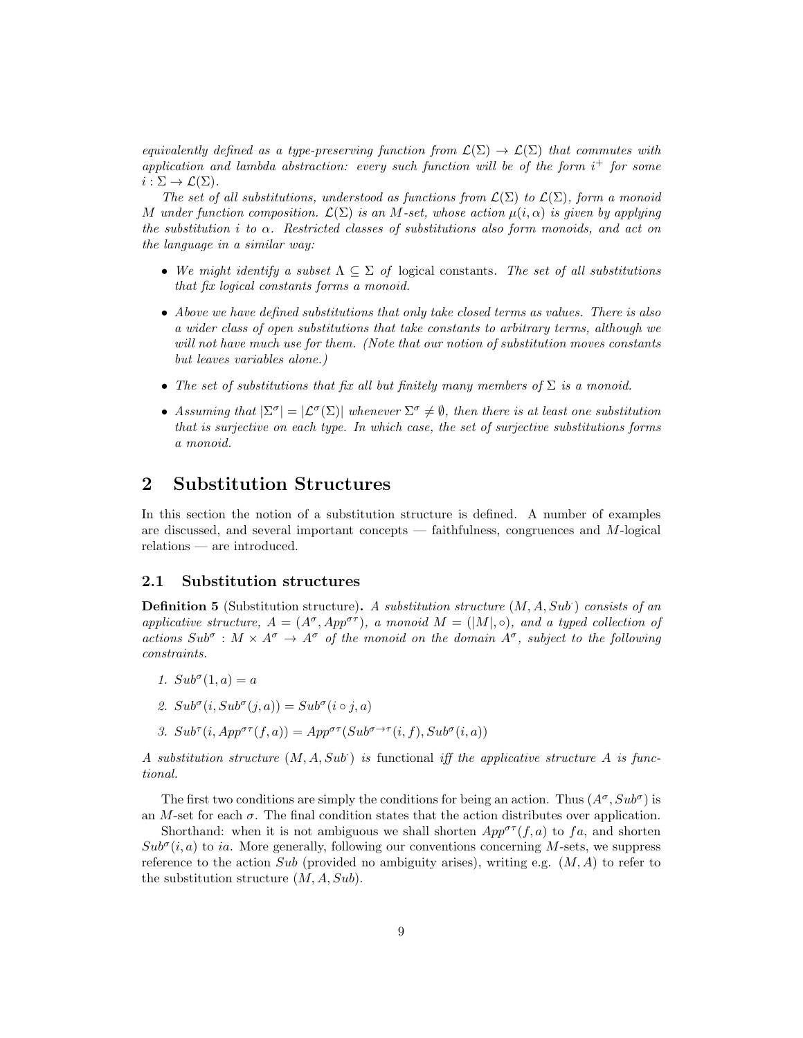*equivalently defined as a type-preserving function from $\mathcal{L}(\Sigma) \to \mathcal{L}(\Sigma)$ that commutes with application and lambda abstraction: every such function will be of the form $i^+$ for some $i : \Sigma \to \mathcal{L}(\Sigma)$.*

*The set of all substitutions, understood as functions from $\mathcal{L}(\Sigma)$ to $\mathcal{L}(\Sigma)$, form a monoid $M$ under function composition. $\mathcal{L}(\Sigma)$ is an $M$-set, whose action $\mu(i, \alpha)$ is given by applying the substitution $i$ to $\alpha$. Restricted classes of substitutions also form monoids, and act on the language in a similar way:*

- *We might identify a subset $\Lambda \subseteq \Sigma$ of* logical constants. *The set of all substitutions that fix logical constants forms a monoid.*
- *Above we have defined substitutions that only take closed terms as values. There is also a wider class of open substitutions that take constants to arbitrary terms, although we will not have much use for them. (Note that our notion of substitution moves constants but leaves variables alone.)*
- *The set of substitutions that fix all but finitely many members of $\Sigma$ is a monoid.*
- *Assuming that $|\Sigma^\sigma| = |\mathcal{L}^\sigma(\Sigma)|$ whenever $\Sigma^\sigma \neq \emptyset$, then there is at least one substitution that is surjective on each type. In which case, the set of surjective substitutions forms a monoid.*

# 2 Substitution Structures

In this section the notion of a substitution structure is defined. A number of examples are discussed, and several important concepts — faithfulness, congruences and $M$-logical relations — are introduced.

## 2.1 Substitution structures

**Definition 5** (Substitution structure)**.** *A substitution structure $(M, A, Sub^{\cdot})$ consists of an applicative structure, $A = (A^\sigma, App^{\sigma\tau})$, a monoid $M = (|M|, \circ)$, and a typed collection of actions $Sub^\sigma : M \times A^\sigma \to A^\sigma$ of the monoid on the domain $A^\sigma$, subject to the following constraints.*

1. $Sub^\sigma(1, a) = a$
2. $Sub^\sigma(i, Sub^\sigma(j, a)) = Sub^\sigma(i \circ j, a)$
3. $Sub^\tau(i, App^{\sigma\tau}(f, a)) = App^{\sigma\tau}(Sub^{\sigma\to\tau}(i, f), Sub^\sigma(i, a))$

*A substitution structure $(M, A, Sub^{\cdot})$ is* functional *iff the applicative structure $A$ is functional.*

The first two conditions are simply the conditions for being an action. Thus $(A^\sigma, Sub^\sigma)$ is an $M$-set for each $\sigma$. The final condition states that the action distributes over application.

Shorthand: when it is not ambiguous we shall shorten $App^{\sigma\tau}(f, a)$ to $fa$, and shorten $Sub^\sigma(i, a)$ to $ia$. More generally, following our conventions concerning $M$-sets, we suppress reference to the action $Sub$ (provided no ambiguity arises), writing e.g. $(M, A)$ to refer to the substitution structure $(M, A, Sub)$.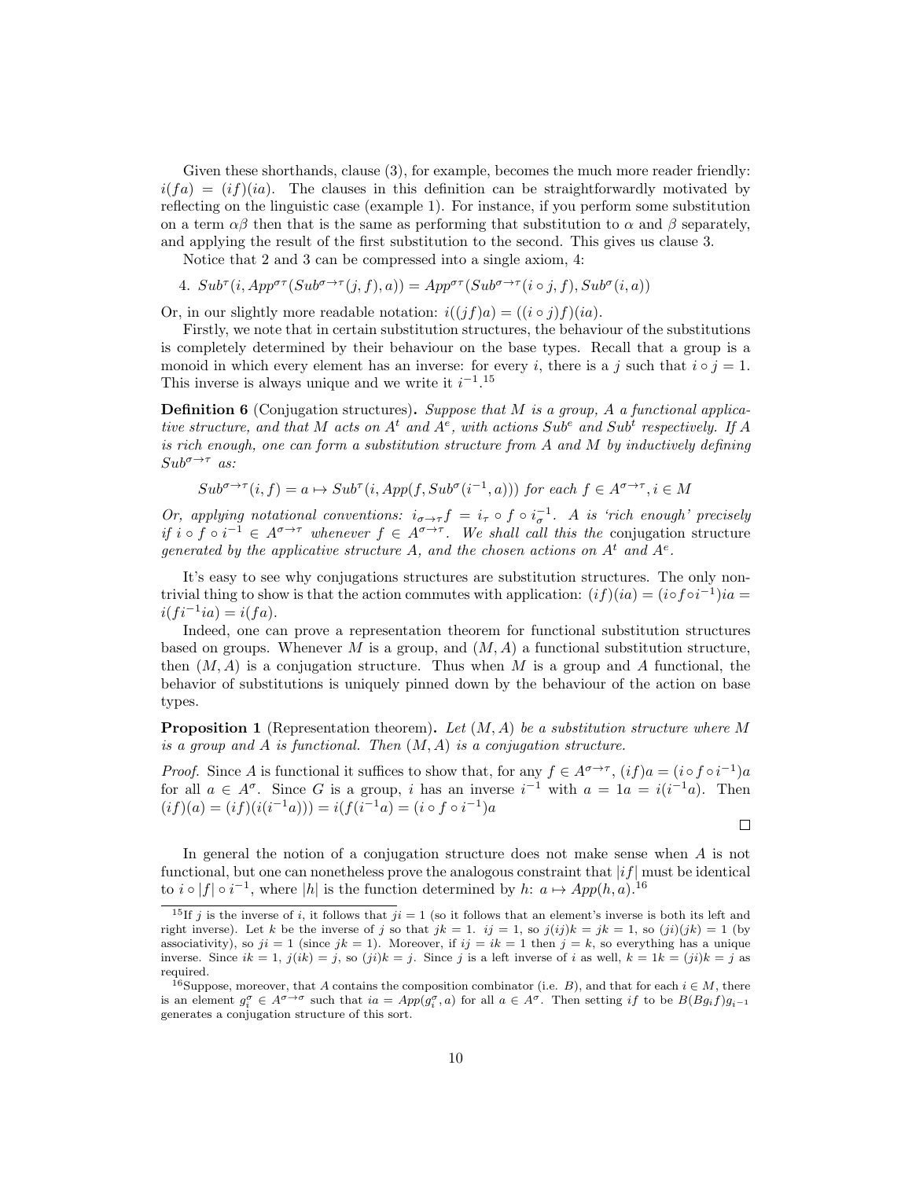Given these shorthands, clause (3), for example, becomes the much more reader friendly: $i(fa) = (if)(ia)$. The clauses in this definition can be straightforwardly motivated by reflecting on the linguistic case (example 1). For instance, if you perform some substitution on a term $\alpha\beta$ then that is the same as performing that substitution to $\alpha$ and $\beta$ separately, and applying the result of the first substitution to the second. This gives us clause 3.

Notice that 2 and 3 can be compressed into a single axiom, 4:

4. $Sub^{\tau}(i, App^{\sigma\tau}(Sub^{\sigma\to\tau}(j, f), a)) = App^{\sigma\tau}(Sub^{\sigma\to\tau}(i \circ j, f), Sub^{\sigma}(i, a))$

Or, in our slightly more readable notation: $i((jf)a) = ((i \circ j)f)(ia)$.

Firstly, we note that in certain substitution structures, the behaviour of the substitutions is completely determined by their behaviour on the base types. Recall that a group is a monoid in which every element has an inverse: for every $i$, there is a $j$ such that $i \circ j = 1$. This inverse is always unique and we write it $i^{-1}$.[15]

**Definition 6** (Conjugation structures). *Suppose that $M$ is a group, $A$ a functional applicative structure, and that $M$ acts on $A^t$ and $A^e$, with actions $Sub^e$ and $Sub^t$ respectively. If $A$ is rich enough, one can form a substitution structure from $A$ and $M$ by inductively defining $Sub^{\sigma\to\tau}$ as:*

$$Sub^{\sigma\to\tau}(i, f) = a \mapsto Sub^{\tau}(i, App(f, Sub^{\sigma}(i^{-1}, a))) \text{ for each } f \in A^{\sigma\to\tau}, i \in M$$

*Or, applying notational conventions: $i_{\sigma\to\tau}f = i_{\tau} \circ f \circ i_{\sigma}^{-1}$. $A$ is 'rich enough' precisely if $i \circ f \circ i^{-1} \in A^{\sigma\to\tau}$ whenever $f \in A^{\sigma\to\tau}$. We shall call this the* conjugation structure *generated by the applicative structure $A$, and the chosen actions on $A^t$ and $A^e$.*

It's easy to see why conjugations structures are substitution structures. The only non-trivial thing to show is that the action commutes with application: $(if)(ia) = (i \circ f \circ i^{-1})ia = i(fi^{-1}ia) = i(fa)$.

Indeed, one can prove a representation theorem for functional substitution structures based on groups. Whenever $M$ is a group, and $(M, A)$ a functional substitution structure, then $(M, A)$ is a conjugation structure. Thus when $M$ is a group and $A$ functional, the behavior of substitutions is uniquely pinned down by the behaviour of the action on base types.

**Proposition 1** (Representation theorem). *Let $(M, A)$ be a substitution structure where $M$ is a group and $A$ is functional. Then $(M, A)$ is a conjugation structure.*

*Proof.* Since $A$ is functional it suffices to show that, for any $f \in A^{\sigma\to\tau}$, $(if)a = (i \circ f \circ i^{-1})a$ for all $a \in A^{\sigma}$. Since $G$ is a group, $i$ has an inverse $i^{-1}$ with $a = 1a = i(i^{-1}a)$. Then $(if)(a) = (if)(i(i^{-1}a))) = i(f(i^{-1}a) = (i \circ f \circ i^{-1})a$

□

In general the notion of a conjugation structure does not make sense when $A$ is not functional, but one can nonetheless prove the analogous constraint that $|if|$ must be identical to $i \circ |f| \circ i^{-1}$, where $|h|$ is the function determined by $h$: $a \mapsto App(h, a)$.[16]

---

[15] If $j$ is the inverse of $i$, it follows that $ji = 1$ (so it follows that an element's inverse is both its left and right inverse). Let $k$ be the inverse of $j$ so that $jk = 1$. $ij = 1$, so $j(ij)k = jk = 1$, so $(ji)(jk) = 1$ (by associativity), so $ji = 1$ (since $jk = 1$). Moreover, if $ij = ik = 1$ then $j = k$, so everything has a unique inverse. Since $ik = 1$, $j(ik) = j$, so $(ji)k = j$. Since $j$ is a left inverse of $i$ as well, $k = 1k = (ji)k = j$ as required.

[16] Suppose, moreover, that $A$ contains the composition combinator (i.e. $B$), and that for each $i \in M$, there is an element $g_i^{\sigma} \in A^{\sigma\to\sigma}$ such that $ia = App(g_i^{\sigma}, a)$ for all $a \in A^{\sigma}$. Then setting $if$ to be $B(Bg_if)g_{i^{-1}}$ generates a conjugation structure of this sort.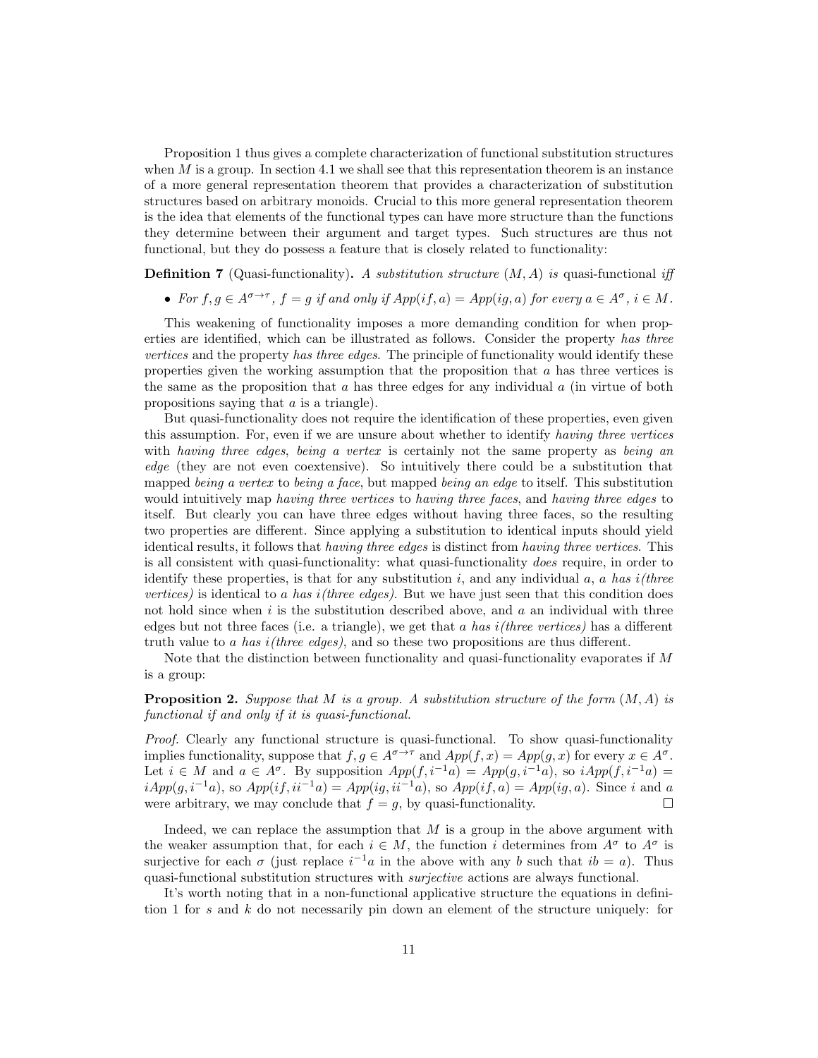Proposition 1 thus gives a complete characterization of functional substitution structures when $M$ is a group. In section 4.1 we shall see that this representation theorem is an instance of a more general representation theorem that provides a characterization of substitution structures based on arbitrary monoids. Crucial to this more general representation theorem is the idea that elements of the functional types can have more structure than the functions they determine between their argument and target types. Such structures are thus not functional, but they do possess a feature that is closely related to functionality:

**Definition 7** (Quasi-functionality)**.** *A substitution structure $(M, A)$ is* quasi-functional *iff*

- *For $f, g \in A^{\sigma\to\tau}$, $f = g$ if and only if $App(if, a) = App(ig, a)$ for every $a \in A^{\sigma}$, $i \in M$.*

This weakening of functionality imposes a more demanding condition for when properties are identified, which can be illustrated as follows. Consider the property *has three vertices* and the property *has three edges*. The principle of functionality would identify these properties given the working assumption that the proposition that $a$ has three vertices is the same as the proposition that $a$ has three edges for any individual $a$ (in virtue of both propositions saying that $a$ is a triangle).

But quasi-functionality does not require the identification of these properties, even given this assumption. For, even if we are unsure about whether to identify *having three vertices* with *having three edges*, *being a vertex* is certainly not the same property as *being an edge* (they are not even coextensive). So intuitively there could be a substitution that mapped *being a vertex* to *being a face*, but mapped *being an edge* to itself. This substitution would intuitively map *having three vertices* to *having three faces*, and *having three edges* to itself. But clearly you can have three edges without having three faces, so the resulting two properties are different. Since applying a substitution to identical inputs should yield identical results, it follows that *having three edges* is distinct from *having three vertices*. This is all consistent with quasi-functionality: what quasi-functionality *does* require, in order to identify these properties, is that for any substitution $i$, and any individual $a$, *a has i(three vertices)* is identical to *a has i(three edges)*. But we have just seen that this condition does not hold since when $i$ is the substitution described above, and $a$ an individual with three edges but not three faces (i.e. a triangle), we get that *a has i(three vertices)* has a different truth value to *a has i(three edges)*, and so these two propositions are thus different.

Note that the distinction between functionality and quasi-functionality evaporates if $M$ is a group:

**Proposition 2.** *Suppose that $M$ is a group. A substitution structure of the form $(M, A)$ is functional if and only if it is quasi-functional.*

*Proof.* Clearly any functional structure is quasi-functional. To show quasi-functionality implies functionality, suppose that $f, g \in A^{\sigma\to\tau}$ and $App(f, x) = App(g, x)$ for every $x \in A^{\sigma}$. Let $i \in M$ and $a \in A^{\sigma}$. By supposition $App(f, i^{-1}a) = App(g, i^{-1}a)$, so $iApp(f, i^{-1}a) = iApp(g, i^{-1}a)$, so $App(if, ii^{-1}a) = App(ig, ii^{-1}a)$, so $App(if, a) = App(ig, a)$. Since $i$ and $a$ were arbitrary, we may conclude that $f = g$, by quasi-functionality. □

Indeed, we can replace the assumption that $M$ is a group in the above argument with the weaker assumption that, for each $i \in M$, the function $i$ determines from $A^{\sigma}$ to $A^{\sigma}$ is surjective for each $\sigma$ (just replace $i^{-1}a$ in the above with any $b$ such that $ib = a$). Thus quasi-functional substitution structures with *surjective* actions are always functional.

It's worth noting that in a non-functional applicative structure the equations in definition 1 for $s$ and $k$ do not necessarily pin down an element of the structure uniquely: for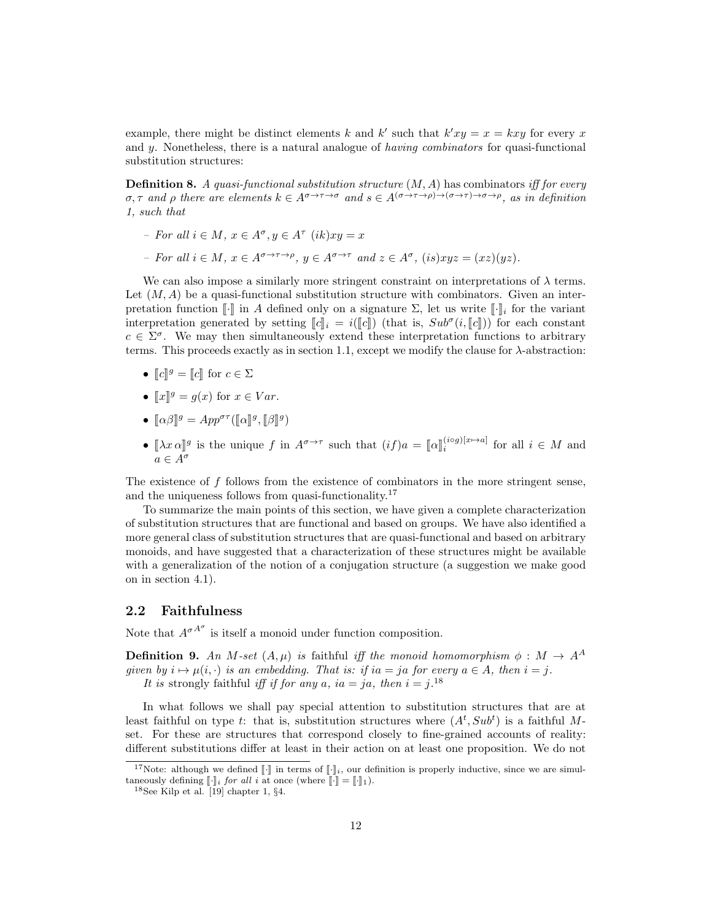example, there might be distinct elements $k$ and $k'$ such that $k'xy = x = kxy$ for every $x$ and $y$. Nonetheless, there is a natural analogue of *having combinators* for quasi-functional substitution structures:

**Definition 8.** *A quasi-functional substitution structure* $(M, A)$ *has* combinators *iff for every* $\sigma, \tau$ *and* $\rho$ *there are elements* $k \in A^{\sigma\to\tau\to\sigma}$ *and* $s \in A^{(\sigma\to\tau\to\rho)\to(\sigma\to\tau)\to\sigma\to\rho}$*, as in definition 1, such that*

- *For all* $i \in M$*,* $x \in A^\sigma, y \in A^\tau$ $(ik)xy = x$
- *For all* $i \in M$*,* $x \in A^{\sigma\to\tau\to\rho}$*,* $y \in A^{\sigma\to\tau}$ *and* $z \in A^\sigma$*,* $(is)xyz = (xz)(yz)$*.*

We can also impose a similarly more stringent constraint on interpretations of $\lambda$ terms. Let $(M, A)$ be a quasi-functional substitution structure with combinators. Given an interpretation function $[\![\cdot]\!]$ in $A$ defined only on a signature $\Sigma$, let us write $[\![\cdot]\!]_i$ for the variant interpretation generated by setting $[\![c]\!]_i = i([\![c]\!])$ (that is, $Sub^\sigma(i, [\![c]\!])$) for each constant $c \in \Sigma^\sigma$. We may then simultaneously extend these interpretation functions to arbitrary terms. This proceeds exactly as in section 1.1, except we modify the clause for $\lambda$-abstraction:

- $[\![c]\!]^g = [\![c]\!]$ for $c \in \Sigma$
- $[\![x]\!]^g = g(x)$ for $x \in Var$.
- $[\![\alpha\beta]\!]^g = App^{\sigma\tau}([\![\alpha]\!]^g, [\![\beta]\!]^g)$
- $[\![\lambda x\, \alpha]\!]^g$ is the unique $f$ in $A^{\sigma\to\tau}$ such that $(if)a = [\![\alpha]\!]_i^{(i\circ g)[x\mapsto a]}$ for all $i \in M$ and $a \in A^\sigma$

The existence of $f$ follows from the existence of combinators in the more stringent sense, and the uniqueness follows from quasi-functionality.[17]

To summarize the main points of this section, we have given a complete characterization of substitution structures that are functional and based on groups. We have also identified a more general class of substitution structures that are quasi-functional and based on arbitrary monoids, and have suggested that a characterization of these structures might be available with a generalization of the notion of a conjugation structure (a suggestion we make good on in section 4.1).

## 2.2 Faithfulness

Note that ${A^\sigma}^{A^\sigma}$ is itself a monoid under function composition.

**Definition 9.** *An* $M$*-set* $(A, \mu)$ *is* faithful *iff the monoid homomorphism* $\phi : M \to A^A$ *given by* $i \mapsto \mu(i, \cdot)$ *is an embedding. That is: if* $ia = ja$ *for every* $a \in A$*, then* $i = j$*.*

*It is* strongly faithful *iff if for any* $a$*,* $ia = ja$*, then* $i = j$*.*[18]

In what follows we shall pay special attention to substitution structures that are at least faithful on type $t$: that is, substitution structures where $(A^t, Sub^t)$ is a faithful $M$-set. For these are structures that correspond closely to fine-grained accounts of reality: different substitutions differ at least in their action on at least one proposition. We do not

[17] Note: although we defined $[\![\cdot]\!]$ in terms of $[\![\cdot]\!]_i$, our definition is properly inductive, since we are simultaneously defining $[\![\cdot]\!]_i$ *for all* $i$ at once (where $[\![\cdot]\!] = [\![\cdot]\!]_1$).

[18] See Kilp et al. [19] chapter 1, §4.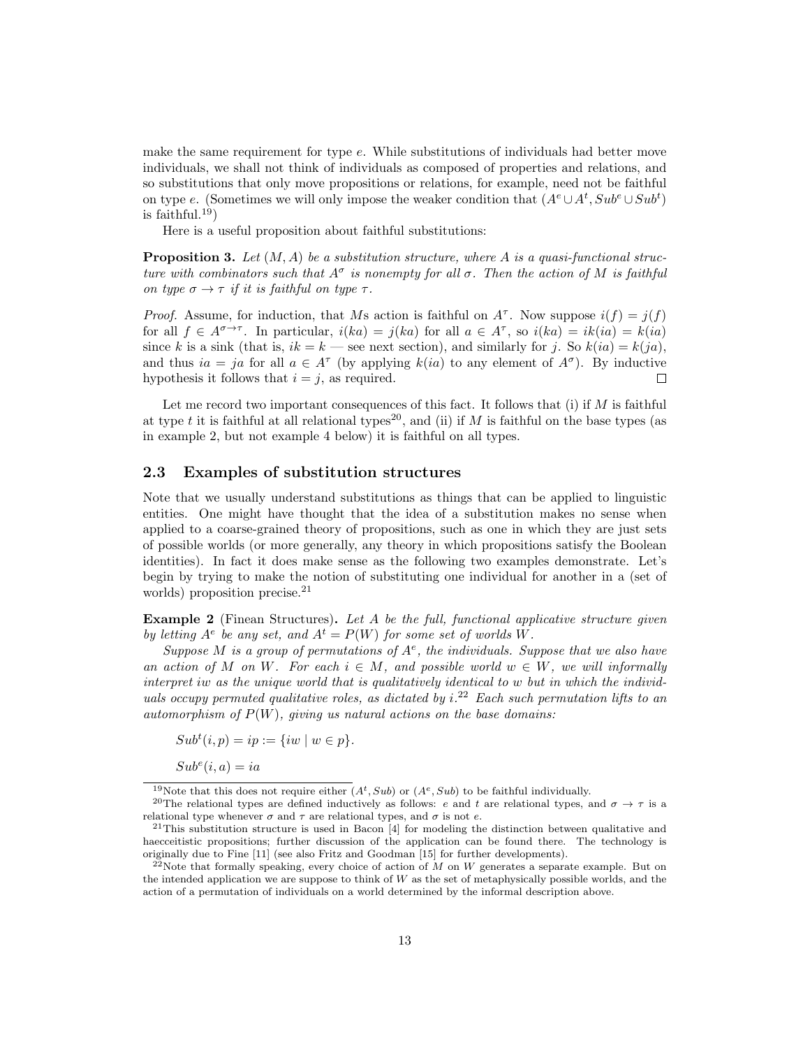make the same requirement for type $e$. While substitutions of individuals had better move individuals, we shall not think of individuals as composed of properties and relations, and so substitutions that only move propositions or relations, for example, need not be faithful on type $e$. (Sometimes we will only impose the weaker condition that $(A^e \cup A^t, Sub^e \cup Sub^t)$ is faithful.[19])

Here is a useful proposition about faithful substitutions:

**Proposition 3.** *Let $(M, A)$ be a substitution structure, where $A$ is a quasi-functional structure with combinators such that $A^\sigma$ is nonempty for all $\sigma$. Then the action of $M$ is faithful on type $\sigma \to \tau$ if it is faithful on type $\tau$.*

*Proof.* Assume, for induction, that $M$s action is faithful on $A^\tau$. Now suppose $i(f) = j(f)$ for all $f \in A^{\sigma\to\tau}$. In particular, $i(ka) = j(ka)$ for all $a \in A^\tau$, so $i(ka) = ik(ia) = k(ia)$ since $k$ is a sink (that is, $ik = k$ — see next section), and similarly for $j$. So $k(ia) = k(ja)$, and thus $ia = ja$ for all $a \in A^\tau$ (by applying $k(ia)$ to any element of $A^\sigma$). By inductive hypothesis it follows that $i = j$, as required. □

Let me record two important consequences of this fact. It follows that (i) if $M$ is faithful at type $t$ it is faithful at all relational types[20], and (ii) if $M$ is faithful on the base types (as in example 2, but not example 4 below) it is faithful on all types.

## 2.3 Examples of substitution structures

Note that we usually understand substitutions as things that can be applied to linguistic entities. One might have thought that the idea of a substitution makes no sense when applied to a coarse-grained theory of propositions, such as one in which they are just sets of possible worlds (or more generally, any theory in which propositions satisfy the Boolean identities). In fact it does make sense as the following two examples demonstrate. Let's begin by trying to make the notion of substituting one individual for another in a (set of worlds) proposition precise.[21]

**Example 2** (Finean Structures)**.** *Let $A$ be the full, functional applicative structure given by letting $A^e$ be any set, and $A^t = P(W)$ for some set of worlds $W$.*

*Suppose $M$ is a group of permutations of $A^e$, the individuals. Suppose that we also have an action of $M$ on $W$. For each $i \in M$, and possible world $w \in W$, we will informally interpret $iw$ as the unique world that is qualitatively identical to $w$ but in which the individuals occupy permuted qualitative roles, as dictated by $i$.[22] Each such permutation lifts to an automorphism of $P(W)$, giving us natural actions on the base domains:*

$Sub^t(i, p) = ip := \{iw \mid w \in p\}$.

$Sub^e(i, a) = ia$

---

[19] Note that this does not require either $(A^t, Sub)$ or $(A^e, Sub)$ to be faithful individually.

[20] The relational types are defined inductively as follows: $e$ and $t$ are relational types, and $\sigma \to \tau$ is a relational type whenever $\sigma$ and $\tau$ are relational types, and $\sigma$ is not $e$.

[21] This substitution structure is used in Bacon [4] for modeling the distinction between qualitative and haecceitistic propositions; further discussion of the application can be found there. The technology is originally due to Fine [11] (see also Fritz and Goodman [15] for further developments).

[22] Note that formally speaking, every choice of action of $M$ on $W$ generates a separate example. But on the intended application we are suppose to think of $W$ as the set of metaphysically possible worlds, and the action of a permutation of individuals on a world determined by the informal description above.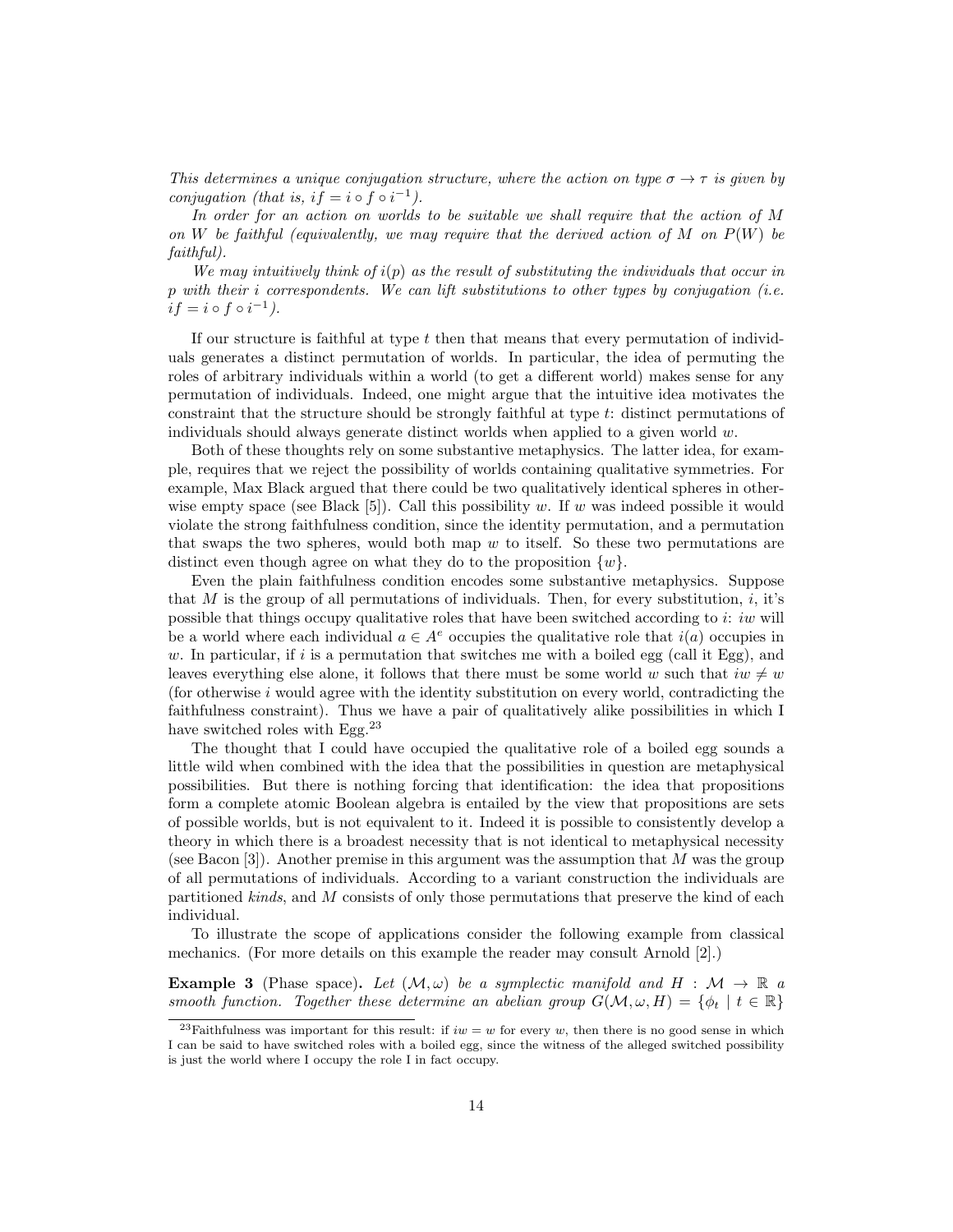*This determines a unique conjugation structure, where the action on type $\sigma \to \tau$ is given by conjugation (that is, $if = i \circ f \circ i^{-1}$).*

*In order for an action on worlds to be suitable we shall require that the action of $M$ on $W$ be faithful (equivalently, we may require that the derived action of $M$ on $P(W)$ be faithful).*

*We may intuitively think of $i(p)$ as the result of substituting the individuals that occur in $p$ with their $i$ correspondents. We can lift substitutions to other types by conjugation (i.e. $if = i \circ f \circ i^{-1}$).*

If our structure is faithful at type $t$ then that means that every permutation of individuals generates a distinct permutation of worlds. In particular, the idea of permuting the roles of arbitrary individuals within a world (to get a different world) makes sense for any permutation of individuals. Indeed, one might argue that the intuitive idea motivates the constraint that the structure should be strongly faithful at type $t$: distinct permutations of individuals should always generate distinct worlds when applied to a given world $w$.

Both of these thoughts rely on some substantive metaphysics. The latter idea, for example, requires that we reject the possibility of worlds containing qualitative symmetries. For example, Max Black argued that there could be two qualitatively identical spheres in otherwise empty space (see Black [5]). Call this possibility $w$. If $w$ was indeed possible it would violate the strong faithfulness condition, since the identity permutation, and a permutation that swaps the two spheres, would both map $w$ to itself. So these two permutations are distinct even though agree on what they do to the proposition $\{w\}$.

Even the plain faithfulness condition encodes some substantive metaphysics. Suppose that $M$ is the group of all permutations of individuals. Then, for every substitution, $i$, it's possible that things occupy qualitative roles that have been switched according to $i$: $iw$ will be a world where each individual $a \in A^e$ occupies the qualitative role that $i(a)$ occupies in $w$. In particular, if $i$ is a permutation that switches me with a boiled egg (call it Egg), and leaves everything else alone, it follows that there must be some world $w$ such that $iw \neq w$ (for otherwise $i$ would agree with the identity substitution on every world, contradicting the faithfulness constraint). Thus we have a pair of qualitatively alike possibilities in which I have switched roles with Egg.[23]

The thought that I could have occupied the qualitative role of a boiled egg sounds a little wild when combined with the idea that the possibilities in question are metaphysical possibilities. But there is nothing forcing that identification: the idea that propositions form a complete atomic Boolean algebra is entailed by the view that propositions are sets of possible worlds, but is not equivalent to it. Indeed it is possible to consistently develop a theory in which there is a broadest necessity that is not identical to metaphysical necessity (see Bacon [3]). Another premise in this argument was the assumption that $M$ was the group of all permutations of individuals. According to a variant construction the individuals are partitioned *kinds*, and $M$ consists of only those permutations that preserve the kind of each individual.

To illustrate the scope of applications consider the following example from classical mechanics. (For more details on this example the reader may consult Arnold [2].)

**Example 3** (Phase space)**.** *Let $(\mathcal{M}, \omega)$ be a symplectic manifold and $H : \mathcal{M} \to \mathbb{R}$ a smooth function. Together these determine an abelian group $G(\mathcal{M}, \omega, H) = \{\phi_t \mid t \in \mathbb{R}\}$*

[23] Faithfulness was important for this result: if $iw = w$ for every $w$, then there is no good sense in which I can be said to have switched roles with a boiled egg, since the witness of the alleged switched possibility is just the world where I occupy the role I in fact occupy.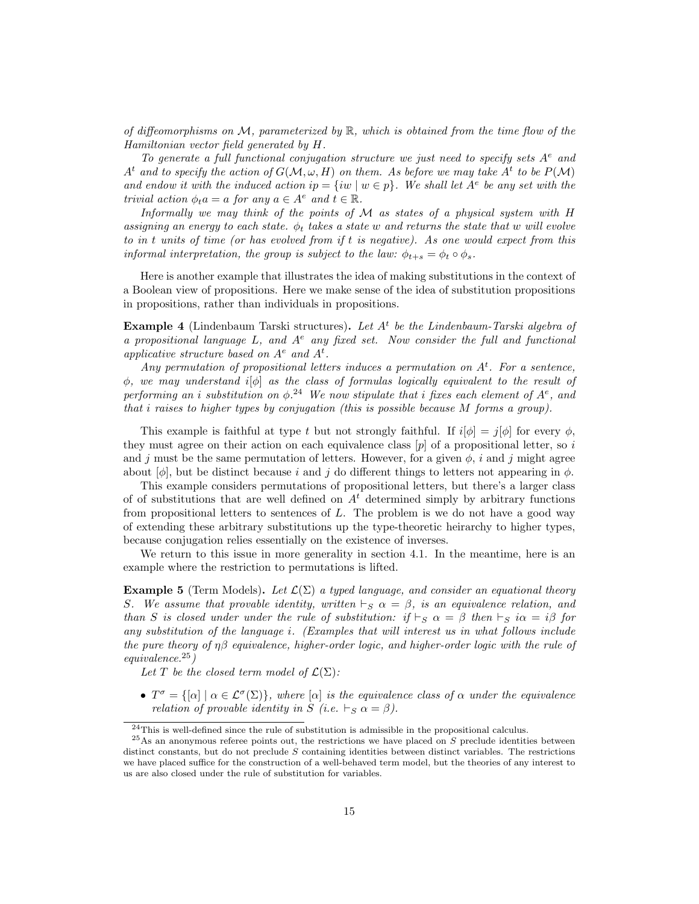*of diffeomorphisms on $\mathcal{M}$, parameterized by $\mathbb{R}$, which is obtained from the time flow of the Hamiltonian vector field generated by $H$.*

*To generate a full functional conjugation structure we just need to specify sets $A^e$ and $A^t$ and to specify the action of $G(\mathcal{M}, \omega, H)$ on them. As before we may take $A^t$ to be $P(\mathcal{M})$ and endow it with the induced action $ip = \{iw \mid w \in p\}$. We shall let $A^e$ be any set with the trivial action $\phi_t a = a$ for any $a \in A^e$ and $t \in \mathbb{R}$.*

*Informally we may think of the points of $\mathcal{M}$ as states of a physical system with $H$ assigning an energy to each state. $\phi_t$ takes a state $w$ and returns the state that $w$ will evolve to in $t$ units of time (or has evolved from if $t$ is negative). As one would expect from this informal interpretation, the group is subject to the law: $\phi_{t+s} = \phi_t \circ \phi_s$.*

Here is another example that illustrates the idea of making substitutions in the context of a Boolean view of propositions. Here we make sense of the idea of substitution propositions in propositions, rather than individuals in propositions.

**Example 4** (Lindenbaum Tarski structures)**.** *Let $A^t$ be the Lindenbaum-Tarski algebra of a propositional language $L$, and $A^e$ any fixed set. Now consider the full and functional applicative structure based on $A^e$ and $A^t$.*

*Any permutation of propositional letters induces a permutation on $A^t$. For a sentence, $\phi$, we may understand $i[\phi]$ as the class of formulas logically equivalent to the result of performing an $i$ substitution on $\phi$.*[24] *We now stipulate that $i$ fixes each element of $A^e$, and that $i$ raises to higher types by conjugation (this is possible because $M$ forms a group).*

This example is faithful at type $t$ but not strongly faithful. If $i[\phi] = j[\phi]$ for every $\phi$, they must agree on their action on each equivalence class $[p]$ of a propositional letter, so $i$ and $j$ must be the same permutation of letters. However, for a given $\phi$, $i$ and $j$ might agree about $[\phi]$, but be distinct because $i$ and $j$ do different things to letters not appearing in $\phi$.

This example considers permutations of propositional letters, but there's a larger class of of substitutions that are well defined on $A^t$ determined simply by arbitrary functions from propositional letters to sentences of $L$. The problem is we do not have a good way of extending these arbitrary substitutions up the type-theoretic heirarchy to higher types, because conjugation relies essentially on the existence of inverses.

We return to this issue in more generality in section 4.1. In the meantime, here is an example where the restriction to permutations is lifted.

**Example 5** (Term Models)**.** *Let $\mathcal{L}(\Sigma)$ a typed language, and consider an equational theory $S$. We assume that provable identity, written $\vdash_S \alpha = \beta$, is an equivalence relation, and than $S$ is closed under under the rule of substitution: if $\vdash_S \alpha = \beta$ then $\vdash_S i\alpha = i\beta$ for any substitution of the language $i$. (Examples that will interest us in what follows include the pure theory of $\eta\beta$ equivalence, higher-order logic, and higher-order logic with the rule of equivalence.*[25]*)*

*Let $T$ be the closed term model of $\mathcal{L}(\Sigma)$:*

- *$T^\sigma = \{[\alpha] \mid \alpha \in \mathcal{L}^\sigma(\Sigma)\}$, where $[\alpha]$ is the equivalence class of $\alpha$ under the equivalence relation of provable identity in $S$ (i.e. $\vdash_S \alpha = \beta$).*

---

[24] This is well-defined since the rule of substitution is admissible in the propositional calculus.

[25] As an anonymous referee points out, the restrictions we have placed on $S$ preclude identities between distinct constants, but do not preclude $S$ containing identities between distinct variables. The restrictions we have placed suffice for the construction of a well-behaved term model, but the theories of any interest to us are also closed under the rule of substitution for variables.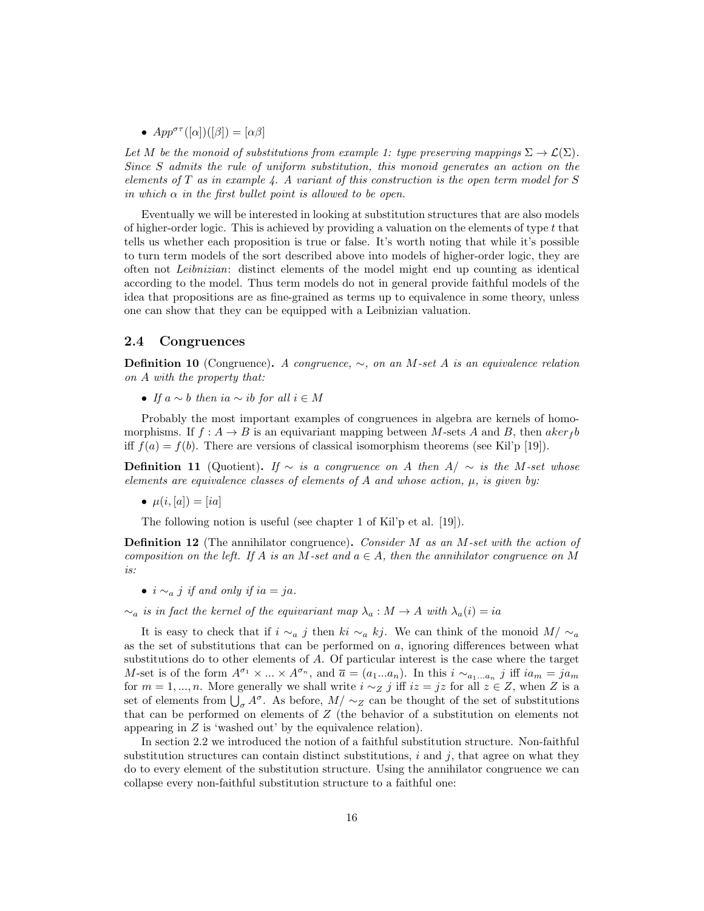- $App^{\sigma\tau}([\alpha])([\beta]) = [\alpha\beta]$

*Let $M$ be the monoid of substitutions from example 1: type preserving mappings $\Sigma \to \mathcal{L}(\Sigma)$. Since $S$ admits the rule of uniform substitution, this monoid generates an action on the elements of $T$ as in example 4. A variant of this construction is the open term model for $S$ in which $\alpha$ in the first bullet point is allowed to be open.*

Eventually we will be interested in looking at substitution structures that are also models of higher-order logic. This is achieved by providing a valuation on the elements of type $t$ that tells us whether each proposition is true or false. It's worth noting that while it's possible to turn term models of the sort described above into models of higher-order logic, they are often not *Leibnizian*: distinct elements of the model might end up counting as identical according to the model. Thus term models do not in general provide faithful models of the idea that propositions are as fine-grained as terms up to equivalence in some theory, unless one can show that they can be equipped with a Leibnizian valuation.

## 2.4 Congruences

**Definition 10** (Congruence)**.** *A congruence, $\sim$, on an $M$-set $A$ is an equivalence relation on $A$ with the property that:*

- *If $a \sim b$ then $ia \sim ib$ for all $i \in M$*

Probably the most important examples of congruences in algebra are kernels of homomorphisms. If $f : A \to B$ is an equivariant mapping between $M$-sets $A$ and $B$, then $a\,ker_f\,b$ iff $f(a) = f(b)$. There are versions of classical isomorphism theorems (see Kil'p [19]).

**Definition 11** (Quotient)**.** *If $\sim$ is a congruence on $A$ then $A/\sim$ is the $M$-set whose elements are equivalence classes of elements of $A$ and whose action, $\mu$, is given by:*

- *$\mu(i, [a]) = [ia]$*

The following notion is useful (see chapter 1 of Kil'p et al. [19]).

**Definition 12** (The annihilator congruence)**.** *Consider $M$ as an $M$-set with the action of composition on the left. If $A$ is an $M$-set and $a \in A$, then the annihilator congruence on $M$ is:*

- *$i \sim_a j$ if and only if $ia = ja$.*

*$\sim_a$ is in fact the kernel of the equivariant map $\lambda_a : M \to A$ with $\lambda_a(i) = ia$*

It is easy to check that if $i \sim_a j$ then $ki \sim_a kj$. We can think of the monoid $M/\sim_a$ as the set of substitutions that can be performed on $a$, ignoring differences between what substitutions do to other elements of $A$. Of particular interest is the case where the target $M$-set is of the form $A^{\sigma_1} \times ... \times A^{\sigma_n}$, and $\overline{a} = (a_1...a_n)$. In this $i \sim_{a_1...a_n} j$ iff $ia_m = ja_m$ for $m = 1, ..., n$. More generally we shall write $i \sim_Z j$ iff $iz = jz$ for all $z \in Z$, when $Z$ is a set of elements from $\bigcup_\sigma A^\sigma$. As before, $M/\sim_Z$ can be thought of the set of substitutions that can be performed on elements of $Z$ (the behavior of a substitution on elements not appearing in $Z$ is 'washed out' by the equivalence relation).

In section 2.2 we introduced the notion of a faithful substitution structure. Non-faithful substitution structures can contain distinct substitutions, $i$ and $j$, that agree on what they do to every element of the substitution structure. Using the annihilator congruence we can collapse every non-faithful substitution structure to a faithful one: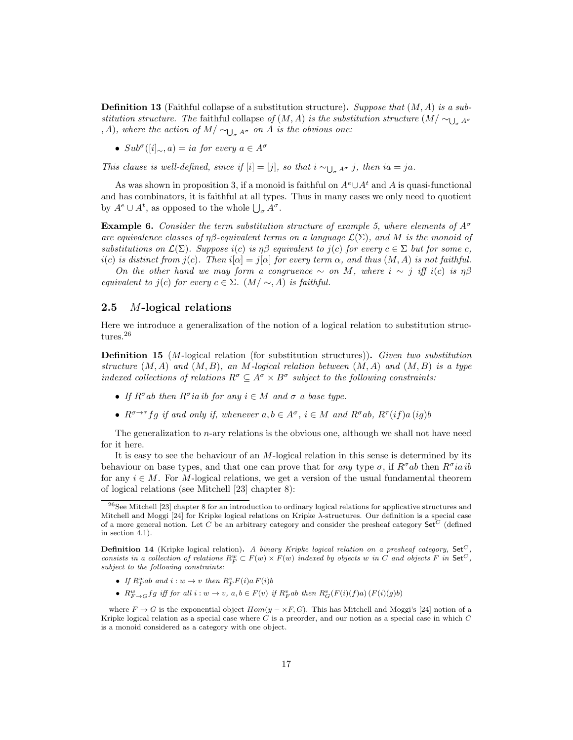**Definition 13** (Faithful collapse of a substitution structure)**.** *Suppose that $(M, A)$ is a substitution structure. The* faithful collapse *of $(M, A)$ is the substitution structure $(M/\sim_{\bigcup_\sigma A^\sigma}, A)$, where the action of $M/\sim_{\bigcup_\sigma A^\sigma}$ on $A$ is the obvious one:*

- $Sub^\sigma([i]_\sim, a) = ia$ *for every* $a \in A^\sigma$

*This clause is well-defined, since if $[i] = [j]$, so that $i \sim_{\bigcup_\sigma A^\sigma} j$, then $ia = ja$.*

As was shown in proposition 3, if a monoid is faithful on $A^e \cup A^t$ and $A$ is quasi-functional and has combinators, it is faithful at all types. Thus in many cases we only need to quotient by $A^e \cup A^t$, as opposed to the whole $\bigcup_\sigma A^\sigma$.

**Example 6.** *Consider the term substitution structure of example 5, where elements of $A^\sigma$ are equivalence classes of $\eta\beta$-equivalent terms on a language $\mathcal{L}(\Sigma)$, and $M$ is the monoid of substitutions on $\mathcal{L}(\Sigma)$. Suppose $i(c)$ is $\eta\beta$ equivalent to $j(c)$ for every $c \in \Sigma$ but for some $c$, $i(c)$ is distinct from $j(c)$. Then $i[\alpha] = j[\alpha]$ for every term $\alpha$, and thus $(M, A)$ is not faithful.*

*On the other hand we may form a congruence $\sim$ on $M$, where $i \sim j$ iff $i(c)$ is $\eta\beta$ equivalent to $j(c)$ for every $c \in \Sigma$. $(M/\sim, A)$ is faithful.*

## 2.5 $M$-logical relations

Here we introduce a generalization of the notion of a logical relation to substitution structures.[26]

**Definition 15** ($M$-logical relation (for substitution structures))**.** *Given two substitution structure $(M, A)$ and $(M, B)$, an $M$-logical relation between $(M, A)$ and $(M, B)$ is a type indexed collections of relations $R^\sigma \subseteq A^\sigma \times B^\sigma$ subject to the following constraints:*

- *If $R^\sigma ab$ then $R^\sigma ia\, ib$ for any $i \in M$ and $\sigma$ a base type.*
- *$R^{\sigma\to\tau} fg$ if and only if, whenever $a, b \in A^\sigma$, $i \in M$ and $R^\sigma ab$, $R^\tau (if)a\,(ig)b$*

The generalization to $n$-ary relations is the obvious one, although we shall not have need for it here.

It is easy to see the behaviour of an $M$-logical relation in this sense is determined by its behaviour on base types, and that one can prove that for *any* type $\sigma$, if $R^\sigma ab$ then $R^\sigma ia\, ib$ for any $i \in M$. For $M$-logical relations, we get a version of the usual fundamental theorem of logical relations (see Mitchell [23] chapter 8):

---

[26] See Mitchell [23] chapter 8 for an introduction to ordinary logical relations for applicative structures and Mitchell and Moggi [24] for Kripke logical relations on Kripke $\lambda$-structures. Our definition is a special case of a more general notion. Let $C$ be an arbitrary category and consider the presheaf category $\mathsf{Set}^C$ (defined in section 4.1).

**Definition 14** (Kripke logical relation)**.** *A binary Kripke logical relation on a presheaf category, $\mathsf{Set}^C$, consists in a collection of relations $R_F^w \subset F(w) \times F(w)$ indexed by objects $w$ in $C$ and objects $F$ in $\mathsf{Set}^C$, subject to the following constraints:*

- *If $R_F^w ab$ and $i : w \to v$ then $R_F^v F(i)a\, F(i)b$*
- *$R_{F\to G}^w fg$ iff for all $i : w \to v$, $a, b \in F(v)$ if $R_F^v ab$ then $R_G^v (F(i)(f)a)\,(F(i)(g)b)$*

where $F \to G$ is the exponential object $Hom(y - \times F, G)$. This has Mitchell and Moggi's [24] notion of a Kripke logical relation as a special case where $C$ is a preorder, and our notion as a special case in which $C$ is a monoid considered as a category with one object.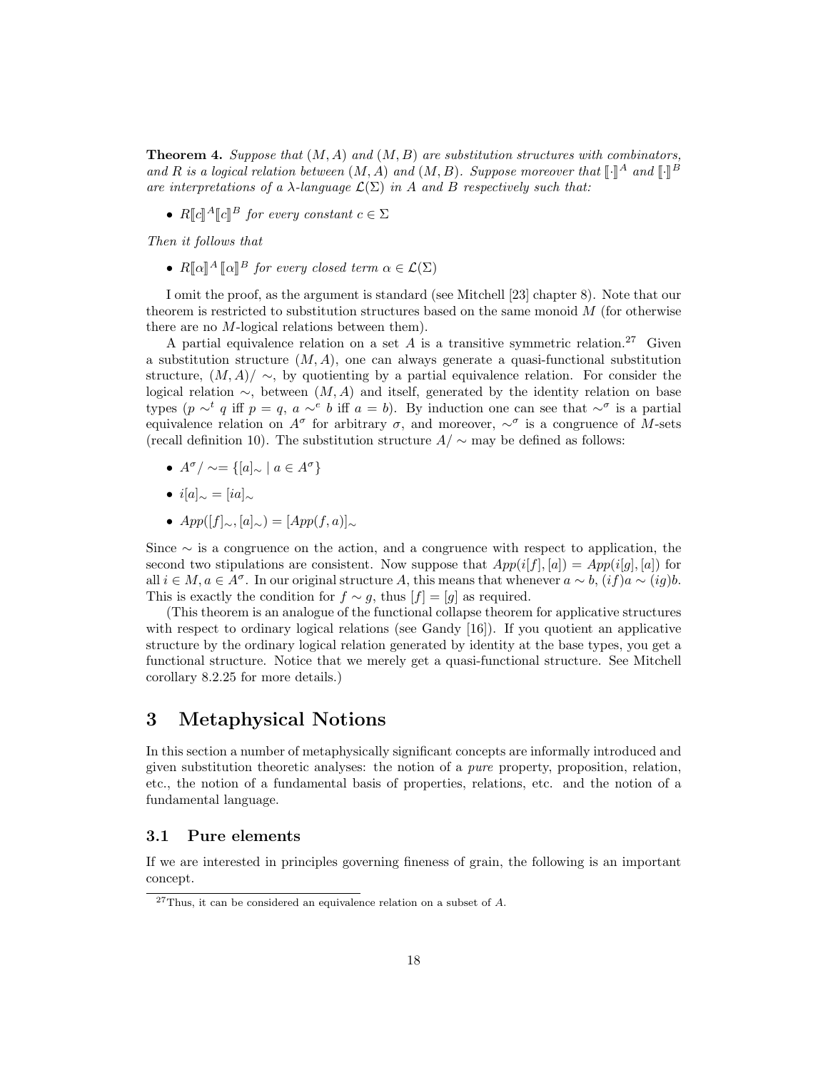**Theorem 4.** *Suppose that $(M, A)$ and $(M, B)$ are substitution structures with combinators, and $R$ is a logical relation between $(M, A)$ and $(M, B)$. Suppose moreover that $[\![\cdot]\!]^A$ and $[\![\cdot]\!]^B$ are interpretations of a $\lambda$-language $\mathcal{L}(\Sigma)$ in $A$ and $B$ respectively such that:*

- *$R[\![c]\!]^A[\![c]\!]^B$ for every constant $c \in \Sigma$*

*Then it follows that*

- *$R[\![\alpha]\!]^A[\![\alpha]\!]^B$ for every closed term $\alpha \in \mathcal{L}(\Sigma)$*

I omit the proof, as the argument is standard (see Mitchell [23] chapter 8). Note that our theorem is restricted to substitution structures based on the same monoid $M$ (for otherwise there are no $M$-logical relations between them).

A partial equivalence relation on a set $A$ is a transitive symmetric relation.[27] Given a substitution structure $(M, A)$, one can always generate a quasi-functional substitution structure, $(M, A)/\sim$, by quotienting by a partial equivalence relation. For consider the logical relation $\sim$, between $(M, A)$ and itself, generated by the identity relation on base types ($p \sim^t q$ iff $p = q$, $a \sim^e b$ iff $a = b$). By induction one can see that $\sim^\sigma$ is a partial equivalence relation on $A^\sigma$ for arbitrary $\sigma$, and moreover, $\sim^\sigma$ is a congruence of $M$-sets (recall definition 10). The substitution structure $A/\sim$ may be defined as follows:

- $A^\sigma/\sim = \{[a]_\sim \mid a \in A^\sigma\}$
- $i[a]_\sim = [ia]_\sim$
- $App([f]_\sim, [a]_\sim) = [App(f, a)]_\sim$

Since $\sim$ is a congruence on the action, and a congruence with respect to application, the second two stipulations are consistent. Now suppose that $App(i[f], [a]) = App(i[g], [a])$ for all $i \in M, a \in A^\sigma$. In our original structure $A$, this means that whenever $a \sim b$, $(if)a \sim (ig)b$. This is exactly the condition for $f \sim g$, thus $[f] = [g]$ as required.

(This theorem is an analogue of the functional collapse theorem for applicative structures with respect to ordinary logical relations (see Gandy [16]). If you quotient an applicative structure by the ordinary logical relation generated by identity at the base types, you get a functional structure. Notice that we merely get a quasi-functional structure. See Mitchell corollary 8.2.25 for more details.)

# 3 Metaphysical Notions

In this section a number of metaphysically significant concepts are informally introduced and given substitution theoretic analyses: the notion of a *pure* property, proposition, relation, etc., the notion of a fundamental basis of properties, relations, etc. and the notion of a fundamental language.

## 3.1 Pure elements

If we are interested in principles governing fineness of grain, the following is an important concept.

[27] Thus, it can be considered an equivalence relation on a subset of $A$.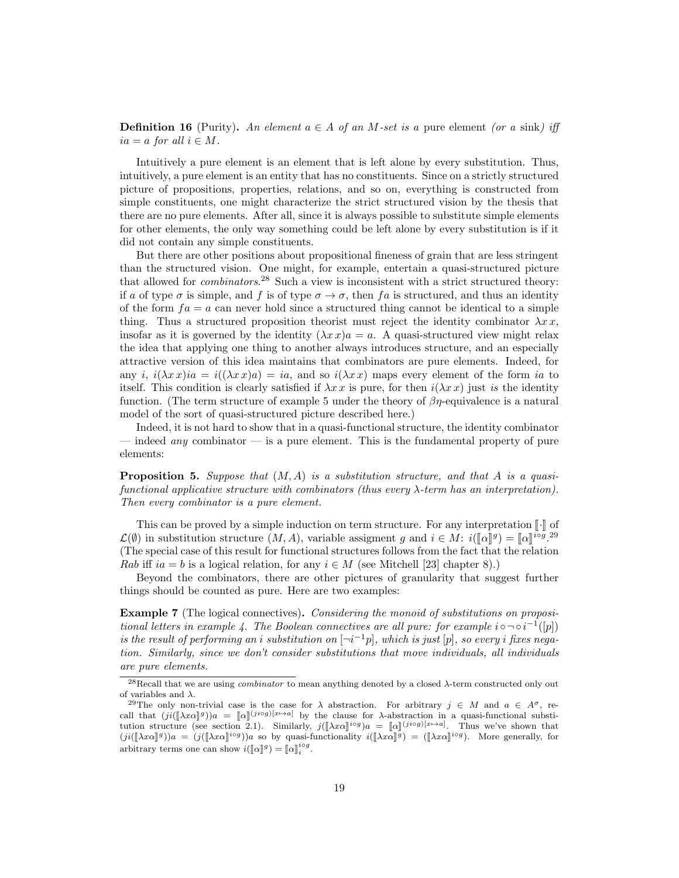**Definition 16** (Purity)**.** *An element $a \in A$ of an $M$-set is a* pure element *(or a* sink*) iff $ia = a$ for all $i \in M$.*

Intuitively a pure element is an element that is left alone by every substitution. Thus, intuitively, a pure element is an entity that has no constituents. Since on a strictly structured picture of propositions, properties, relations, and so on, everything is constructed from simple constituents, one might characterize the strict structured vision by the thesis that there are no pure elements. After all, since it is always possible to substitute simple elements for other elements, the only way something could be left alone by every substitution is if it did not contain any simple constituents.

But there are other positions about propositional fineness of grain that are less stringent than the structured vision. One might, for example, entertain a quasi-structured picture that allowed for *combinators*.[28] Such a view is inconsistent with a strict structured theory: if $a$ of type $\sigma$ is simple, and $f$ is of type $\sigma \to \sigma$, then $fa$ is structured, and thus an identity of the form $fa = a$ can never hold since a structured thing cannot be identical to a simple thing. Thus a structured proposition theorist must reject the identity combinator $\lambda x\, x$, insofar as it is governed by the identity $(\lambda x\, x)a = a$. A quasi-structured view might relax the idea that applying one thing to another always introduces structure, and an especially attractive version of this idea maintains that combinators are pure elements. Indeed, for any $i$, $i(\lambda x\, x)ia = i((\lambda x\, x)a) = ia$, and so $i(\lambda x\, x)$ maps every element of the form $ia$ to itself. This condition is clearly satisfied if $\lambda x\, x$ is pure, for then $i(\lambda x\, x)$ just *is* the identity function. (The term structure of example 5 under the theory of $\beta\eta$-equivalence is a natural model of the sort of quasi-structured picture described here.)

Indeed, it is not hard to show that in a quasi-functional structure, the identity combinator — indeed *any* combinator — is a pure element. This is the fundamental property of pure elements:

**Proposition 5.** *Suppose that $(M, A)$ is a substitution structure, and that $A$ is a quasi-functional applicative structure with combinators (thus every $\lambda$-term has an interpretation). Then every combinator is a pure element.*

This can be proved by a simple induction on term structure. For any interpretation $[\![\cdot]\!]$ of $\mathcal{L}(\emptyset)$ in substitution structure $(M, A)$, variable assigment $g$ and $i \in M$: $i([\![\alpha]\!]^g) = [\![\alpha]\!]^{i \circ g}$.[29] (The special case of this result for functional structures follows from the fact that the relation $Rab$ iff $ia = b$ is a logical relation, for any $i \in M$ (see Mitchell [23] chapter 8).)

Beyond the combinators, there are other pictures of granularity that suggest further things should be counted as pure. Here are two examples:

**Example 7** (The logical connectives)**.** *Considering the monoid of substitutions on propositional letters in example 4. The Boolean connectives are all pure: for example $i \circ \neg \circ i^{-1}([p])$ is the result of performing an $i$ substitution on $[\neg i^{-1} p]$, which is just $[p]$, so every $i$ fixes negation. Similarly, since we don't consider substitutions that move individuals, all individuals are pure elements.*

---

[28] Recall that we are using *combinator* to mean anything denoted by a closed $\lambda$-term constructed only out of variables and $\lambda$.

[29] The only non-trivial case is the case for $\lambda$ abstraction. For arbitrary $j \in M$ and $a \in A^\sigma$, recall that $(ji([\![\lambda x \alpha]\!]^g))a = [\![\alpha]\!]^{(j \circ i \circ g)[x \mapsto a]}$ by the clause for $\lambda$-abstraction in a quasi-functional substitution structure (see section 2.1). Similarly, $j([\![\lambda x \alpha]\!]^{i \circ g})a = [\![\alpha]\!]^{(j \circ i \circ g)[x \mapsto a]}$. Thus we've shown that $(ji([\![\lambda x \alpha]\!]^g))a = (j([\![\lambda x \alpha]\!]^{i \circ g}))a$ so by quasi-functionality $i([\![\lambda x \alpha]\!]^g) = ([\![\lambda x \alpha]\!]^{i \circ g})$. More generally, for arbitrary terms one can show $i([\![\alpha]\!]^g) = [\![\alpha]\!]_i^{i \circ g}$.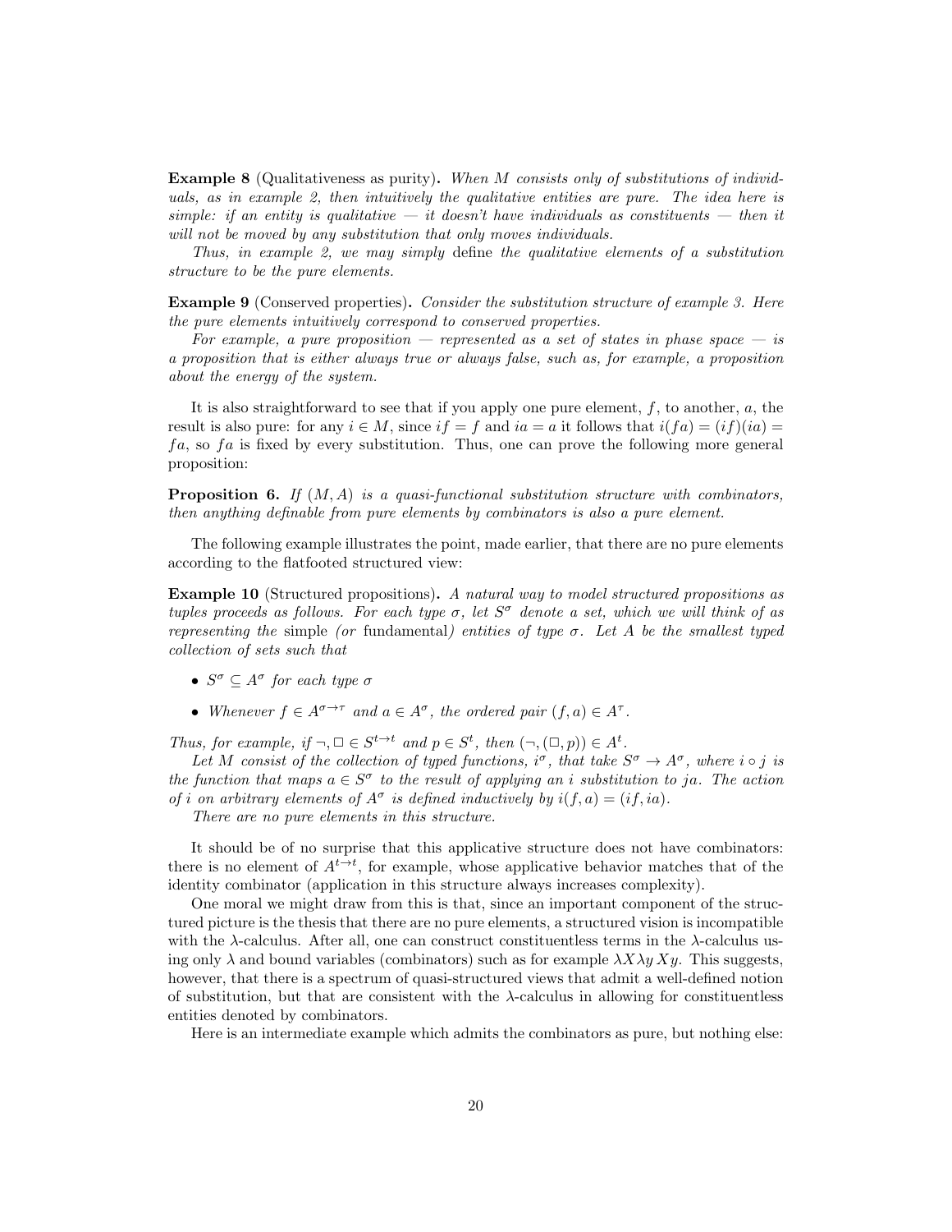**Example 8** (Qualitativeness as purity)**.** *When $M$ consists only of substitutions of individuals, as in example 2, then intuitively the qualitative entities are pure. The idea here is simple: if an entity is qualitative — it doesn't have individuals as constituents — then it will not be moved by any substitution that only moves individuals.*

*Thus, in example 2, we may simply* define *the qualitative elements of a substitution structure to be the pure elements.*

**Example 9** (Conserved properties)**.** *Consider the substitution structure of example 3. Here the pure elements intuitively correspond to conserved properties.*

*For example, a pure proposition — represented as a set of states in phase space — is a proposition that is either always true or always false, such as, for example, a proposition about the energy of the system.*

It is also straightforward to see that if you apply one pure element, $f$, to another, $a$, the result is also pure: for any $i \in M$, since $if = f$ and $ia = a$ it follows that $i(fa) = (if)(ia) = fa$, so $fa$ is fixed by every substitution. Thus, one can prove the following more general proposition:

**Proposition 6.** *If $(M, A)$ is a quasi-functional substitution structure with combinators, then anything definable from pure elements by combinators is also a pure element.*

The following example illustrates the point, made earlier, that there are no pure elements according to the flatfooted structured view:

**Example 10** (Structured propositions)**.** *A natural way to model structured propositions as tuples proceeds as follows. For each type $\sigma$, let $S^\sigma$ denote a set, which we will think of as representing the* simple *(or* fundamental*) entities of type $\sigma$. Let $A$ be the smallest typed collection of sets such that*

- *$S^\sigma \subseteq A^\sigma$ for each type $\sigma$*
- *Whenever $f \in A^{\sigma \to \tau}$ and $a \in A^\sigma$, the ordered pair $(f, a) \in A^\tau$.*

*Thus, for example, if $\neg, \Box \in S^{t \to t}$ and $p \in S^t$, then $(\neg, (\Box, p)) \in A^t$.*

*Let $M$ consist of the collection of typed functions, $i^\sigma$, that take $S^\sigma \to A^\sigma$, where $i \circ j$ is the function that maps $a \in S^\sigma$ to the result of applying an $i$ substitution to $ja$. The action of $i$ on arbitrary elements of $A^\sigma$ is defined inductively by $i(f, a) = (if, ia)$.*

*There are no pure elements in this structure.*

It should be of no surprise that this applicative structure does not have combinators: there is no element of $A^{t \to t}$, for example, whose applicative behavior matches that of the identity combinator (application in this structure always increases complexity).

One moral we might draw from this is that, since an important component of the structured picture is the thesis that there are no pure elements, a structured vision is incompatible with the $\lambda$-calculus. After all, one can construct constituentless terms in the $\lambda$-calculus using only $\lambda$ and bound variables (combinators) such as for example $\lambda X \lambda y\, Xy$. This suggests, however, that there is a spectrum of quasi-structured views that admit a well-defined notion of substitution, but that are consistent with the $\lambda$-calculus in allowing for constituentless entities denoted by combinators.

Here is an intermediate example which admits the combinators as pure, but nothing else: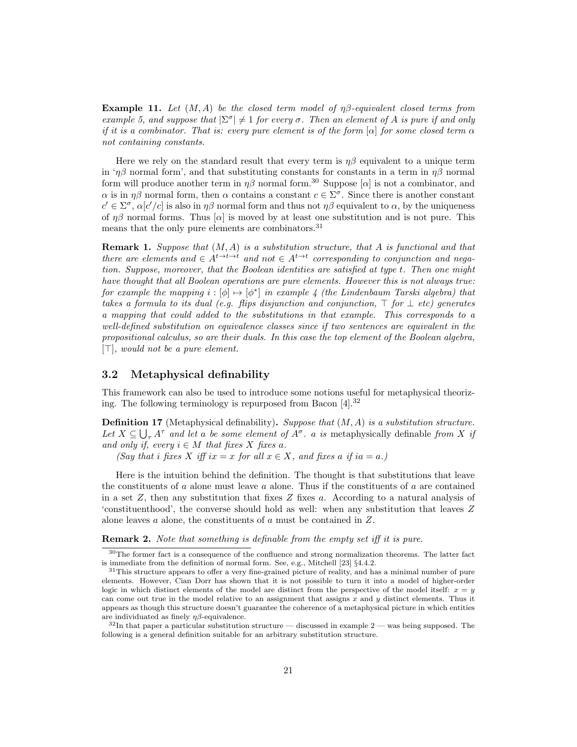**Example 11.** *Let $(M, A)$ be the closed term model of $\eta\beta$-equivalent closed terms from example 5, and suppose that $|\Sigma^\sigma| \neq 1$ for every $\sigma$. Then an element of $A$ is pure if and only if it is a combinator. That is: every pure element is of the form $[\alpha]$ for some closed term $\alpha$ not containing constants.*

Here we rely on the standard result that every term is $\eta\beta$ equivalent to a unique term in '$\eta\beta$ normal form', and that substituting constants for constants in a term in $\eta\beta$ normal form will produce another term in $\eta\beta$ normal form.[30] Suppose $[\alpha]$ is not a combinator, and $\alpha$ is in $\eta\beta$ normal form, then $\alpha$ contains a constant $c \in \Sigma^\sigma$. Since there is another constant $c' \in \Sigma^\sigma$, $\alpha[c'/c]$ is also in $\eta\beta$ normal form and thus not $\eta\beta$ equivalent to $\alpha$, by the uniqueness of $\eta\beta$ normal forms. Thus $[\alpha]$ is moved by at least one substitution and is not pure. This means that the only pure elements are combinators.[31]

**Remark 1.** *Suppose that $(M, A)$ is a substitution structure, that $A$ is functional and that there are elements and $\in A^{t\to t\to t}$ and not $\in A^{t\to t}$ corresponding to conjunction and negation. Suppose, moreover, that the Boolean identities are satisfied at type $t$. Then one might have thought that all Boolean operations are pure elements. However this is not always true: for example the mapping $i : [\phi] \mapsto [\phi^*]$ in example 4 (the Lindenbaum Tarski algebra) that takes a formula to its dual (e.g. flips disjunction and conjunction, $\top$ for $\bot$ etc) generates a mapping that could added to the substitutions in that example. This corresponds to a well-defined substitution on equivalence classes since if two sentences are equivalent in the propositional calculus, so are their duals. In this case the top element of the Boolean algebra, $[\top]$, would not be a pure element.*

## 3.2 Metaphysical definability

This framework can also be used to introduce some notions useful for metaphysical theorizing. The following terminology is repurposed from Bacon [4].[32]

**Definition 17** (Metaphysical definability)**.** *Suppose that $(M, A)$ is a substitution structure. Let $X \subseteq \bigcup_\tau A^\tau$ and let $a$ be some element of $A^\sigma$. $a$ is* metaphysically definable *from $X$ if and only if, every $i \in M$ that fixes $X$ fixes $a$.*

*(Say that $i$ fixes $X$ iff $ix = x$ for all $x \in X$, and fixes $a$ if $ia = a$.)*

Here is the intuition behind the definition. The thought is that substitutions that leave the constituents of $a$ alone must leave $a$ alone. Thus if the constituents of $a$ are contained in a set $Z$, then any substitution that fixes $Z$ fixes $a$. According to a natural analysis of 'constituenthood', the converse should hold as well: when any substitution that leaves $Z$ alone leaves $a$ alone, the constituents of $a$ must be contained in $Z$.

**Remark 2.** *Note that something is definable from the empty set iff it is pure.*

[30] The former fact is a consequence of the confluence and strong normalization theorems. The latter fact is immediate from the definition of normal form. See, e.g., Mitchell [23] §4.4.2.

[31] This structure appears to offer a very fine-grained picture of reality, and has a minimal number of pure elements. However, Cian Dorr has shown that it is not possible to turn it into a model of higher-order logic in which distinct elements of the model are distinct from the perspective of the model itself: $x = y$ can come out true in the model relative to an assignment that assigns $x$ and $y$ distinct elements. Thus it appears as though this structure doesn't guarantee the coherence of a metaphysical picture in which entities are individuated as finely $\eta\beta$-equivalence.

[32] In that paper a particular substitution structure — discussed in example 2 — was being supposed. The following is a general definition suitable for an arbitrary substitution structure.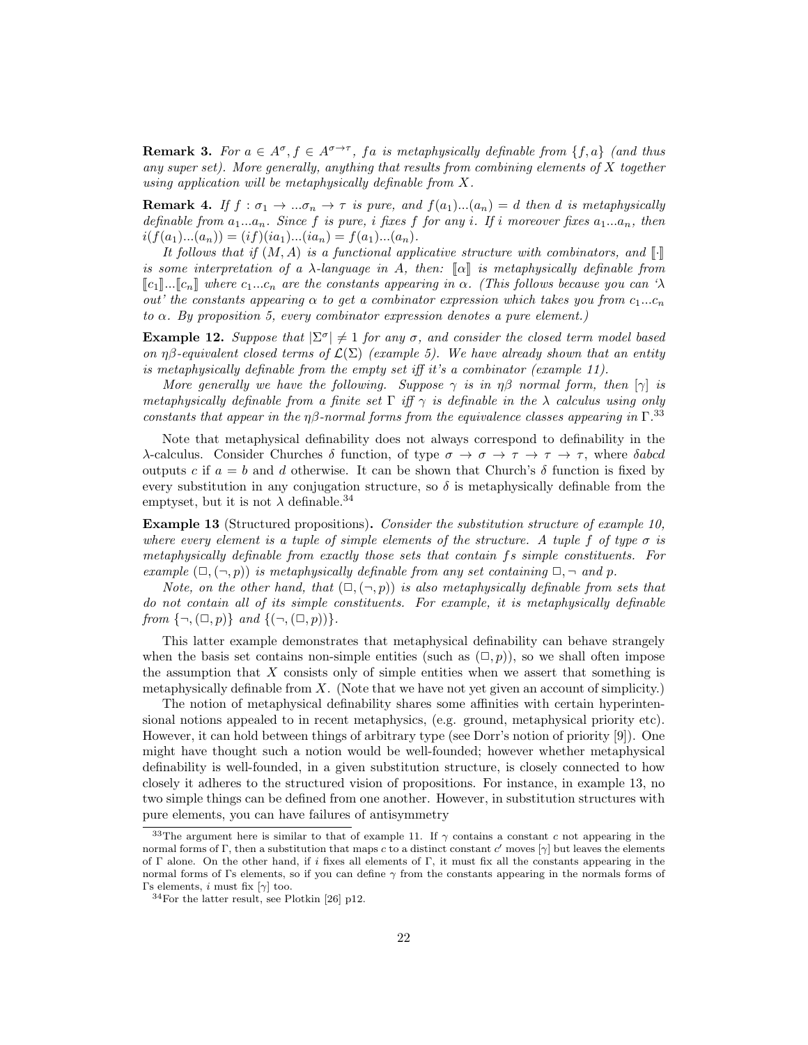**Remark 3.** *For $a \in A^\sigma, f \in A^{\sigma\to\tau}$, $fa$ is metaphysically definable from $\{f, a\}$ (and thus any super set). More generally, anything that results from combining elements of $X$ together using application will be metaphysically definable from $X$.*

**Remark 4.** *If $f : \sigma_1 \to ...\sigma_n \to \tau$ is pure, and $f(a_1)...(a_n) = d$ then $d$ is metaphysically definable from $a_1...a_n$. Since $f$ is pure, $i$ fixes $f$ for any $i$. If $i$ moreover fixes $a_1...a_n$, then $i(f(a_1)...(a_n)) = (if)(ia_1)...(ia_n) = f(a_1)...(a_n)$.*

*It follows that if $(M, A)$ is a functional applicative structure with combinators, and $[\![\cdot]\!]$ is some interpretation of a $\lambda$-language in $A$, then: $[\![\alpha]\!]$ is metaphysically definable from $[\![c_1]\!]...[\![c_n]\!]$ where $c_1...c_n$ are the constants appearing in $\alpha$. (This follows because you can '$\lambda$ out' the constants appearing $\alpha$ to get a combinator expression which takes you from $c_1...c_n$ to $\alpha$. By proposition 5, every combinator expression denotes a pure element.)*

**Example 12.** *Suppose that $|\Sigma^\sigma| \neq 1$ for any $\sigma$, and consider the closed term model based on $\eta\beta$-equivalent closed terms of $\mathcal{L}(\Sigma)$ (example 5). We have already shown that an entity is metaphysically definable from the empty set iff it's a combinator (example 11).*

*More generally we have the following. Suppose $\gamma$ is in $\eta\beta$ normal form, then $[\gamma]$ is metaphysically definable from a finite set $\Gamma$ iff $\gamma$ is definable in the $\lambda$ calculus using only constants that appear in the $\eta\beta$-normal forms from the equivalence classes appearing in $\Gamma$.*[33]

Note that metaphysical definability does not always correspond to definability in the $\lambda$-calculus. Consider Churches $\delta$ function, of type $\sigma \to \sigma \to \tau \to \tau \to \tau$, where $\delta abcd$ outputs $c$ if $a = b$ and $d$ otherwise. It can be shown that Church's $\delta$ function is fixed by every substitution in any conjugation structure, so $\delta$ is metaphysically definable from the emptyset, but it is not $\lambda$ definable.[34]

**Example 13** (Structured propositions)**.** *Consider the substitution structure of example 10, where every element is a tuple of simple elements of the structure. A tuple $f$ of type $\sigma$ is metaphysically definable from exactly those sets that contain $f$s simple constituents. For example $(\Box, (\neg, p))$ is metaphysically definable from any set containing $\Box, \neg$ and $p$.*

*Note, on the other hand, that $(\Box, (\neg, p))$ is also metaphysically definable from sets that do not contain all of its simple constituents. For example, it is metaphysically definable from $\{\neg, (\Box, p)\}$ and $\{(\neg, (\Box, p))\}$.*

This latter example demonstrates that metaphysical definability can behave strangely when the basis set contains non-simple entities (such as $(\Box, p)$), so we shall often impose the assumption that $X$ consists only of simple entities when we assert that something is metaphysically definable from $X$. (Note that we have not yet given an account of simplicity.)

The notion of metaphysical definability shares some affinities with certain hyperintensional notions appealed to in recent metaphysics, (e.g. ground, metaphysical priority etc). However, it can hold between things of arbitrary type (see Dorr's notion of priority [9]). One might have thought such a notion would be well-founded; however whether metaphysical definability is well-founded, in a given substitution structure, is closely connected to how closely it adheres to the structured vision of propositions. For instance, in example 13, no two simple things can be defined from one another. However, in substitution structures with pure elements, you can have failures of antisymmetry

[33] The argument here is similar to that of example 11. If $\gamma$ contains a constant $c$ not appearing in the normal forms of $\Gamma$, then a substitution that maps $c$ to a distinct constant $c'$ moves $[\gamma]$ but leaves the elements of $\Gamma$ alone. On the other hand, if $i$ fixes all elements of $\Gamma$, it must fix all the constants appearing in the normal forms of $\Gamma$s elements, so if you can define $\gamma$ from the constants appearing in the normals forms of $\Gamma$s elements, $i$ must fix $[\gamma]$ too.

[34] For the latter result, see Plotkin [26] p12.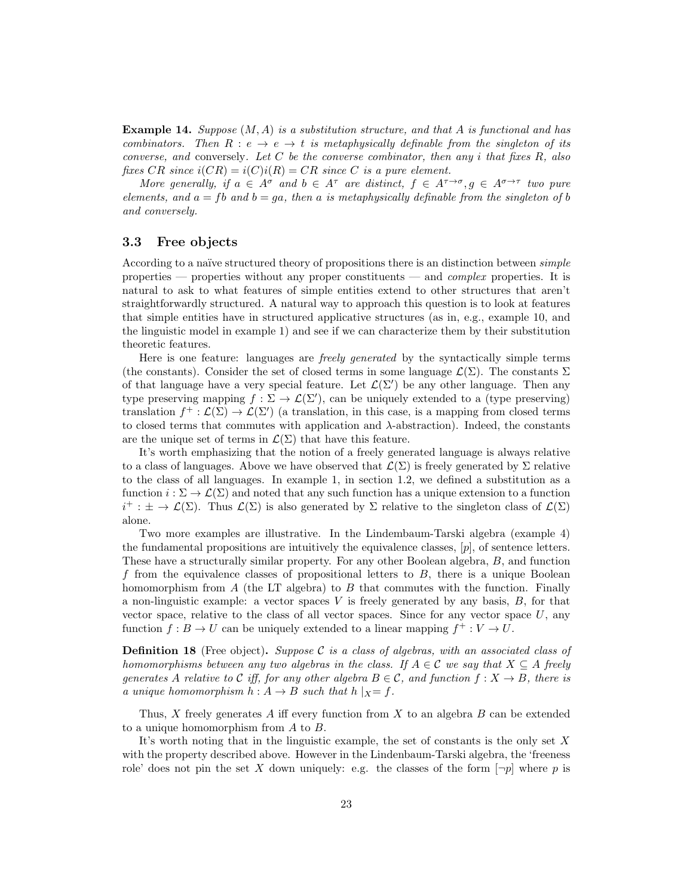**Example 14.** *Suppose $(M, A)$ is a substitution structure, and that $A$ is functional and has combinators. Then $R : e \to e \to t$ is metaphysically definable from the singleton of its converse, and* conversely*. Let $C$ be the converse combinator, then any $i$ that fixes $R$, also fixes $CR$ since $i(CR) = i(C)i(R) = CR$ since $C$ is a pure element.*

*More generally, if $a \in A^\sigma$ and $b \in A^\tau$ are distinct, $f \in A^{\tau\to\sigma}, g \in A^{\sigma\to\tau}$ two pure elements, and $a = fb$ and $b = ga$, then $a$ is metaphysically definable from the singleton of $b$ and conversely.*

### 3.3 Free objects

According to a naïve structured theory of propositions there is an distinction between *simple* properties — properties without any proper constituents — and *complex* properties. It is natural to ask to what features of simple entities extend to other structures that aren't straightforwardly structured. A natural way to approach this question is to look at features that simple entities have in structured applicative structures (as in, e.g., example 10, and the linguistic model in example 1) and see if we can characterize them by their substitution theoretic features.

Here is one feature: languages are *freely generated* by the syntactically simple terms (the constants). Consider the set of closed terms in some language $\mathcal{L}(\Sigma)$. The constants $\Sigma$ of that language have a very special feature. Let $\mathcal{L}(\Sigma')$ be any other language. Then any type preserving mapping $f : \Sigma \to \mathcal{L}(\Sigma')$, can be uniquely extended to a (type preserving) translation $f^+ : \mathcal{L}(\Sigma) \to \mathcal{L}(\Sigma')$ (a translation, in this case, is a mapping from closed terms to closed terms that commutes with application and $\lambda$-abstraction). Indeed, the constants are the unique set of terms in $\mathcal{L}(\Sigma)$ that have this feature.

It's worth emphasizing that the notion of a freely generated language is always relative to a class of languages. Above we have observed that $\mathcal{L}(\Sigma)$ is freely generated by $\Sigma$ relative to the class of all languages. In example 1, in section 1.2, we defined a substitution as a function $i : \Sigma \to \mathcal{L}(\Sigma)$ and noted that any such function has a unique extension to a function $i^+ : \pm \to \mathcal{L}(\Sigma)$. Thus $\mathcal{L}(\Sigma)$ is also generated by $\Sigma$ relative to the singleton class of $\mathcal{L}(\Sigma)$ alone.

Two more examples are illustrative. In the Lindembaum-Tarski algebra (example 4) the fundamental propositions are intuitively the equivalence classes, $[p]$, of sentence letters. These have a structurally similar property. For any other Boolean algebra, $B$, and function $f$ from the equivalence classes of propositional letters to $B$, there is a unique Boolean homomorphism from $A$ (the LT algebra) to $B$ that commutes with the function. Finally a non-linguistic example: a vector spaces $V$ is freely generated by any basis, $B$, for that vector space, relative to the class of all vector spaces. Since for any vector space $U$, any function $f : B \to U$ can be uniquely extended to a linear mapping $f^+ : V \to U$.

**Definition 18** (Free object)**.** *Suppose $\mathcal{C}$ is a class of algebras, with an associated class of homomorphisms between any two algebras in the class. If $A \in \mathcal{C}$ we say that $X \subseteq A$ freely generates $A$ relative to $\mathcal{C}$ iff, for any other algebra $B \in \mathcal{C}$, and function $f : X \to B$, there is a unique homomorphism $h : A \to B$ such that $h\restriction_X = f$.*

Thus, $X$ freely generates $A$ iff every function from $X$ to an algebra $B$ can be extended to a unique homomorphism from $A$ to $B$.

It's worth noting that in the linguistic example, the set of constants is the only set $X$ with the property described above. However in the Lindenbaum-Tarski algebra, the 'freeness role' does not pin the set $X$ down uniquely: e.g. the classes of the form $[\neg p]$ where $p$ is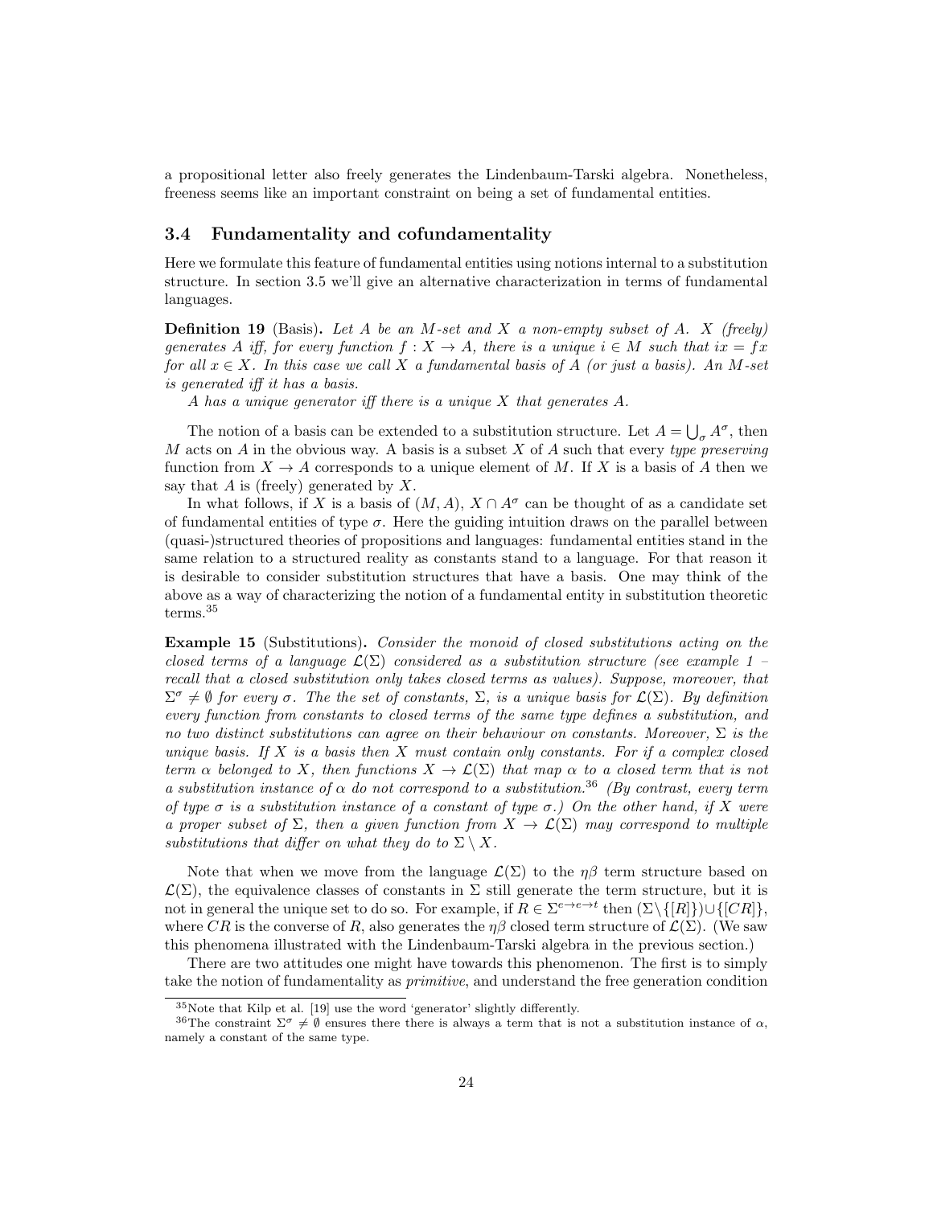a propositional letter also freely generates the Lindenbaum-Tarski algebra. Nonetheless, freeness seems like an important constraint on being a set of fundamental entities.

### 3.4 Fundamentality and cofundamentality

Here we formulate this feature of fundamental entities using notions internal to a substitution structure. In section 3.5 we'll give an alternative characterization in terms of fundamental languages.

**Definition 19** (Basis). *Let $A$ be an $M$-set and $X$ a non-empty subset of $A$. $X$ (freely) generates $A$ iff, for every function $f : X \to A$, there is a unique $i \in M$ such that $ix = fx$ for all $x \in X$. In this case we call $X$ a fundamental basis of $A$ (or just a basis). An $M$-set is generated iff it has a basis.*

*$A$ has a unique generator iff there is a unique $X$ that generates $A$.*

The notion of a basis can be extended to a substitution structure. Let $A = \bigcup_\sigma A^\sigma$, then $M$ acts on $A$ in the obvious way. A basis is a subset $X$ of $A$ such that every *type preserving* function from $X \to A$ corresponds to a unique element of $M$. If $X$ is a basis of $A$ then we say that $A$ is (freely) generated by $X$.

In what follows, if $X$ is a basis of $(M, A)$, $X \cap A^\sigma$ can be thought of as a candidate set of fundamental entities of type $\sigma$. Here the guiding intuition draws on the parallel between (quasi-)structured theories of propositions and languages: fundamental entities stand in the same relation to a structured reality as constants stand to a language. For that reason it is desirable to consider substitution structures that have a basis. One may think of the above as a way of characterizing the notion of a fundamental entity in substitution theoretic terms.[35]

**Example 15** (Substitutions). *Consider the monoid of closed substitutions acting on the closed terms of a language $\mathcal{L}(\Sigma)$ considered as a substitution structure (see example 1 – recall that a closed substitution only takes closed terms as values). Suppose, moreover, that $\Sigma^\sigma \neq \emptyset$ for every $\sigma$. The the set of constants, $\Sigma$, is a unique basis for $\mathcal{L}(\Sigma)$. By definition every function from constants to closed terms of the same type defines a substitution, and no two distinct substitutions can agree on their behaviour on constants. Moreover, $\Sigma$ is the unique basis. If $X$ is a basis then $X$ must contain only constants. For if a complex closed term $\alpha$ belonged to $X$, then functions $X \to \mathcal{L}(\Sigma)$ that map $\alpha$ to a closed term that is not a substitution instance of $\alpha$ do not correspond to a substitution.*[36] *(By contrast, every term of type $\sigma$ is a substitution instance of a constant of type $\sigma$.) On the other hand, if $X$ were a proper subset of $\Sigma$, then a given function from $X \to \mathcal{L}(\Sigma)$ may correspond to multiple substitutions that differ on what they do to $\Sigma \setminus X$.*

Note that when we move from the language $\mathcal{L}(\Sigma)$ to the $\eta\beta$ term structure based on $\mathcal{L}(\Sigma)$, the equivalence classes of constants in $\Sigma$ still generate the term structure, but it is not in general the unique set to do so. For example, if $R \in \Sigma^{e \to e \to t}$ then $(\Sigma \setminus \{[R]\}) \cup \{[CR]\}$, where $CR$ is the converse of $R$, also generates the $\eta\beta$ closed term structure of $\mathcal{L}(\Sigma)$. (We saw this phenomena illustrated with the Lindenbaum-Tarski algebra in the previous section.)

There are two attitudes one might have towards this phenomenon. The first is to simply take the notion of fundamentality as *primitive*, and understand the free generation condition

[35] Note that Kilp et al. [19] use the word 'generator' slightly differently.

[36] The constraint $\Sigma^\sigma \neq \emptyset$ ensures there there is always a term that is not a substitution instance of $\alpha$, namely a constant of the same type.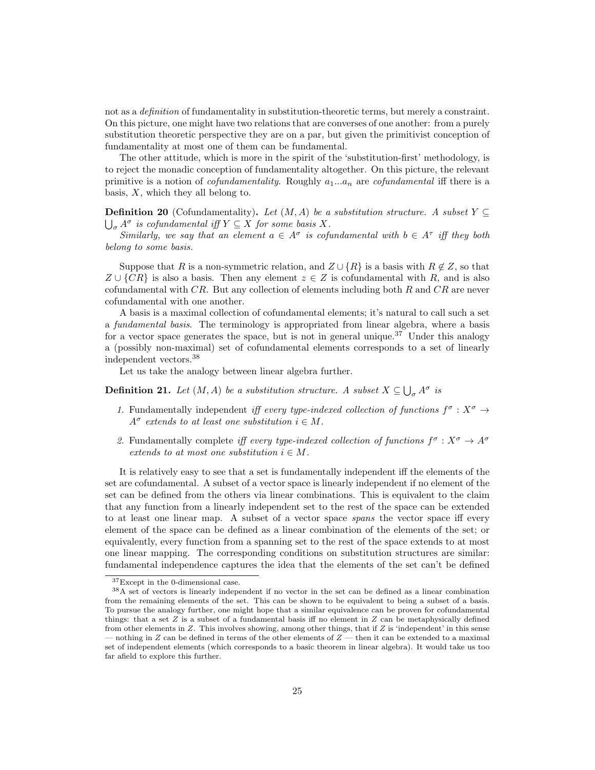not as a *definition* of fundamentality in substitution-theoretic terms, but merely a constraint. On this picture, one might have two relations that are converses of one another: from a purely substitution theoretic perspective they are on a par, but given the primitivist conception of fundamentality at most one of them can be fundamental.

The other attitude, which is more in the spirit of the 'substitution-first' methodology, is to reject the monadic conception of fundamentality altogether. On this picture, the relevant primitive is a notion of *cofundamentality*. Roughly $a_1...a_n$ are *cofundamental* iff there is a basis, $X$, which they all belong to.

**Definition 20** (Cofundamentality)**.** *Let $(M, A)$ be a substitution structure. A subset $Y \subseteq \bigcup_\sigma A^\sigma$ is cofundamental iff $Y \subseteq X$ for some basis $X$.*

*Similarly, we say that an element $a \in A^\sigma$ is cofundamental with $b \in A^\tau$ iff they both belong to some basis.*

Suppose that $R$ is a non-symmetric relation, and $Z \cup \{R\}$ is a basis with $R \notin Z$, so that $Z \cup \{CR\}$ is also a basis. Then any element $z \in Z$ is cofundamental with $R$, and is also cofundamental with $CR$. But any collection of elements including both $R$ and $CR$ are never cofundamental with one another.

A basis is a maximal collection of cofundamental elements; it's natural to call such a set a *fundamental basis*. The terminology is appropriated from linear algebra, where a basis for a vector space generates the space, but is not in general unique.[37] Under this analogy a (possibly non-maximal) set of cofundamental elements corresponds to a set of linearly independent vectors.[38]

Let us take the analogy between linear algebra further.

**Definition 21.** *Let $(M, A)$ be a substitution structure. A subset $X \subseteq \bigcup_\sigma A^\sigma$ is*

1. Fundamentally independent *iff every type-indexed collection of functions $f^\sigma : X^\sigma \to A^\sigma$ extends to at least one substitution $i \in M$.*
2. Fundamentally complete *iff every type-indexed collection of functions $f^\sigma : X^\sigma \to A^\sigma$ extends to at most one substitution $i \in M$.*

It is relatively easy to see that a set is fundamentally independent iff the elements of the set are cofundamental. A subset of a vector space is linearly independent if no element of the set can be defined from the others via linear combinations. This is equivalent to the claim that any function from a linearly independent set to the rest of the space can be extended to at least one linear map. A subset of a vector space *spans* the vector space iff every element of the space can be defined as a linear combination of the elements of the set; or equivalently, every function from a spanning set to the rest of the space extends to at most one linear mapping. The corresponding conditions on substitution structures are similar: fundamental independence captures the idea that the elements of the set can't be defined

[37] Except in the 0-dimensional case.

[38] A set of vectors is linearly independent if no vector in the set can be defined as a linear combination from the remaining elements of the set. This can be shown to be equivalent to being a subset of a basis. To pursue the analogy further, one might hope that a similar equivalence can be proven for cofundamental things: that a set $Z$ is a subset of a fundamental basis iff no element in $Z$ can be metaphysically defined from other elements in $Z$. This involves showing, among other things, that if $Z$ is 'independent' in this sense — nothing in $Z$ can be defined in terms of the other elements of $Z$ — then it can be extended to a maximal set of independent elements (which corresponds to a basic theorem in linear algebra). It would take us too far afield to explore this further.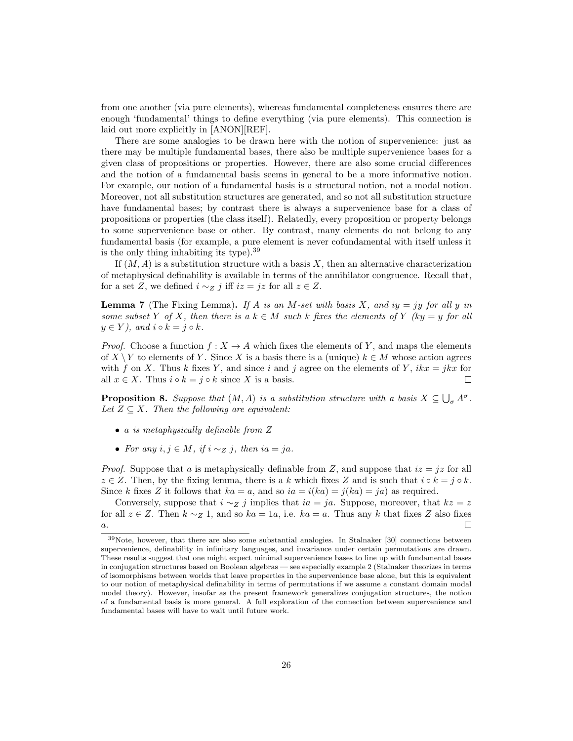from one another (via pure elements), whereas fundamental completeness ensures there are enough 'fundamental' things to define everything (via pure elements). This connection is laid out more explicitly in [ANON][REF].

There are some analogies to be drawn here with the notion of supervenience: just as there may be multiple fundamental bases, there also be multiple supervenience bases for a given class of propositions or properties. However, there are also some crucial differences and the notion of a fundamental basis seems in general to be a more informative notion. For example, our notion of a fundamental basis is a structural notion, not a modal notion. Moreover, not all substitution structures are generated, and so not all substitution structure have fundamental bases; by contrast there is always a supervenience base for a class of propositions or properties (the class itself). Relatedly, every proposition or property belongs to some supervenience base or other. By contrast, many elements do not belong to any fundamental basis (for example, a pure element is never cofundamental with itself unless it is the only thing inhabiting its type).[39]

If $(M, A)$ is a substitution structure with a basis $X$, then an alternative characterization of metaphysical definability is available in terms of the annihilator congruence. Recall that, for a set $Z$, we defined $i \sim_Z j$ iff $iz = jz$ for all $z \in Z$.

**Lemma 7** (The Fixing Lemma)**.** *If $A$ is an $M$-set with basis $X$, and $iy = jy$ for all $y$ in some subset $Y$ of $X$, then there is a $k \in M$ such $k$ fixes the elements of $Y$ ($ky = y$ for all $y \in Y$), and $i \circ k = j \circ k$.*

*Proof.* Choose a function $f : X \to A$ which fixes the elements of $Y$, and maps the elements of $X \setminus Y$ to elements of $Y$. Since $X$ is a basis there is a (unique) $k \in M$ whose action agrees with $f$ on $X$. Thus $k$ fixes $Y$, and since $i$ and $j$ agree on the elements of $Y$, $ikx = jkx$ for all $x \in X$. Thus $i \circ k = j \circ k$ since $X$ is a basis. □

**Proposition 8.** *Suppose that $(M, A)$ is a substitution structure with a basis $X \subseteq \bigcup_\sigma A^\sigma$. Let $Z \subseteq X$. Then the following are equivalent:*

- *$a$ is metaphysically definable from $Z$*
- *For any $i, j \in M$, if $i \sim_Z j$, then $ia = ja$.*

*Proof.* Suppose that $a$ is metaphysically definable from $Z$, and suppose that $iz = jz$ for all $z \in Z$. Then, by the fixing lemma, there is a $k$ which fixes $Z$ and is such that $i \circ k = j \circ k$. Since $k$ fixes $Z$ it follows that $ka = a$, and so $ia = i(ka) = j(ka) = ja)$ as required.

Conversely, suppose that $i \sim_Z j$ implies that $ia = ja$. Suppose, moreover, that $kz = z$ for all $z \in Z$. Then $k \sim_Z 1$, and so $ka = 1a$, i.e. $ka = a$. Thus any $k$ that fixes $Z$ also fixes $a$. □

[39] Note, however, that there are also some substantial analogies. In Stalnaker [30] connections between supervenience, definability in infinitary languages, and invariance under certain permutations are drawn. These results suggest that one might expect minimal supervenience bases to line up with fundamental bases in conjugation structures based on Boolean algebras — see especially example 2 (Stalnaker theorizes in terms of isomorphisms between worlds that leave properties in the supervenience base alone, but this is equivalent to our notion of metaphysical definability in terms of permutations if we assume a constant domain modal model theory). However, insofar as the present framework generalizes conjugation structures, the notion of a fundamental basis is more general. A full exploration of the connection between supervenience and fundamental bases will have to wait until future work.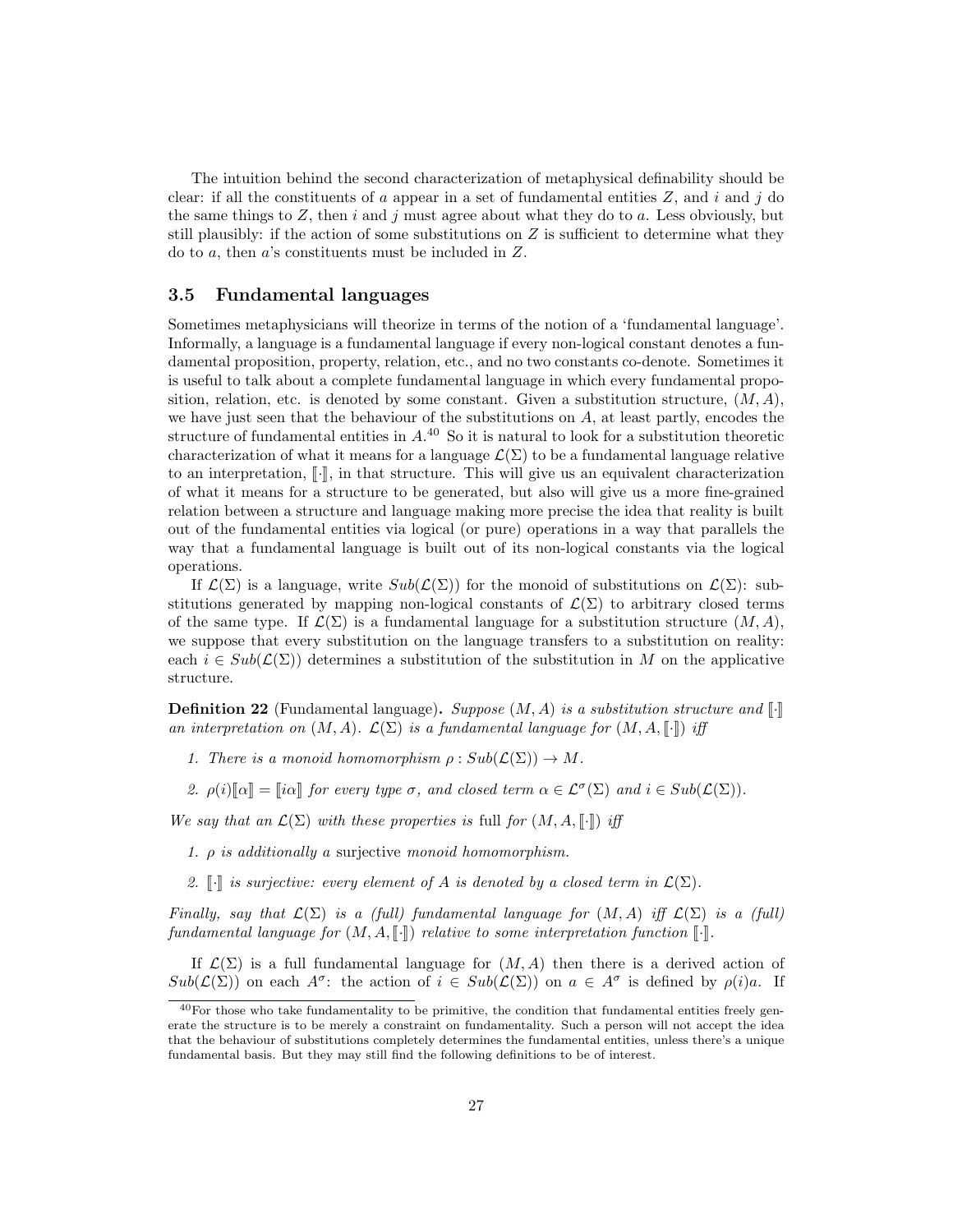The intuition behind the second characterization of metaphysical definability should be clear: if all the constituents of $a$ appear in a set of fundamental entities $Z$, and $i$ and $j$ do the same things to $Z$, then $i$ and $j$ must agree about what they do to $a$. Less obviously, but still plausibly: if the action of some substitutions on $Z$ is sufficient to determine what they do to $a$, then $a$'s constituents must be included in $Z$.

### 3.5 Fundamental languages

Sometimes metaphysicians will theorize in terms of the notion of a 'fundamental language'. Informally, a language is a fundamental language if every non-logical constant denotes a fundamental proposition, property, relation, etc., and no two constants co-denote. Sometimes it is useful to talk about a complete fundamental language in which every fundamental proposition, relation, etc. is denoted by some constant. Given a substitution structure, $(M, A)$, we have just seen that the behaviour of the substitutions on $A$, at least partly, encodes the structure of fundamental entities in $A$.[40] So it is natural to look for a substitution theoretic characterization of what it means for a language $\mathcal{L}(\Sigma)$ to be a fundamental language relative to an interpretation, $[\![\cdot]\!]$, in that structure. This will give us an equivalent characterization of what it means for a structure to be generated, but also will give us a more fine-grained relation between a structure and language making more precise the idea that reality is built out of the fundamental entities via logical (or pure) operations in a way that parallels the way that a fundamental language is built out of its non-logical constants via the logical operations.

If $\mathcal{L}(\Sigma)$ is a language, write $Sub(\mathcal{L}(\Sigma))$ for the monoid of substitutions on $\mathcal{L}(\Sigma)$: substitutions generated by mapping non-logical constants of $\mathcal{L}(\Sigma)$ to arbitrary closed terms of the same type. If $\mathcal{L}(\Sigma)$ is a fundamental language for a substitution structure $(M, A)$, we suppose that every substitution on the language transfers to a substitution on reality: each $i \in Sub(\mathcal{L}(\Sigma))$ determines a substitution of the substitution in $M$ on the applicative structure.

**Definition 22** (Fundamental language)**.** *Suppose $(M, A)$ is a substitution structure and $[\![\cdot]\!]$ an interpretation on $(M, A)$. $\mathcal{L}(\Sigma)$ is a fundamental language for $(M, A, [\![\cdot]\!])$ iff*

1. *There is a monoid homomorphism $\rho : Sub(\mathcal{L}(\Sigma)) \to M$.*
2. *$\rho(i)[\![\alpha]\!] = [\![i\alpha]\!]$ for every type $\sigma$, and closed term $\alpha \in \mathcal{L}^\sigma(\Sigma)$ and $i \in Sub(\mathcal{L}(\Sigma))$.*

*We say that an $\mathcal{L}(\Sigma)$ with these properties is* full *for $(M, A, [\![\cdot]\!])$ iff*

1. *$\rho$ is additionally a* surjective *monoid homomorphism.*
2. *$[\![\cdot]\!]$ is surjective: every element of $A$ is denoted by a closed term in $\mathcal{L}(\Sigma)$.*

*Finally, say that $\mathcal{L}(\Sigma)$ is a (full) fundamental language for $(M, A)$ iff $\mathcal{L}(\Sigma)$ is a (full) fundamental language for $(M, A, [\![\cdot]\!])$ relative to some interpretation function $[\![\cdot]\!]$.*

If $\mathcal{L}(\Sigma)$ is a full fundamental language for $(M, A)$ then there is a derived action of $Sub(\mathcal{L}(\Sigma))$ on each $A^\sigma$: the action of $i \in Sub(\mathcal{L}(\Sigma))$ on $a \in A^\sigma$ is defined by $\rho(i)a$. If

[40] For those who take fundamentality to be primitive, the condition that fundamental entities freely generate the structure is to be merely a constraint on fundamentality. Such a person will not accept the idea that the behaviour of substitutions completely determines the fundamental entities, unless there's a unique fundamental basis. But they may still find the following definitions to be of interest.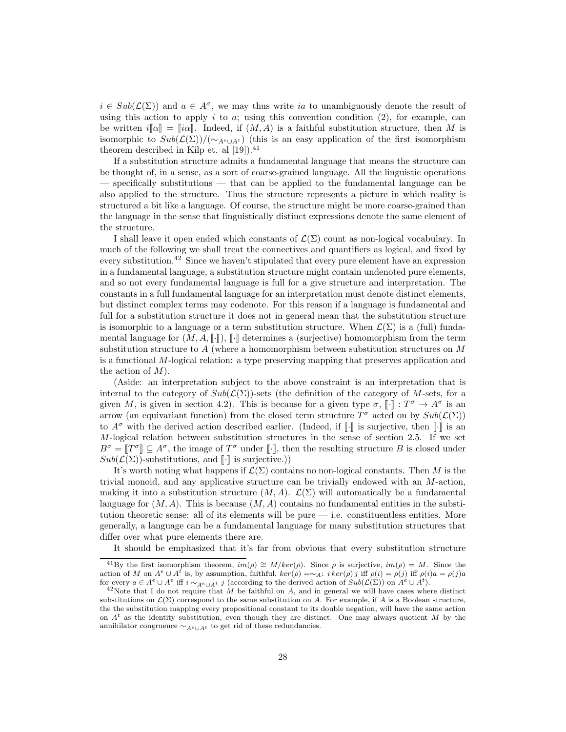$i \in Sub(\mathcal{L}(\Sigma))$ and $a \in A^\sigma$, we may thus write $ia$ to unambiguously denote the result of using this action to apply $i$ to $a$; using this convention condition (2), for example, can be written $i[\![\alpha]\!] = [\![i\alpha]\!]$. Indeed, if $(M, A)$ is a faithful substitution structure, then $M$ is isomorphic to $Sub(\mathcal{L}(\Sigma))/(\sim_{A^e \cup A^t})$ (this is an easy application of the first isomorphism theorem described in Kilp et. al [19]).[41]

If a substitution structure admits a fundamental language that means the structure can be thought of, in a sense, as a sort of coarse-grained language. All the linguistic operations — specifically substitutions — that can be applied to the fundamental language can be also applied to the structure. Thus the structure represents a picture in which reality is structured a bit like a language. Of course, the structure might be more coarse-grained than the language in the sense that linguistically distinct expressions denote the same element of the structure.

I shall leave it open ended which constants of $\mathcal{L}(\Sigma)$ count as non-logical vocabulary. In much of the following we shall treat the connectives and quantifiers as logical, and fixed by every substitution.[42] Since we haven't stipulated that every pure element have an expression in a fundamental language, a substitution structure might contain undenoted pure elements, and so not every fundamental language is full for a give structure and interpretation. The constants in a full fundamental language for an interpretation must denote distinct elements, but distinct complex terms may codenote. For this reason if a language is fundamental and full for a substitution structure it does not in general mean that the substitution structure is isomorphic to a language or a term substitution structure. When $\mathcal{L}(\Sigma)$ is a (full) fundamental language for $(M, A, [\![\cdot]\!])$, $[\![\cdot]\!]$ determines a (surjective) homomorphism from the term substitution structure to $A$ (where a homomorphism between substitution structures on $M$ is a functional $M$-logical relation: a type preserving mapping that preserves application and the action of $M$).

(Aside: an interpretation subject to the above constraint is an interpretation that is internal to the category of $Sub(\mathcal{L}(\Sigma))$-sets (the definition of the category of $M$-sets, for a given $M$, is given in section 4.2). This is because for a given type $\sigma$, $[\![\cdot]\!] : T^\sigma \to A^\sigma$ is an arrow (an equivariant function) from the closed term structure $T^\sigma$ acted on by $Sub(\mathcal{L}(\Sigma))$ to $A^\sigma$ with the derived action described earlier. (Indeed, if $[\![\cdot]\!]$ is surjective, then $[\![\cdot]\!]$ is an $M$-logical relation between substitution structures in the sense of section 2.5. If we set $B^\sigma = [\![T^\sigma]\!] \subseteq A^\sigma$, the image of $T^\sigma$ under $[\![\cdot]\!]$, then the resulting structure $B$ is closed under $Sub(\mathcal{L}(\Sigma))$-substitutions, and $[\![\cdot]\!]$ is surjective.))

It's worth noting what happens if $\mathcal{L}(\Sigma)$ contains no non-logical constants. Then $M$ is the trivial monoid, and any applicative structure can be trivially endowed with an $M$-action, making it into a substitution structure $(M, A)$. $\mathcal{L}(\Sigma)$ will automatically be a fundamental language for $(M, A)$. This is because $(M, A)$ contains no fundamental entities in the substitution theoretic sense: all of its elements will be pure — i.e. constituentless entities. More generally, a language can be a fundamental language for many substitution structures that differ over what pure elements there are.

It should be emphasized that it's far from obvious that every substitution structure

[41] By the first isomorphism theorem, $im(\rho) \cong M/ker(\rho)$. Since $\rho$ is surjective, $im(\rho) = M$. Since the action of $M$ on $A^e \cup A^t$ is, by assumption, faithful, $ker(\rho) = \sim_A$: $i\, ker(\rho)\, j$ iff $\rho(i) = \rho(j)$ iff $\rho(i)a = \rho(j)a$ for every $a \in A^e \cup A^e$ iff $i \sim_{A^e \cup A^t} j$ (according to the derived action of $Sub(\mathcal{L}(\Sigma))$ on $A^e \cup A^t$).

[42] Note that I do not require that $M$ be faithful on $A$, and in general we will have cases where distinct substitutions on $\mathcal{L}(\Sigma)$ correspond to the same substitution on $A$. For example, if $A$ is a Boolean structure, the the substitution mapping every propositional constant to its double negation, will have the same action on $A^t$ as the identity substitution, even though they are distinct. One may always quotient $M$ by the annihilator congruence $\sim_{A^e \cup A^t}$ to get rid of these redundancies.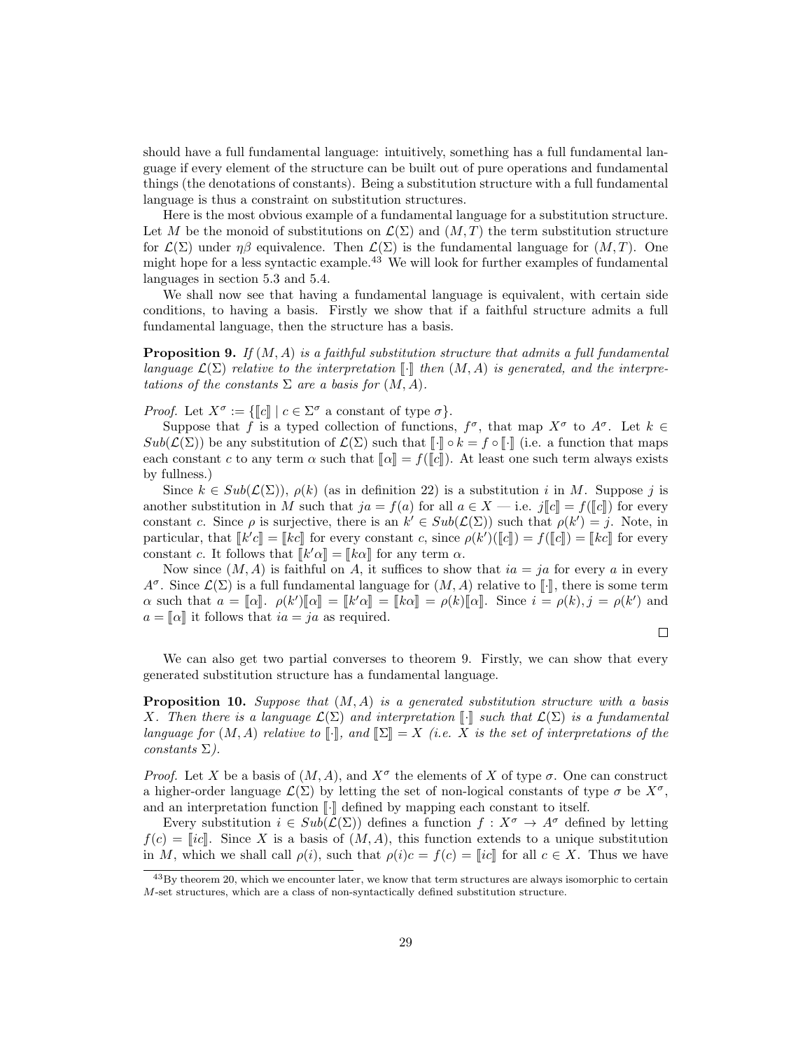should have a full fundamental language: intuitively, something has a full fundamental language if every element of the structure can be built out of pure operations and fundamental things (the denotations of constants). Being a substitution structure with a full fundamental language is thus a constraint on substitution structures.

Here is the most obvious example of a fundamental language for a substitution structure. Let $M$ be the monoid of substitutions on $\mathcal{L}(\Sigma)$ and $(M, T)$ the term substitution structure for $\mathcal{L}(\Sigma)$ under $\eta\beta$ equivalence. Then $\mathcal{L}(\Sigma)$ is the fundamental language for $(M, T)$. One might hope for a less syntactic example.[43] We will look for further examples of fundamental languages in section 5.3 and 5.4.

We shall now see that having a fundamental language is equivalent, with certain side conditions, to having a basis. Firstly we show that if a faithful structure admits a full fundamental language, then the structure has a basis.

**Proposition 9.** *If $(M, A)$ is a faithful substitution structure that admits a full fundamental language $\mathcal{L}(\Sigma)$ relative to the interpretation $[\![\cdot]\!]$ then $(M, A)$ is generated, and the interpretations of the constants $\Sigma$ are a basis for $(M, A)$.*

*Proof.* Let $X^\sigma := \{[\![c]\!] \mid c \in \Sigma^\sigma \text{ a constant of type } \sigma\}$.

Suppose that $f$ is a typed collection of functions, $f^\sigma$, that map $X^\sigma$ to $A^\sigma$. Let $k \in Sub(\mathcal{L}(\Sigma))$ be any substitution of $\mathcal{L}(\Sigma)$ such that $[\![\cdot]\!] \circ k = f \circ [\![\cdot]\!]$ (i.e. a function that maps each constant $c$ to any term $\alpha$ such that $[\![\alpha]\!] = f([\![c]\!])$. At least one such term always exists by fullness.)

Since $k \in Sub(\mathcal{L}(\Sigma))$, $\rho(k)$ (as in definition 22) is a substitution $i$ in $M$. Suppose $j$ is another substitution in $M$ such that $ja = f(a)$ for all $a \in X$ — i.e. $j[\![c]\!] = f([\![c]\!])$ for every constant $c$. Since $\rho$ is surjective, there is an $k' \in Sub(\mathcal{L}(\Sigma))$ such that $\rho(k') = j$. Note, in particular, that $[\![k'c]\!] = [\![kc]\!]$ for every constant $c$, since $\rho(k')([\![c]\!]) = f([\![c]\!]) = [\![kc]\!]$ for every constant $c$. It follows that $[\![k'\alpha]\!] = [\![k\alpha]\!]$ for any term $\alpha$.

Now since $(M, A)$ is faithful on $A$, it suffices to show that $ia = ja$ for every $a$ in every $A^\sigma$. Since $\mathcal{L}(\Sigma)$ is a full fundamental language for $(M, A)$ relative to $[\![\cdot]\!]$, there is some term $\alpha$ such that $a = [\![\alpha]\!]$. $\rho(k')[\![\alpha]\!] = [\![k'\alpha]\!] = [\![k\alpha]\!] = \rho(k)[\![\alpha]\!]$. Since $i = \rho(k), j = \rho(k')$ and $a = [\![\alpha]\!]$ it follows that $ia = ja$ as required.

□

We can also get two partial converses to theorem 9. Firstly, we can show that every generated substitution structure has a fundamental language.

**Proposition 10.** *Suppose that $(M, A)$ is a generated substitution structure with a basis $X$. Then there is a language $\mathcal{L}(\Sigma)$ and interpretation $[\![\cdot]\!]$ such that $\mathcal{L}(\Sigma)$ is a fundamental language for $(M, A)$ relative to $[\![\cdot]\!]$, and $[\![\Sigma]\!] = X$ (i.e. $X$ is the set of interpretations of the constants $\Sigma$).*

*Proof.* Let $X$ be a basis of $(M, A)$, and $X^\sigma$ the elements of $X$ of type $\sigma$. One can construct a higher-order language $\mathcal{L}(\Sigma)$ by letting the set of non-logical constants of type $\sigma$ be $X^\sigma$, and an interpretation function $[\![\cdot]\!]$ defined by mapping each constant to itself.

Every substitution $i \in Sub(\mathcal{L}(\Sigma))$ defines a function $f : X^\sigma \to A^\sigma$ defined by letting $f(c) = [\![ic]\!]$. Since $X$ is a basis of $(M, A)$, this function extends to a unique substitution in $M$, which we shall call $\rho(i)$, such that $\rho(i)c = f(c) = [\![ic]\!]$ for all $c \in X$. Thus we have

[43] By theorem 20, which we encounter later, we know that term structures are always isomorphic to certain $M$-set structures, which are a class of non-syntactically defined substitution structure.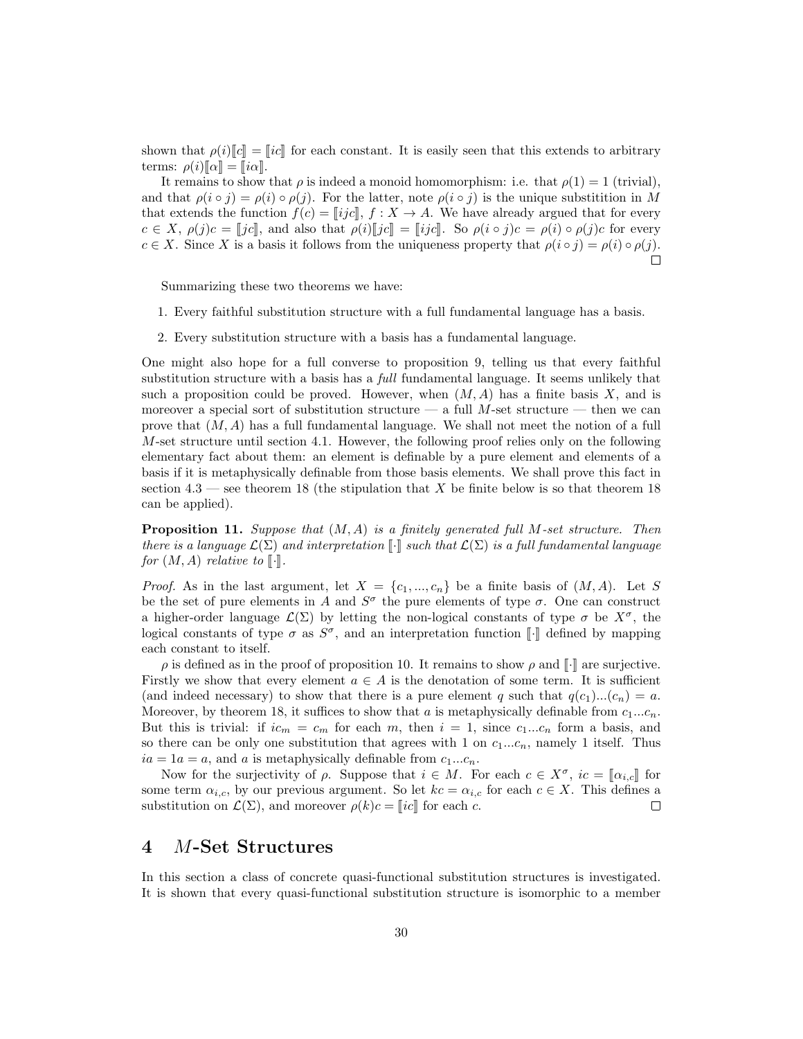shown that $\rho(i)[\![c]\!] = [\![ic]\!]$ for each constant. It is easily seen that this extends to arbitrary terms: $\rho(i)[\![\alpha]\!] = [\![i\alpha]\!]$.

It remains to show that $\rho$ is indeed a monoid homomorphism: i.e. that $\rho(1) = 1$ (trivial), and that $\rho(i \circ j) = \rho(i) \circ \rho(j)$. For the latter, note $\rho(i \circ j)$ is the unique substitition in $M$ that extends the function $f(c) = [\![ijc]\!]$, $f : X \to A$. We have already argued that for every $c \in X$, $\rho(j)c = [\![jc]\!]$, and also that $\rho(i)[\![jc]\!] = [\![ijc]\!]$. So $\rho(i \circ j)c = \rho(i) \circ \rho(j)c$ for every $c \in X$. Since $X$ is a basis it follows from the uniqueness property that $\rho(i \circ j) = \rho(i) \circ \rho(j)$. □

Summarizing these two theorems we have:

1. Every faithful substitution structure with a full fundamental language has a basis.
2. Every substitution structure with a basis has a fundamental language.

One might also hope for a full converse to proposition 9, telling us that every faithful substitution structure with a basis has a *full* fundamental language. It seems unlikely that such a proposition could be proved. However, when $(M, A)$ has a finite basis $X$, and is moreover a special sort of substitution structure — a full $M$-set structure — then we can prove that $(M, A)$ has a full fundamental language. We shall not meet the notion of a full $M$-set structure until section 4.1. However, the following proof relies only on the following elementary fact about them: an element is definable by a pure element and elements of a basis if it is metaphysically definable from those basis elements. We shall prove this fact in section 4.3 — see theorem 18 (the stipulation that $X$ be finite below is so that theorem 18 can be applied).

**Proposition 11.** *Suppose that $(M, A)$ is a finitely generated full $M$-set structure. Then there is a language $\mathcal{L}(\Sigma)$ and interpretation $[\![\cdot]\!]$ such that $\mathcal{L}(\Sigma)$ is a full fundamental language for $(M, A)$ relative to $[\![\cdot]\!]$.*

*Proof.* As in the last argument, let $X = \{c_1, ..., c_n\}$ be a finite basis of $(M, A)$. Let $S$ be the set of pure elements in $A$ and $S^\sigma$ the pure elements of type $\sigma$. One can construct a higher-order language $\mathcal{L}(\Sigma)$ by letting the non-logical constants of type $\sigma$ be $X^\sigma$, the logical constants of type $\sigma$ as $S^\sigma$, and an interpretation function $[\![\cdot]\!]$ defined by mapping each constant to itself.

$\rho$ is defined as in the proof of proposition 10. It remains to show $\rho$ and $[\![\cdot]\!]$ are surjective. Firstly we show that every element $a \in A$ is the denotation of some term. It is sufficient (and indeed necessary) to show that there is a pure element $q$ such that $q(c_1)...(c_n) = a$. Moreover, by theorem 18, it suffices to show that $a$ is metaphysically definable from $c_1...c_n$. But this is trivial: if $ic_m = c_m$ for each $m$, then $i = 1$, since $c_1...c_n$ form a basis, and so there can be only one substitution that agrees with 1 on $c_1...c_n$, namely 1 itself. Thus $ia = 1a = a$, and $a$ is metaphysically definable from $c_1...c_n$.

Now for the surjectivity of $\rho$. Suppose that $i \in M$. For each $c \in X^\sigma$, $ic = [\![\alpha_{i,c}]\!]$ for some term $\alpha_{i,c}$, by our previous argument. So let $kc = \alpha_{i,c}$ for each $c \in X$. This defines a substitution on $\mathcal{L}(\Sigma)$, and moreover $\rho(k)c = [\![ic]\!]$ for each $c$. □

# 4 $M$-Set Structures

In this section a class of concrete quasi-functional substitution structures is investigated. It is shown that every quasi-functional substitution structure is isomorphic to a member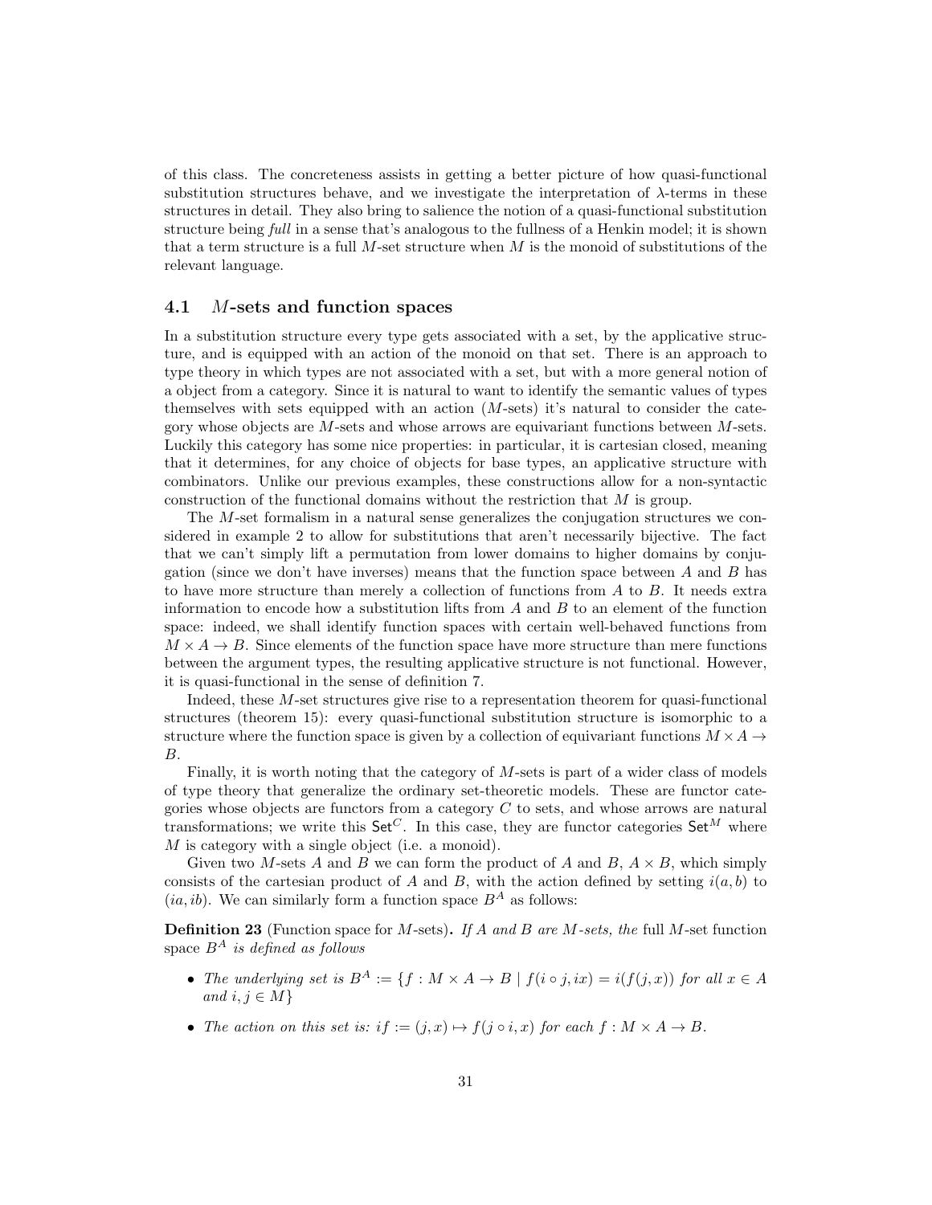of this class. The concreteness assists in getting a better picture of how quasi-functional substitution structures behave, and we investigate the interpretation of $\lambda$-terms in these structures in detail. They also bring to salience the notion of a quasi-functional substitution structure being *full* in a sense that's analogous to the fullness of a Henkin model; it is shown that a term structure is a full $M$-set structure when $M$ is the monoid of substitutions of the relevant language.

### 4.1 $M$-sets and function spaces

In a substitution structure every type gets associated with a set, by the applicative structure, and is equipped with an action of the monoid on that set. There is an approach to type theory in which types are not associated with a set, but with a more general notion of a object from a category. Since it is natural to want to identify the semantic values of types themselves with sets equipped with an action ($M$-sets) it's natural to consider the category whose objects are $M$-sets and whose arrows are equivariant functions between $M$-sets. Luckily this category has some nice properties: in particular, it is cartesian closed, meaning that it determines, for any choice of objects for base types, an applicative structure with combinators. Unlike our previous examples, these constructions allow for a non-syntactic construction of the functional domains without the restriction that $M$ is group.

The $M$-set formalism in a natural sense generalizes the conjugation structures we considered in example 2 to allow for substitutions that aren't necessarily bijective. The fact that we can't simply lift a permutation from lower domains to higher domains by conjugation (since we don't have inverses) means that the function space between $A$ and $B$ has to have more structure than merely a collection of functions from $A$ to $B$. It needs extra information to encode how a substitution lifts from $A$ and $B$ to an element of the function space: indeed, we shall identify function spaces with certain well-behaved functions from $M \times A \to B$. Since elements of the function space have more structure than mere functions between the argument types, the resulting applicative structure is not functional. However, it is quasi-functional in the sense of definition 7.

Indeed, these $M$-set structures give rise to a representation theorem for quasi-functional structures (theorem 15): every quasi-functional substitution structure is isomorphic to a structure where the function space is given by a collection of equivariant functions $M \times A \to B$.

Finally, it is worth noting that the category of $M$-sets is part of a wider class of models of type theory that generalize the ordinary set-theoretic models. These are functor categories whose objects are functors from a category $C$ to sets, and whose arrows are natural transformations; we write this $\mathsf{Set}^C$. In this case, they are functor categories $\mathsf{Set}^M$ where $M$ is category with a single object (i.e. a monoid).

Given two $M$-sets $A$ and $B$ we can form the product of $A$ and $B$, $A \times B$, which simply consists of the cartesian product of $A$ and $B$, with the action defined by setting $i(a, b)$ to $(ia, ib)$. We can similarly form a function space $B^A$ as follows:

**Definition 23** (Function space for $M$-sets)**.** *If $A$ and $B$ are $M$-sets, the* full $M$-set function space *$B^A$ is defined as follows*

- *The underlying set is $B^A := \{f : M \times A \to B \mid f(i \circ j, ix) = i(f(j, x))$ for all $x \in A$ and $i, j \in M\}$*
- *The action on this set is: $if := (j, x) \mapsto f(j \circ i, x)$ for each $f : M \times A \to B$.*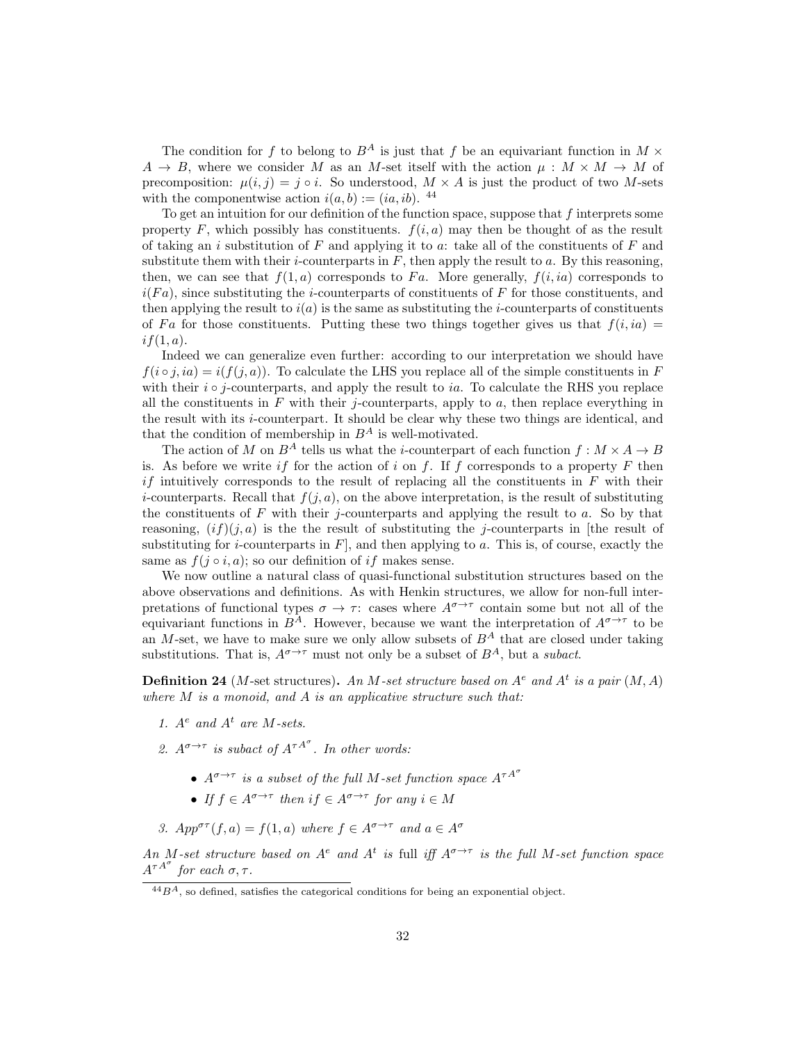The condition for $f$ to belong to $B^A$ is just that $f$ be an equivariant function in $M \times A \to B$, where we consider $M$ as an $M$-set itself with the action $\mu : M \times M \to M$ of precomposition: $\mu(i, j) = j \circ i$. So understood, $M \times A$ is just the product of two $M$-sets with the componentwise action $i(a, b) := (ia, ib)$. [44]

To get an intuition for our definition of the function space, suppose that $f$ interprets some property $F$, which possibly has constituents. $f(i, a)$ may then be thought of as the result of taking an $i$ substitution of $F$ and applying it to $a$: take all of the constituents of $F$ and substitute them with their $i$-counterparts in $F$, then apply the result to $a$. By this reasoning, then, we can see that $f(1, a)$ corresponds to $Fa$. More generally, $f(i, ia)$ corresponds to $i(Fa)$, since substituting the $i$-counterparts of constituents of $F$ for those constituents, and then applying the result to $i(a)$ is the same as substituting the $i$-counterparts of constituents of $Fa$ for those constituents. Putting these two things together gives us that $f(i, ia) = if(1, a)$.

Indeed we can generalize even further: according to our interpretation we should have $f(i \circ j, ia) = i(f(j, a))$. To calculate the LHS you replace all of the simple constituents in $F$ with their $i \circ j$-counterparts, and apply the result to $ia$. To calculate the RHS you replace all the constituents in $F$ with their $j$-counterparts, apply to $a$, then replace everything in the result with its $i$-counterpart. It should be clear why these two things are identical, and that the condition of membership in $B^A$ is well-motivated.

The action of $M$ on $B^A$ tells us what the $i$-counterpart of each function $f : M \times A \to B$ is. As before we write $if$ for the action of $i$ on $f$. If $f$ corresponds to a property $F$ then $if$ intuitively corresponds to the result of replacing all the constituents in $F$ with their $i$-counterparts. Recall that $f(j, a)$, on the above interpretation, is the result of substituting the constituents of $F$ with their $j$-counterparts and applying the result to $a$. So by that reasoning, $(if)(j, a)$ is the the result of substituting the $j$-counterparts in [the result of substituting for $i$-counterparts in $F$], and then applying to $a$. This is, of course, exactly the same as $f(j \circ i, a)$; so our definition of $if$ makes sense.

We now outline a natural class of quasi-functional substitution structures based on the above observations and definitions. As with Henkin structures, we allow for non-full interpretations of functional types $\sigma \to \tau$: cases where $A^{\sigma \to \tau}$ contain some but not all of the equivariant functions in $B^A$. However, because we want the interpretation of $A^{\sigma \to \tau}$ to be an $M$-set, we have to make sure we only allow subsets of $B^A$ that are closed under taking substitutions. That is, $A^{\sigma \to \tau}$ must not only be a subset of $B^A$, but a *subact*.

**Definition 24** ($M$-set structures)**.** *An $M$-set structure based on $A^e$ and $A^t$ is a pair $(M, A)$ where $M$ is a monoid, and $A$ is an applicative structure such that:*

1. *$A^e$ and $A^t$ are $M$-sets.*
2. *$A^{\sigma \to \tau}$ is subact of ${A^\tau}^{A^\sigma}$. In other words:*
   - *$A^{\sigma \to \tau}$ is a subset of the full $M$-set function space ${A^\tau}^{A^\sigma}$*
   - *If $f \in A^{\sigma \to \tau}$ then $if \in A^{\sigma \to \tau}$ for any $i \in M$*
3. *$App^{\sigma\tau}(f, a) = f(1, a)$ where $f \in A^{\sigma \to \tau}$ and $a \in A^\sigma$*

*An $M$-set structure based on $A^e$ and $A^t$ is* full *iff $A^{\sigma \to \tau}$ is the full $M$-set function space ${A^\tau}^{A^\sigma}$ for each $\sigma, \tau$.*

[44] $B^A$, so defined, satisfies the categorical conditions for being an exponential object.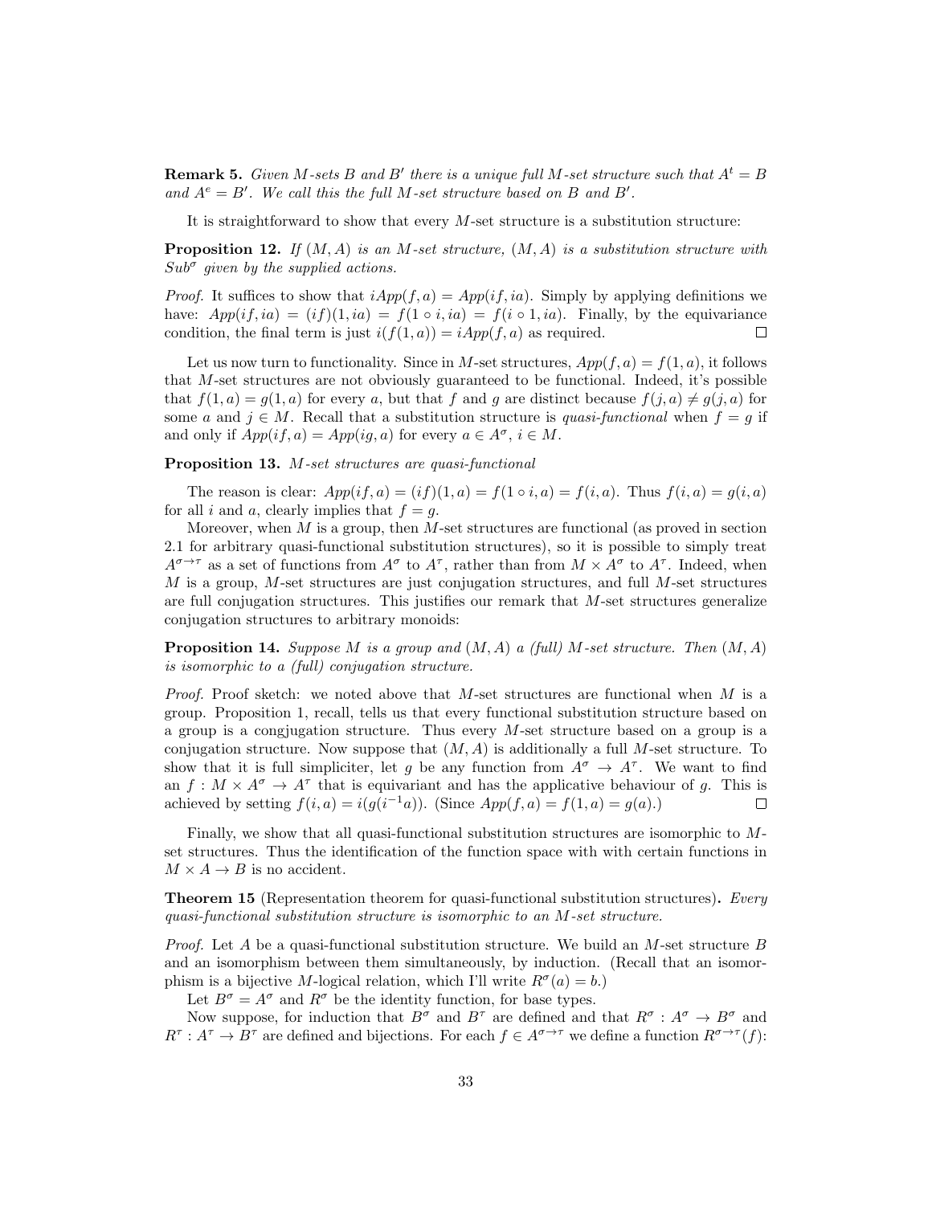**Remark 5.** *Given $M$-sets $B$ and $B'$ there is a unique full $M$-set structure such that $A^t = B$ and $A^e = B'$. We call this the full $M$-set structure based on $B$ and $B'$.*

It is straightforward to show that every $M$-set structure is a substitution structure:

**Proposition 12.** *If $(M, A)$ is an $M$-set structure, $(M, A)$ is a substitution structure with $Sub^\sigma$ given by the supplied actions.*

*Proof.* It suffices to show that $iApp(f, a) = App(if, ia)$. Simply by applying definitions we have: $App(if, ia) = (if)(1, ia) = f(1 \circ i, ia) = f(i \circ 1, ia)$. Finally, by the equivariance condition, the final term is just $i(f(1, a)) = iApp(f, a)$ as required. □

Let us now turn to functionality. Since in $M$-set structures, $App(f, a) = f(1, a)$, it follows that $M$-set structures are not obviously guaranteed to be functional. Indeed, it's possible that $f(1, a) = g(1, a)$ for every $a$, but that $f$ and $g$ are distinct because $f(j, a) \neq g(j, a)$ for some $a$ and $j \in M$. Recall that a substitution structure is *quasi-functional* when $f = g$ if and only if $App(if, a) = App(ig, a)$ for every $a \in A^\sigma$, $i \in M$.

**Proposition 13.** *$M$-set structures are quasi-functional*

The reason is clear: $App(if, a) = (if)(1, a) = f(1 \circ i, a) = f(i, a)$. Thus $f(i, a) = g(i, a)$ for all $i$ and $a$, clearly implies that $f = g$.

Moreover, when $M$ is a group, then $M$-set structures are functional (as proved in section 2.1 for arbitrary quasi-functional substitution structures), so it is possible to simply treat $A^{\sigma \to \tau}$ as a set of functions from $A^\sigma$ to $A^\tau$, rather than from $M \times A^\sigma$ to $A^\tau$. Indeed, when $M$ is a group, $M$-set structures are just conjugation structures, and full $M$-set structures are full conjugation structures. This justifies our remark that $M$-set structures generalize conjugation structures to arbitrary monoids:

**Proposition 14.** *Suppose $M$ is a group and $(M, A)$ a (full) $M$-set structure. Then $(M, A)$ is isomorphic to a (full) conjugation structure.*

*Proof.* Proof sketch: we noted above that $M$-set structures are functional when $M$ is a group. Proposition 1, recall, tells us that every functional substitution structure based on a group is a congjugation structure. Thus every $M$-set structure based on a group is a conjugation structure. Now suppose that $(M, A)$ is additionally a full $M$-set structure. To show that it is full simpliciter, let $g$ be any function from $A^\sigma \to A^\tau$. We want to find an $f : M \times A^\sigma \to A^\tau$ that is equivariant and has the applicative behaviour of $g$. This is achieved by setting $f(i, a) = i(g(i^{-1}a))$. (Since $App(f, a) = f(1, a) = g(a)$.) □

Finally, we show that all quasi-functional substitution structures are isomorphic to $M$-set structures. Thus the identification of the function space with with certain functions in $M \times A \to B$ is no accident.

**Theorem 15** (Representation theorem for quasi-functional substitution structures)**.** *Every quasi-functional substitution structure is isomorphic to an $M$-set structure.*

*Proof.* Let $A$ be a quasi-functional substitution structure. We build an $M$-set structure $B$ and an isomorphism between them simultaneously, by induction. (Recall that an isomorphism is a bijective $M$-logical relation, which I'll write $R^\sigma(a) = b$.)

Let $B^\sigma = A^\sigma$ and $R^\sigma$ be the identity function, for base types.

Now suppose, for induction that $B^\sigma$ and $B^\tau$ are defined and that $R^\sigma : A^\sigma \to B^\sigma$ and $R^\tau : A^\tau \to B^\tau$ are defined and bijections. For each $f \in A^{\sigma \to \tau}$ we define a function $R^{\sigma \to \tau}(f)$: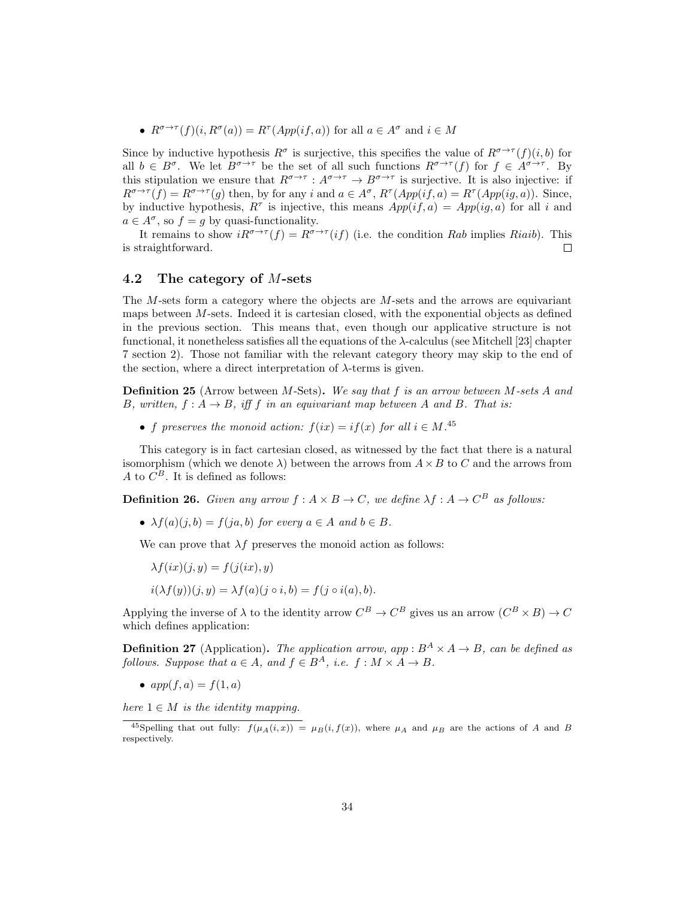- $R^{\sigma\to\tau}(f)(i, R^\sigma(a)) = R^\tau(App(if, a))$ for all $a \in A^\sigma$ and $i \in M$

Since by inductive hypothesis $R^\sigma$ is surjective, this specifies the value of $R^{\sigma\to\tau}(f)(i, b)$ for all $b \in B^\sigma$. We let $B^{\sigma\to\tau}$ be the set of all such functions $R^{\sigma\to\tau}(f)$ for $f \in A^{\sigma\to\tau}$. By this stipulation we ensure that $R^{\sigma\to\tau} : A^{\sigma\to\tau} \to B^{\sigma\to\tau}$ is surjective. It is also injective: if $R^{\sigma\to\tau}(f) = R^{\sigma\to\tau}(g)$ then, by for any $i$ and $a \in A^\sigma$, $R^\tau(App(if, a) = R^\tau(App(ig, a))$. Since, by inductive hypothesis, $R^\tau$ is injective, this means $App(if, a) = App(ig, a)$ for all $i$ and $a \in A^\sigma$, so $f = g$ by quasi-functionality.

It remains to show $iR^{\sigma\to\tau}(f) = R^{\sigma\to\tau}(if)$ (i.e. the condition $Rab$ implies $Riaib$). This is straightforward. □

### 4.2 The category of $M$-sets

The $M$-sets form a category where the objects are $M$-sets and the arrows are equivariant maps between $M$-sets. Indeed it is cartesian closed, with the exponential objects as defined in the previous section. This means that, even though our applicative structure is not functional, it nonetheless satisfies all the equations of the $\lambda$-calculus (see Mitchell [23] chapter 7 section 2). Those not familiar with the relevant category theory may skip to the end of the section, where a direct interpretation of $\lambda$-terms is given.

**Definition 25** (Arrow between $M$-Sets)**.** *We say that $f$ is an arrow between $M$-sets $A$ and $B$, written, $f : A \to B$, iff $f$ in an equivariant map between $A$ and $B$. That is:*

- *$f$ preserves the monoid action: $f(ix) = if(x)$ for all $i \in M$.*[45]

This category is in fact cartesian closed, as witnessed by the fact that there is a natural isomorphism (which we denote $\lambda$) between the arrows from $A \times B$ to $C$ and the arrows from $A$ to $C^B$. It is defined as follows:

**Definition 26.** *Given any arrow $f : A \times B \to C$, we define $\lambda f : A \to C^B$ as follows:*

- *$\lambda f(a)(j, b) = f(ja, b)$ for every $a \in A$ and $b \in B$.*

We can prove that $\lambda f$ preserves the monoid action as follows:

$\lambda f(ix)(j, y) = f(j(ix), y)$

$i(\lambda f(y))(j, y) = \lambda f(a)(j \circ i, b) = f(j \circ i(a), b)$.

Applying the inverse of $\lambda$ to the identity arrow $C^B \to C^B$ gives us an arrow $(C^B \times B) \to C$ which defines application:

**Definition 27** (Application)**.** *The application arrow, $app : B^A \times A \to B$, can be defined as follows. Suppose that $a \in A$, and $f \in B^A$, i.e. $f : M \times A \to B$.*

- *$app(f, a) = f(1, a)$*

*here $1 \in M$ is the identity mapping.*

[45] Spelling that out fully: $f(\mu_A(i, x)) = \mu_B(i, f(x))$, where $\mu_A$ and $\mu_B$ are the actions of $A$ and $B$ respectively.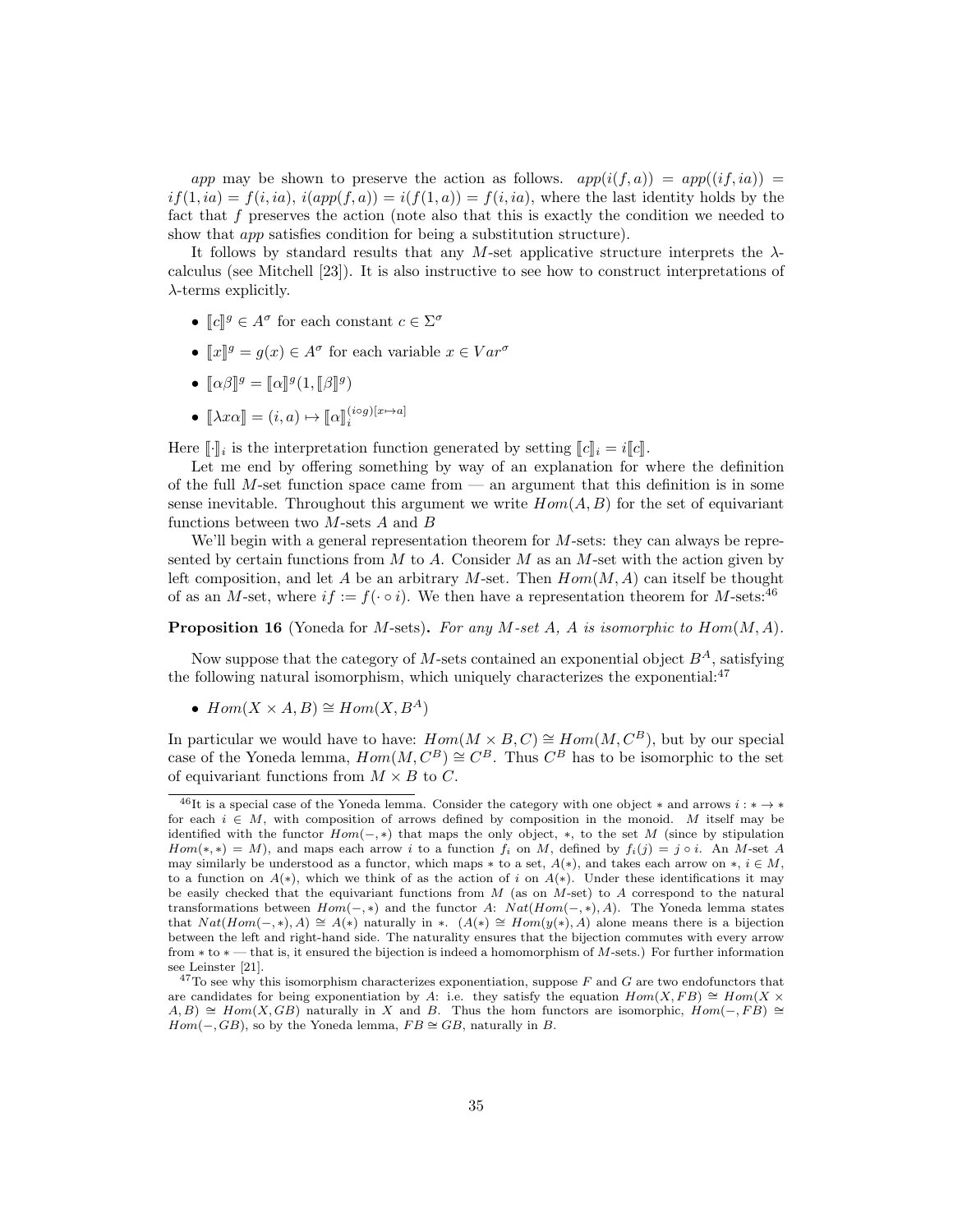*app* may be shown to preserve the action as follows. $app(i(f,a)) = app((if, ia)) = if(1, ia) = f(i, ia)$, $i(app(f,a)) = i(f(1,a)) = f(i, ia)$, where the last identity holds by the fact that $f$ preserves the action (note also that this is exactly the condition we needed to show that *app* satisfies condition for being a substitution structure).

It follows by standard results that any $M$-set applicative structure interprets the $\lambda$-calculus (see Mitchell [23]). It is also instructive to see how to construct interpretations of $\lambda$-terms explicitly.

- $[\![c]\!]^g \in A^\sigma$ for each constant $c \in \Sigma^\sigma$
- $[\![x]\!]^g = g(x) \in A^\sigma$ for each variable $x \in Var^\sigma$
- $[\![\alpha\beta]\!]^g = [\![\alpha]\!]^g(1, [\![\beta]\!]^g)$
- $[\![\lambda x \alpha]\!] = (i, a) \mapsto [\![\alpha]\!]_i^{(i \circ g)[x \mapsto a]}$

Here $[\![\cdot]\!]_i$ is the interpretation function generated by setting $[\![c]\!]_i = i[\![c]\!]$.

Let me end by offering something by way of an explanation for where the definition of the full $M$-set function space came from — an argument that this definition is in some sense inevitable. Throughout this argument we write $Hom(A, B)$ for the set of equivariant functions between two $M$-sets $A$ and $B$

We'll begin with a general representation theorem for $M$-sets: they can always be represented by certain functions from $M$ to $A$. Consider $M$ as an $M$-set with the action given by left composition, and let $A$ be an arbitrary $M$-set. Then $Hom(M, A)$ can itself be thought of as an $M$-set, where $if := f(\cdot \circ i)$. We then have a representation theorem for $M$-sets:[46]

**Proposition 16** (Yoneda for $M$-sets)**.** *For any $M$-set $A$, $A$ is isomorphic to $Hom(M, A)$.*

Now suppose that the category of $M$-sets contained an exponential object $B^A$, satisfying the following natural isomorphism, which uniquely characterizes the exponential:[47]

- $Hom(X \times A, B) \cong Hom(X, B^A)$

In particular we would have to have: $Hom(M \times B, C) \cong Hom(M, C^B)$, but by our special case of the Yoneda lemma, $Hom(M, C^B) \cong C^B$. Thus $C^B$ has to be isomorphic to the set of equivariant functions from $M \times B$ to $C$.

[46] It is a special case of the Yoneda lemma. Consider the category with one object $*$ and arrows $i : * \to *$ for each $i \in M$, with composition of arrows defined by composition in the monoid. $M$ itself may be identified with the functor $Hom(-, *)$ that maps the only object, $*$, to the set $M$ (since by stipulation $Hom(*, *) = M$), and maps each arrow $i$ to a function $f_i$ on $M$, defined by $f_i(j) = j \circ i$. An $M$-set $A$ may similarly be understood as a functor, which maps $*$ to a set, $A(*)$, and takes each arrow on $*$, $i \in M$, to a function on $A(*)$, which we think of as the action of $i$ on $A(*)$. Under these identifications it may be easily checked that the equivariant functions from $M$ (as on $M$-set) to $A$ correspond to the natural transformations between $Hom(-, *)$ and the functor $A$: $Nat(Hom(-, *), A)$. The Yoneda lemma states that $Nat(Hom(-, *), A) \cong A(*)$ naturally in $*$. ($A(*) \cong Hom(y(*), A)$ alone means there is a bijection between the left and right-hand side. The naturality ensures that the bijection commutes with every arrow from $*$ to $*$ — that is, it ensured the bijection is indeed a homomorphism of $M$-sets.) For further information see Leinster [21].

[47] To see why this isomorphism characterizes exponentiation, suppose $F$ and $G$ are two endofunctors that are candidates for being exponentiation by $A$: i.e. they satisfy the equation $Hom(X, FB) \cong Hom(X \times A, B) \cong Hom(X, GB)$ naturally in $X$ and $B$. Thus the hom functors are isomorphic, $Hom(-, FB) \cong Hom(-, GB)$, so by the Yoneda lemma, $FB \cong GB$, naturally in $B$.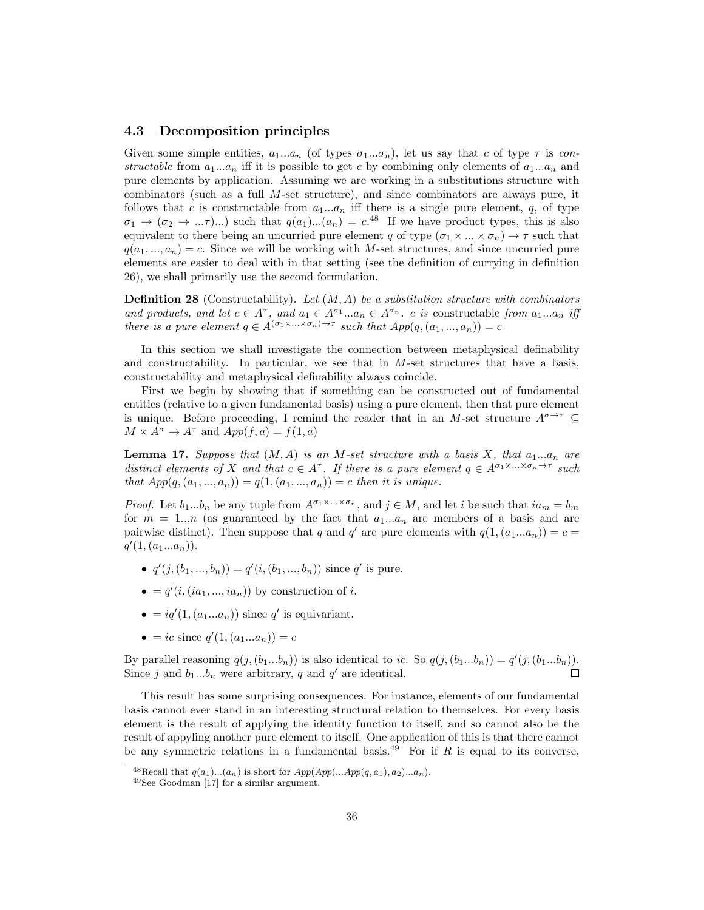### 4.3 Decomposition principles

Given some simple entities, $a_1...a_n$ (of types $\sigma_1...\sigma_n$), let us say that $c$ of type $\tau$ is *constructable* from $a_1...a_n$ iff it is possible to get $c$ by combining only elements of $a_1...a_n$ and pure elements by application. Assuming we are working in a substitutions structure with combinators (such as a full $M$-set structure), and since combinators are always pure, it follows that $c$ is constructable from $a_1...a_n$ iff there is a single pure element, $q$, of type $\sigma_1 \to (\sigma_2 \to ...\tau)...)$ such that $q(a_1)...(a_n) = c$.[48] If we have product types, this is also equivalent to there being an uncurried pure element $q$ of type $(\sigma_1 \times ... \times \sigma_n) \to \tau$ such that $q(a_1, ..., a_n) = c$. Since we will be working with $M$-set structures, and since uncurried pure elements are easier to deal with in that setting (see the definition of currying in definition 26), we shall primarily use the second formulation.

**Definition 28** (Constructability)**.** *Let $(M, A)$ be a substitution structure with combinators and products, and let $c \in A^\tau$, and $a_1 \in A^{\sigma_1}...a_n \in A^{\sigma_n}$. $c$ is* constructable *from $a_1...a_n$ iff there is a pure element $q \in A^{(\sigma_1 \times ... \times \sigma_n) \to \tau}$ such that $App(q, (a_1, ..., a_n)) = c$*

In this section we shall investigate the connection between metaphysical definability and constructability. In particular, we see that in $M$-set structures that have a basis, constructability and metaphysical definability always coincide.

First we begin by showing that if something can be constructed out of fundamental entities (relative to a given fundamental basis) using a pure element, then that pure element is unique. Before proceeding, I remind the reader that in an $M$-set structure $A^{\sigma \to \tau} \subseteq M \times A^\sigma \to A^\tau$ and $App(f, a) = f(1, a)$

**Lemma 17.** *Suppose that $(M, A)$ is an $M$-set structure with a basis $X$, that $a_1...a_n$ are distinct elements of $X$ and that $c \in A^\tau$. If there is a pure element $q \in A^{\sigma_1 \times ... \times \sigma_n \to \tau}$ such that $App(q, (a_1, ..., a_n)) = q(1, (a_1, ..., a_n)) = c$ then it is unique.*

*Proof.* Let $b_1...b_n$ be any tuple from $A^{\sigma_1 \times ... \times \sigma_n}$, and $j \in M$, and let $i$ be such that $ia_m = b_m$ for $m = 1...n$ (as guaranteed by the fact that $a_1...a_n$ are members of a basis and are pairwise distinct). Then suppose that $q$ and $q'$ are pure elements with $q(1, (a_1...a_n)) = c = q'(1, (a_1...a_n))$.

- $q'(j, (b_1, ..., b_n)) = q'(i, (b_1, ..., b_n))$ since $q'$ is pure.
- $= q'(i, (ia_1, ..., ia_n))$ by construction of $i$.
- $= iq'(1, (a_1...a_n))$ since $q'$ is equivariant.
- $= ic$ since $q'(1, (a_1...a_n)) = c$

By parallel reasoning $q(j, (b_1...b_n))$ is also identical to $ic$. So $q(j, (b_1...b_n)) = q'(j, (b_1...b_n))$. Since $j$ and $b_1...b_n$ were arbitrary, $q$ and $q'$ are identical. □

This result has some surprising consequences. For instance, elements of our fundamental basis cannot ever stand in an interesting structural relation to themselves. For every basis element is the result of applying the identity function to itself, and so cannot also be the result of appyling another pure element to itself. One application of this is that there cannot be any symmetric relations in a fundamental basis.[49] For if $R$ is equal to its converse,

[48] Recall that $q(a_1)...(a_n)$ is short for $App(App(...App(q, a_1), a_2)...a_n)$.

[49] See Goodman [17] for a similar argument.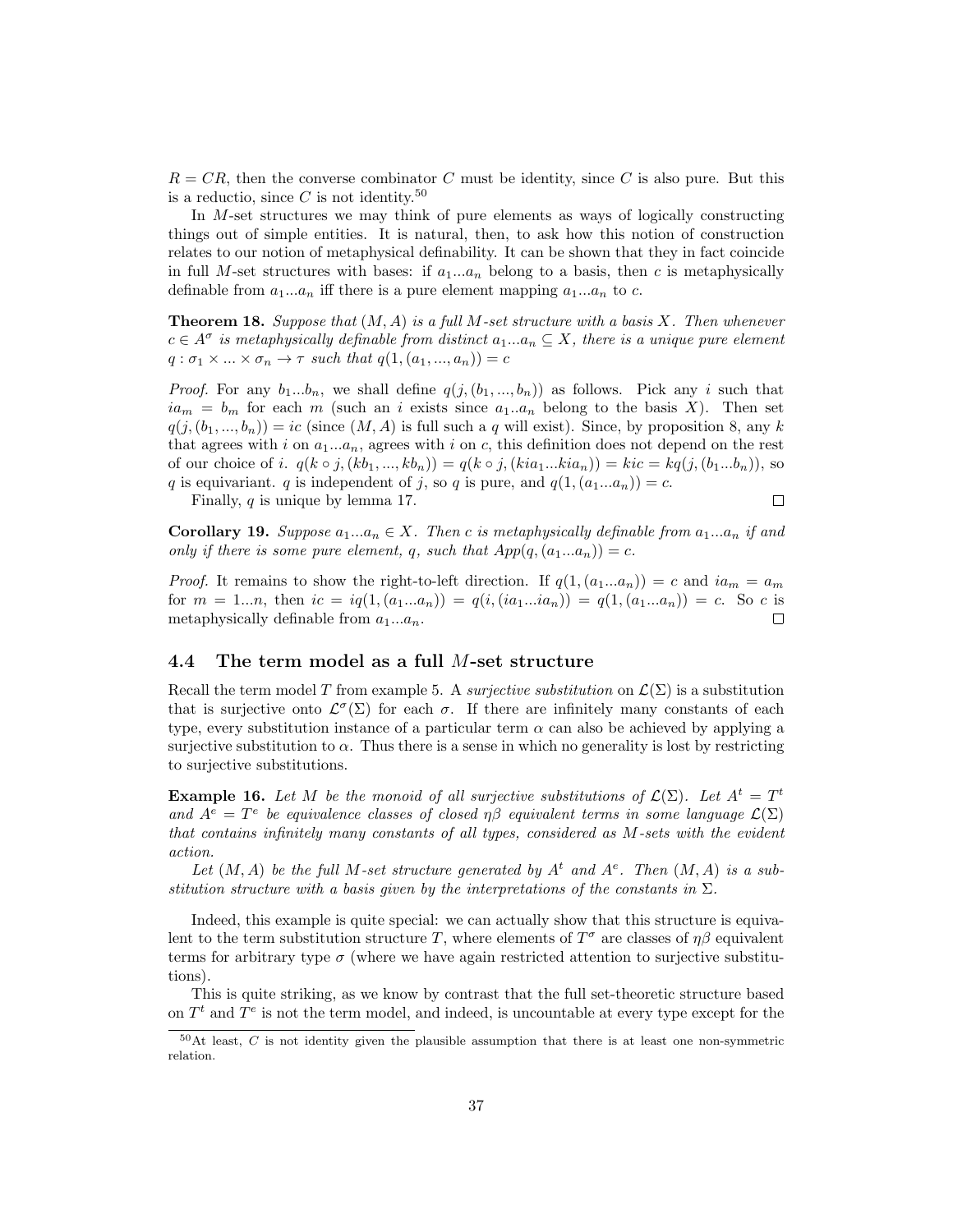$R = CR$, then the converse combinator $C$ must be identity, since $C$ is also pure. But this is a reductio, since $C$ is not identity.[50]

In $M$-set structures we may think of pure elements as ways of logically constructing things out of simple entities. It is natural, then, to ask how this notion of construction relates to our notion of metaphysical definability. It can be shown that they in fact coincide in full $M$-set structures with bases: if $a_1...a_n$ belong to a basis, then $c$ is metaphysically definable from $a_1...a_n$ iff there is a pure element mapping $a_1...a_n$ to $c$.

**Theorem 18.** *Suppose that $(M, A)$ is a full $M$-set structure with a basis $X$. Then whenever $c \in A^\sigma$ is metaphysically definable from distinct $a_1...a_n \subseteq X$, there is a unique pure element $q : \sigma_1 \times ... \times \sigma_n \to \tau$ such that $q(1, (a_1, ..., a_n)) = c$*

*Proof.* For any $b_1...b_n$, we shall define $q(j, (b_1, ..., b_n))$ as follows. Pick any $i$ such that $ia_m = b_m$ for each $m$ (such an $i$ exists since $a_1..a_n$ belong to the basis $X$). Then set $q(j, (b_1, ..., b_n)) = ic$ (since $(M, A)$ is full such a $q$ will exist). Since, by proposition 8, any $k$ that agrees with $i$ on $a_1...a_n$, agrees with $i$ on $c$, this definition does not depend on the rest of our choice of $i$. $q(k \circ j, (kb_1, ..., kb_n)) = q(k \circ j, (kia_1...kia_n)) = kic = kq(j, (b_1...b_n))$, so $q$ is equivariant. $q$ is independent of $j$, so $q$ is pure, and $q(1, (a_1...a_n)) = c$.

Finally, $q$ is unique by lemma 17. ∎

**Corollary 19.** *Suppose $a_1...a_n \in X$. Then $c$ is metaphysically definable from $a_1...a_n$ if and only if there is some pure element, $q$, such that $App(q, (a_1...a_n)) = c$.*

*Proof.* It remains to show the right-to-left direction. If $q(1, (a_1...a_n)) = c$ and $ia_m = a_m$ for $m = 1...n$, then $ic = iq(1, (a_1...a_n)) = q(i, (ia_1...ia_n)) = q(1, (a_1...a_n)) = c$. So $c$ is metaphysically definable from $a_1...a_n$. ∎

### 4.4 The term model as a full $M$-set structure

Recall the term model $T$ from example 5. A *surjective substitution* on $\mathcal{L}(\Sigma)$ is a substitution that is surjective onto $\mathcal{L}^\sigma(\Sigma)$ for each $\sigma$. If there are infinitely many constants of each type, every substitution instance of a particular term $\alpha$ can also be achieved by applying a surjective substitution to $\alpha$. Thus there is a sense in which no generality is lost by restricting to surjective substitutions.

**Example 16.** *Let $M$ be the monoid of all surjective substitutions of $\mathcal{L}(\Sigma)$. Let $A^t = T^t$ and $A^e = T^e$ be equivalence classes of closed $\eta\beta$ equivalent terms in some language $\mathcal{L}(\Sigma)$ that contains infinitely many constants of all types, considered as $M$-sets with the evident action.*

*Let $(M, A)$ be the full $M$-set structure generated by $A^t$ and $A^e$. Then $(M, A)$ is a substitution structure with a basis given by the interpretations of the constants in $\Sigma$.*

Indeed, this example is quite special: we can actually show that this structure is equivalent to the term substitution structure $T$, where elements of $T^\sigma$ are classes of $\eta\beta$ equivalent terms for arbitrary type $\sigma$ (where we have again restricted attention to surjective substitutions).

This is quite striking, as we know by contrast that the full set-theoretic structure based on $T^t$ and $T^e$ is not the term model, and indeed, is uncountable at every type except for the

[50] At least, $C$ is not identity given the plausible assumption that there is at least one non-symmetric relation.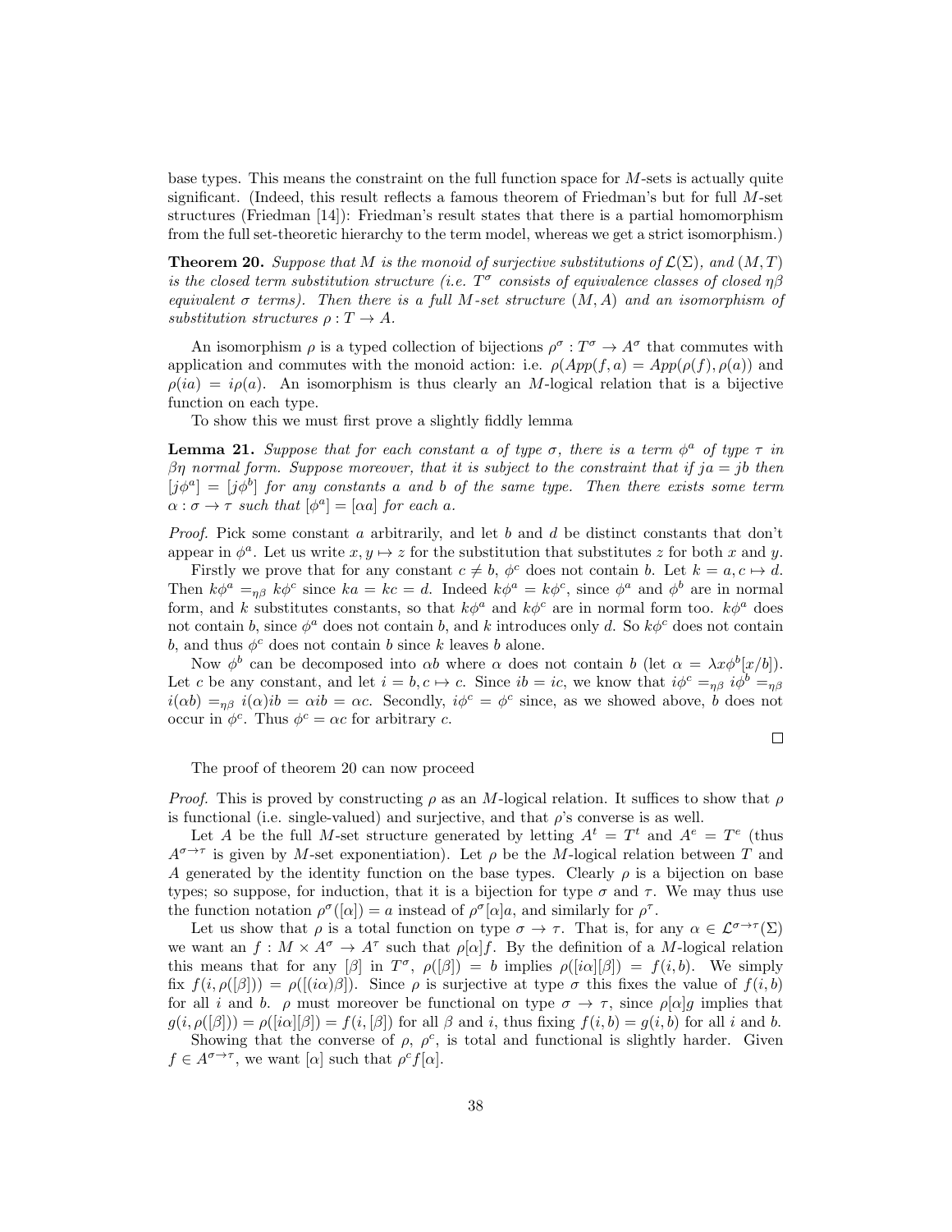base types. This means the constraint on the full function space for $M$-sets is actually quite significant. (Indeed, this result reflects a famous theorem of Friedman's but for full $M$-set structures (Friedman [14]): Friedman's result states that there is a partial homomorphism from the full set-theoretic hierarchy to the term model, whereas we get a strict isomorphism.)

**Theorem 20.** *Suppose that $M$ is the monoid of surjective substitutions of $\mathcal{L}(\Sigma)$, and $(M, T)$ is the closed term substitution structure (i.e. $T^\sigma$ consists of equivalence classes of closed $\eta\beta$ equivalent $\sigma$ terms). Then there is a full $M$-set structure $(M, A)$ and an isomorphism of substitution structures $\rho : T \to A$.*

An isomorphism $\rho$ is a typed collection of bijections $\rho^\sigma : T^\sigma \to A^\sigma$ that commutes with application and commutes with the monoid action: i.e. $\rho(App(f, a) = App(\rho(f), \rho(a))$ and $\rho(ia) = i\rho(a)$. An isomorphism is thus clearly an $M$-logical relation that is a bijective function on each type.

To show this we must first prove a slightly fiddly lemma

**Lemma 21.** *Suppose that for each constant $a$ of type $\sigma$, there is a term $\phi^a$ of type $\tau$ in $\beta\eta$ normal form. Suppose moreover, that it is subject to the constraint that if $ja = jb$ then $[j\phi^a] = [j\phi^b]$ for any constants $a$ and $b$ of the same type. Then there exists some term $\alpha : \sigma \to \tau$ such that $[\phi^a] = [\alpha a]$ for each $a$.*

*Proof.* Pick some constant $a$ arbitrarily, and let $b$ and $d$ be distinct constants that don't appear in $\phi^a$. Let us write $x, y \mapsto z$ for the substitution that substitutes $z$ for both $x$ and $y$.

Firstly we prove that for any constant $c \neq b$, $\phi^c$ does not contain $b$. Let $k = a, c \mapsto d$. Then $k\phi^a =_{\eta\beta} k\phi^c$ since $ka = kc = d$. Indeed $k\phi^a = k\phi^c$, since $\phi^a$ and $\phi^b$ are in normal form, and $k$ substitutes constants, so that $k\phi^a$ and $k\phi^c$ are in normal form too. $k\phi^a$ does not contain $b$, since $\phi^a$ does not contain $b$, and $k$ introduces only $d$. So $k\phi^c$ does not contain $b$, and thus $\phi^c$ does not contain $b$ since $k$ leaves $b$ alone.

Now $\phi^b$ can be decomposed into $\alpha b$ where $\alpha$ does not contain $b$ (let $\alpha = \lambda x \phi^b[x/b]$). Let $c$ be any constant, and let $i = b, c \mapsto c$. Since $ib = ic$, we know that $i\phi^c =_{\eta\beta} i\phi^b =_{\eta\beta} i(\alpha b) =_{\eta\beta} i(\alpha)ib = \alpha ib = \alpha c$. Secondly, $i\phi^c = \phi^c$ since, as we showed above, $b$ does not occur in $\phi^c$. Thus $\phi^c = \alpha c$ for arbitrary $c$.

∎

The proof of theorem 20 can now proceed

*Proof.* This is proved by constructing $\rho$ as an $M$-logical relation. It suffices to show that $\rho$ is functional (i.e. single-valued) and surjective, and that $\rho$'s converse is as well.

Let $A$ be the full $M$-set structure generated by letting $A^t = T^t$ and $A^e = T^e$ (thus $A^{\sigma \to \tau}$ is given by $M$-set exponentiation). Let $\rho$ be the $M$-logical relation between $T$ and $A$ generated by the identity function on the base types. Clearly $\rho$ is a bijection on base types; so suppose, for induction, that it is a bijection for type $\sigma$ and $\tau$. We may thus use the function notation $\rho^\sigma([\alpha]) = a$ instead of $\rho^\sigma[\alpha]a$, and similarly for $\rho^\tau$.

Let us show that $\rho$ is a total function on type $\sigma \to \tau$. That is, for any $\alpha \in \mathcal{L}^{\sigma\to\tau}(\Sigma)$ we want an $f : M \times A^\sigma \to A^\tau$ such that $\rho[\alpha]f$. By the definition of a $M$-logical relation this means that for any $[\beta]$ in $T^\sigma$, $\rho([\beta]) = b$ implies $\rho([i\alpha][\beta]) = f(i, b)$. We simply fix $f(i, \rho([\beta])) = \rho([(i\alpha)\beta])$. Since $\rho$ is surjective at type $\sigma$ this fixes the value of $f(i, b)$ for all $i$ and $b$. $\rho$ must moreover be functional on type $\sigma \to \tau$, since $\rho[\alpha]g$ implies that $g(i, \rho([\beta])) = \rho([i\alpha][\beta]) = f(i, [\beta])$ for all $\beta$ and $i$, thus fixing $f(i, b) = g(i, b)$ for all $i$ and $b$.

Showing that the converse of $\rho$, $\rho^c$, is total and functional is slightly harder. Given $f \in A^{\sigma\to\tau}$, we want $[\alpha]$ such that $\rho^c f[\alpha]$.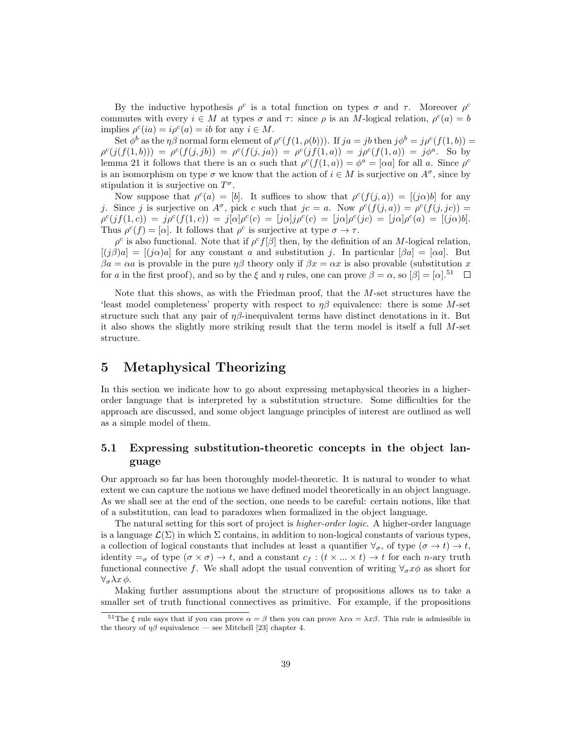By the inductive hypothesis $\rho^c$ is a total function on types $\sigma$ and $\tau$. Moreover $\rho^c$ commutes with every $i \in M$ at types $\sigma$ and $\tau$: since $\rho$ is an $M$-logical relation, $\rho^c(a) = b$ implies $\rho^c(ia) = i\rho^c(a) = ib$ for any $i \in M$.

Set $\phi^b$ as the $\eta\beta$ normal form element of $\rho^c(f(1, \rho(b)))$. If $ja = jb$ then $j\phi^b = j\rho^c(f(1,b)) = \rho^c(j(f(1,b))) = \rho^c(f(j,jb)) = \rho^c(f(j,ja)) = \rho^c(jf(1,a)) = j\rho^c(f(1,a)) = j\phi^a$. So by lemma 21 it follows that there is an $\alpha$ such that $\rho^c(f(1,a)) = \phi^a = [\alpha a]$ for all $a$. Since $\rho^c$ is an isomorphism on type $\sigma$ we know that the action of $i \in M$ is surjective on $A^\sigma$, since by stipulation it is surjective on $T^\sigma$.

Now suppose that $\rho^c(a) = [b]$. It suffices to show that $\rho^c(f(j,a)) = [(j\alpha)b]$ for any $j$. Since $j$ is surjective on $A^\sigma$, pick $c$ such that $jc = a$. Now $\rho^c(f(j,a)) = \rho^c(f(j,jc)) = \rho^c(jf(1,c)) = j\rho^c(f(1,c)) = j[\alpha]\rho^c(c) = [j\alpha]j\rho^c(c) = [j\alpha]\rho^c(jc) = [j\alpha]\rho^c(a) = [(j\alpha)b]$. Thus $\rho^c(f) = [\alpha]$. It follows that $\rho^c$ is surjective at type $\sigma \to \tau$.

$\rho^c$ is also functional. Note that if $\rho^c f[\beta]$ then, by the definition of an $M$-logical relation, $[(j\beta)a] = [(j\alpha)a]$ for any constant $a$ and substitution $j$. In particular $[\beta a] = [\alpha a]$. But $\beta a = \alpha a$ is provable in the pure $\eta\beta$ theory only if $\beta x = \alpha x$ is also provable (substitution $x$ for $a$ in the first proof), and so by the $\xi$ and $\eta$ rules, one can prove $\beta = \alpha$, so $[\beta] = [\alpha]$.[51] □

Note that this shows, as with the Friedman proof, that the $M$-set structures have the 'least model completeness' property with respect to $\eta\beta$ equivalence: there is some $M$-set structure such that any pair of $\eta\beta$-inequivalent terms have distinct denotations in it. But it also shows the slightly more striking result that the term model is itself a full $M$-set structure.

# 5 Metaphysical Theorizing

In this section we indicate how to go about expressing metaphysical theories in a higher-order language that is interpreted by a substitution structure. Some difficulties for the approach are discussed, and some object language principles of interest are outlined as well as a simple model of them.

## 5.1 Expressing substitution-theoretic concepts in the object language

Our approach so far has been thoroughly model-theoretic. It is natural to wonder to what extent we can capture the notions we have defined model theoretically in an object language. As we shall see at the end of the section, one needs to be careful: certain notions, like that of a substitution, can lead to paradoxes when formalized in the object language.

The natural setting for this sort of project is *higher-order logic*. A higher-order language is a language $\mathcal{L}(\Sigma)$ in which $\Sigma$ contains, in addition to non-logical constants of various types, a collection of logical constants that includes at least a quantifier $\forall_\sigma$, of type $(\sigma \to t) \to t$, identity $=_\sigma$ of type $(\sigma \times \sigma) \to t$, and a constant $c_f : (t \times ... \times t) \to t$ for each $n$-ary truth functional connective $f$. We shall adopt the usual convention of writing $\forall_\sigma x\phi$ as short for $\forall_\sigma \lambda x\, \phi$.

Making further assumptions about the structure of propositions allows us to take a smaller set of truth functional connectives as primitive. For example, if the propositions

[51] The $\xi$ rule says that if you can prove $\alpha = \beta$ then you can prove $\lambda x\alpha = \lambda x\beta$. This rule is admissible in the theory of $\eta\beta$ equivalence — see Mitchell [23] chapter 4.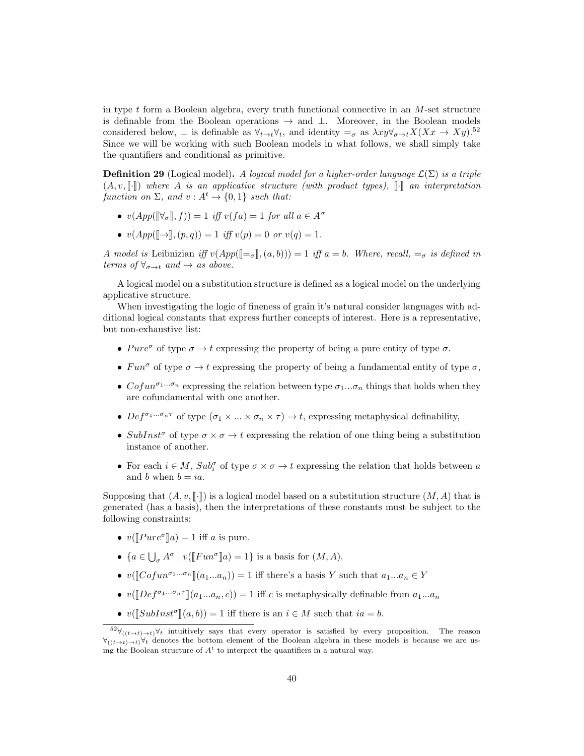in type $t$ form a Boolean algebra, every truth functional connective in an $M$-set structure is definable from the Boolean operations $\rightarrow$ and $\bot$. Moreover, in the Boolean models considered below, $\bot$ is definable as $\forall_{t\rightarrow t}\forall_t$, and identity $=_\sigma$ as $\lambda xy\forall_{\sigma\rightarrow t}X(Xx \rightarrow Xy)$.[52] Since we will be working with such Boolean models in what follows, we shall simply take the quantifiers and conditional as primitive.

**Definition 29** (Logical model)**.** *A logical model for a higher-order language $\mathcal{L}(\Sigma)$ is a triple $(A, v, [\![\cdot]\!])$ where $A$ is an applicative structure (with product types), $[\![\cdot]\!]$ an interpretation function on $\Sigma$, and $v : A^t \rightarrow \{0, 1\}$ such that:*

- $v(App([\![\forall_\sigma]\!], f)) = 1$ *iff* $v(fa) = 1$ *for all* $a \in A^\sigma$
- $v(App([\![\rightarrow]\!], (p, q)) = 1$ *iff* $v(p) = 0$ *or* $v(q) = 1$.

*A model is* Leibnizian *iff* $v(App([\![=_\sigma]\!], (a, b))) = 1$ *iff* $a = b$*. Where, recall,* $=_\sigma$ *is defined in terms of* $\forall_{\sigma\rightarrow t}$ *and* $\rightarrow$ *as above.*

A logical model on a substitution structure is defined as a logical model on the underlying applicative structure.

When investigating the logic of fineness of grain it's natural consider languages with additional logical constants that express further concepts of interest. Here is a representative, but non-exhaustive list:

- $Pure^\sigma$ of type $\sigma \rightarrow t$ expressing the property of being a pure entity of type $\sigma$.
- $Fun^\sigma$ of type $\sigma \rightarrow t$ expressing the property of being a fundamental entity of type $\sigma$,
- $Cofun^{\sigma_1...\sigma_n}$ expressing the relation between type $\sigma_1...\sigma_n$ things that holds when they are cofundamental with one another.
- $Def^{\sigma_1...\sigma_n\tau}$ of type $(\sigma_1 \times ... \times \sigma_n \times \tau) \rightarrow t$, expressing metaphysical definability,
- $SubInst^\sigma$ of type $\sigma \times \sigma \rightarrow t$ expressing the relation of one thing being a substitution instance of another.
- For each $i \in M$, $Sub_i^\sigma$ of type $\sigma \times \sigma \rightarrow t$ expressing the relation that holds between $a$ and $b$ when $b = ia$.

Supposing that $(A, v, [\![\cdot]\!])$ is a logical model based on a substitution structure $(M, A)$ that is generated (has a basis), then the interpretations of these constants must be subject to the following constraints:

- $v([\![Pure^\sigma]\!]a) = 1$ iff $a$ is pure.
- $\{a \in \bigcup_\sigma A^\sigma \mid v([\![Fun^\sigma]\!]a) = 1\}$ is a basis for $(M, A)$.
- $v([\![Cofun^{\sigma_1...\sigma_n}]\!](a_1...a_n)) = 1$ iff there's a basis $Y$ such that $a_1...a_n \in Y$
- $v([\![Def^{\sigma_1...\sigma_n\tau}]\!](a_1...a_n, c)) = 1$ iff $c$ is metaphysically definable from $a_1...a_n$
- $v([\![SubInst^\sigma]\!](a, b)) = 1$ iff there is an $i \in M$ such that $ia = b$.

[52] $\forall_{((t\rightarrow t)\rightarrow t)}\forall_t$ intuitively says that every operator is satisfied by every proposition. The reason $\forall_{((t\rightarrow t)\rightarrow t)}\forall_t$ denotes the bottom element of the Boolean algebra in these models is because we are using the Boolean structure of $A^t$ to interpret the quantifiers in a natural way.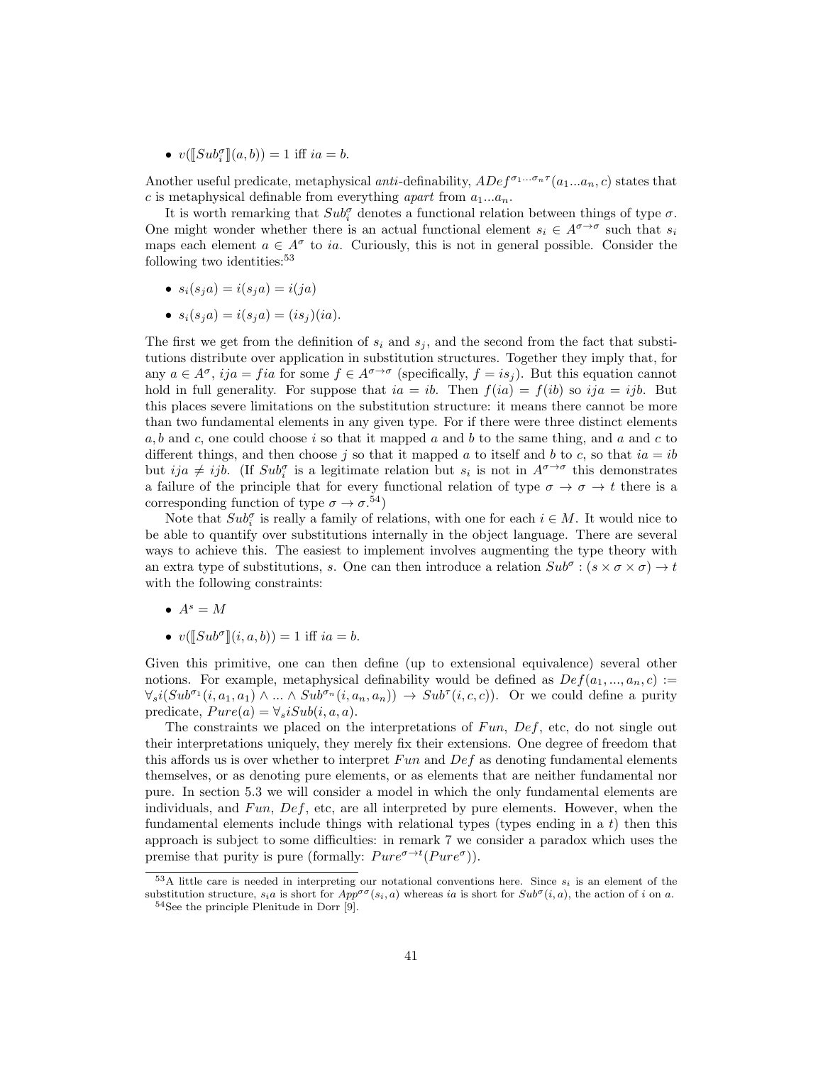- $v([\![Sub_i^\sigma]\!](a,b)) = 1$ iff $ia = b$.

Another useful predicate, metaphysical *anti*-definability, $ADef^{\sigma_1...\sigma_n\tau}(a_1...a_n, c)$ states that $c$ is metaphysical definable from everything *apart* from $a_1...a_n$.

It is worth remarking that $Sub_i^\sigma$ denotes a functional relation between things of type $\sigma$. One might wonder whether there is an actual functional element $s_i \in A^{\sigma\to\sigma}$ such that $s_i$ maps each element $a \in A^\sigma$ to $ia$. Curiously, this is not in general possible. Consider the following two identities:[53]

- $s_i(s_j a) = i(s_j a) = i(ja)$
- $s_i(s_j a) = i(s_j a) = (is_j)(ia)$.

The first we get from the definition of $s_i$ and $s_j$, and the second from the fact that substitutions distribute over application in substitution structures. Together they imply that, for any $a \in A^\sigma$, $ija = fia$ for some $f \in A^{\sigma\to\sigma}$ (specifically, $f = is_j$). But this equation cannot hold in full generality. For suppose that $ia = ib$. Then $f(ia) = f(ib)$ so $ija = ijb$. But this places severe limitations on the substitution structure: it means there cannot be more than two fundamental elements in any given type. For if there were three distinct elements $a, b$ and $c$, one could choose $i$ so that it mapped $a$ and $b$ to the same thing, and $a$ and $c$ to different things, and then choose $j$ so that it mapped $a$ to itself and $b$ to $c$, so that $ia = ib$ but $ija \neq ijb$. (If $Sub_i^\sigma$ is a legitimate relation but $s_i$ is not in $A^{\sigma\to\sigma}$ this demonstrates a failure of the principle that for every functional relation of type $\sigma \to \sigma \to t$ there is a corresponding function of type $\sigma \to \sigma$.[54])

Note that $Sub_i^\sigma$ is really a family of relations, with one for each $i \in M$. It would nice to be able to quantify over substitutions internally in the object language. There are several ways to achieve this. The easiest to implement involves augmenting the type theory with an extra type of substitutions, $s$. One can then introduce a relation $Sub^\sigma : (s \times \sigma \times \sigma) \to t$ with the following constraints:

- $A^s = M$
- $v([\![Sub^\sigma]\!](i, a, b)) = 1$ iff $ia = b$.

Given this primitive, one can then define (up to extensional equivalence) several other notions. For example, metaphysical definability would be defined as $Def(a_1, ..., a_n, c) := \forall_s i(Sub^{\sigma_1}(i, a_1, a_1) \wedge ... \wedge Sub^{\sigma_n}(i, a_n, a_n)) \to Sub^\tau(i, c, c))$. Or we could define a purity predicate, $Pure(a) = \forall_s i Sub(i, a, a)$.

The constraints we placed on the interpretations of $Fun$, $Def$, etc, do not single out their interpretations uniquely, they merely fix their extensions. One degree of freedom that this affords us is over whether to interpret $Fun$ and $Def$ as denoting fundamental elements themselves, or as denoting pure elements, or as elements that are neither fundamental nor pure. In section 5.3 we will consider a model in which the only fundamental elements are individuals, and $Fun$, $Def$, etc, are all interpreted by pure elements. However, when the fundamental elements include things with relational types (types ending in a $t$) then this approach is subject to some difficulties: in remark 7 we consider a paradox which uses the premise that purity is pure (formally: $Pure^{\sigma\to t}(Pure^\sigma)$).

[53] A little care is needed in interpreting our notational conventions here. Since $s_i$ is an element of the substitution structure, $s_i a$ is short for $App^{\sigma\sigma}(s_i, a)$ whereas $ia$ is short for $Sub^\sigma(i, a)$, the action of $i$ on $a$.

[54] See the principle Plenitude in Dorr [9].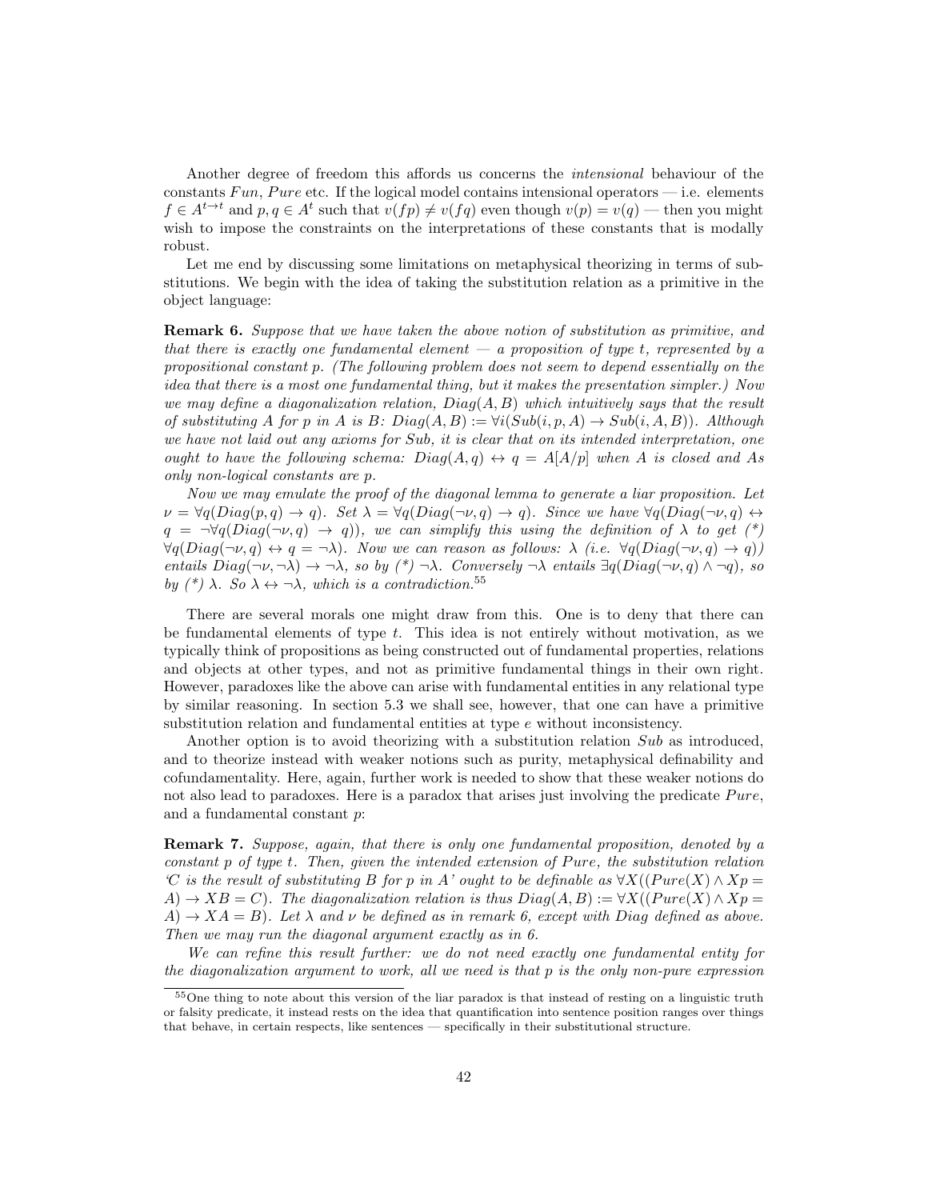Another degree of freedom this affords us concerns the *intensional* behaviour of the constants $Fun$, $Pure$ etc. If the logical model contains intensional operators — i.e. elements $f \in A^{t \to t}$ and $p, q \in A^t$ such that $v(fp) \neq v(fq)$ even though $v(p) = v(q)$ — then you might wish to impose the constraints on the interpretations of these constants that is modally robust.

Let me end by discussing some limitations on metaphysical theorizing in terms of substitutions. We begin with the idea of taking the substitution relation as a primitive in the object language:

**Remark 6.** *Suppose that we have taken the above notion of substitution as primitive, and that there is exactly one fundamental element — a proposition of type $t$, represented by a propositional constant $p$. (The following problem does not seem to depend essentially on the idea that there is a most one fundamental thing, but it makes the presentation simpler.) Now we may define a diagonalization relation, $Diag(A, B)$ which intuitively says that the result of substituting $A$ for $p$ in $A$ is $B$: $Diag(A, B) := \forall i(Sub(i, p, A) \to Sub(i, A, B))$. Although we have not laid out any axioms for $Sub$, it is clear that on its intended interpretation, one ought to have the following schema: $Diag(A, q) \leftrightarrow q = A[A/p]$ when $A$ is closed and $A$s only non-logical constants are $p$.*

*Now we may emulate the proof of the diagonal lemma to generate a liar proposition. Let $\nu = \forall q(Diag(p, q) \to q)$. Set $\lambda = \forall q(Diag(\neg\nu, q) \to q)$. Since we have $\forall q(Diag(\neg\nu, q) \leftrightarrow q = \neg\forall q(Diag(\neg\nu, q) \to q))$, we can simplify this using the definition of $\lambda$ to get (\*) $\forall q(Diag(\neg\nu, q) \leftrightarrow q = \neg\lambda)$. Now we can reason as follows: $\lambda$ (i.e. $\forall q(Diag(\neg\nu, q) \to q)$) entails $Diag(\neg\nu, \neg\lambda) \to \neg\lambda$, so by (\*) $\neg\lambda$. Conversely $\neg\lambda$ entails $\exists q(Diag(\neg\nu, q) \wedge \neg q)$, so by (\*) $\lambda$. So $\lambda \leftrightarrow \neg\lambda$, which is a contradiction.*[55]

There are several morals one might draw from this. One is to deny that there can be fundamental elements of type $t$. This idea is not entirely without motivation, as we typically think of propositions as being constructed out of fundamental properties, relations and objects at other types, and not as primitive fundamental things in their own right. However, paradoxes like the above can arise with fundamental entities in any relational type by similar reasoning. In section 5.3 we shall see, however, that one can have a primitive substitution relation and fundamental entities at type $e$ without inconsistency.

Another option is to avoid theorizing with a substitution relation $Sub$ as introduced, and to theorize instead with weaker notions such as purity, metaphysical definability and cofundamentality. Here, again, further work is needed to show that these weaker notions do not also lead to paradoxes. Here is a paradox that arises just involving the predicate $Pure$, and a fundamental constant $p$:

**Remark 7.** *Suppose, again, that there is only one fundamental proposition, denoted by a constant $p$ of type $t$. Then, given the intended extension of $Pure$, the substitution relation 'C is the result of substituting B for p in A' ought to be definable as $\forall X((Pure(X) \wedge Xp = A) \to XB = C)$. The diagonalization relation is thus $Diag(A, B) := \forall X((Pure(X) \wedge Xp = A) \to XA = B)$. Let $\lambda$ and $\nu$ be defined as in remark 6, except with $Diag$ defined as above. Then we may run the diagonal argument exactly as in 6.*

*We can refine this result further: we do not need exactly one fundamental entity for the diagonalization argument to work, all we need is that $p$ is the only non-pure expression*

[55] One thing to note about this version of the liar paradox is that instead of resting on a linguistic truth or falsity predicate, it instead rests on the idea that quantification into sentence position ranges over things that behave, in certain respects, like sentences — specifically in their substitutional structure.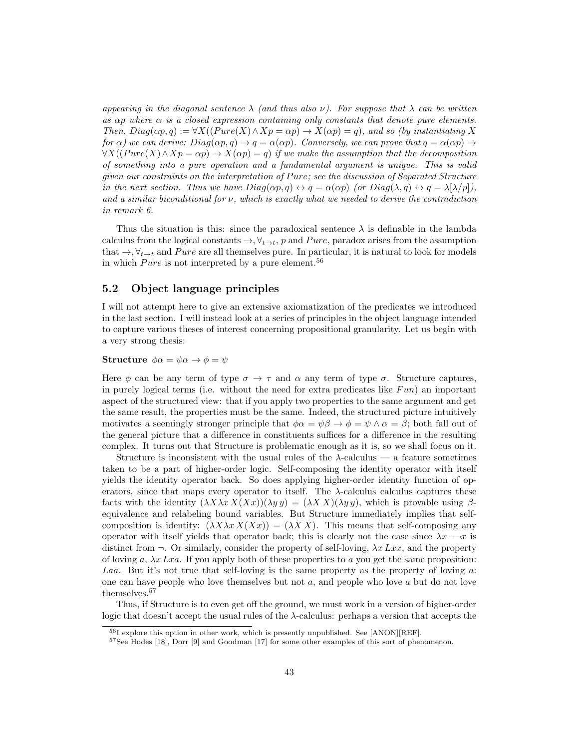*appearing in the diagonal sentence $\lambda$ (and thus also $\nu$). For suppose that $\lambda$ can be written as $\alpha p$ where $\alpha$ is a closed expression containing only constants that denote pure elements. Then, $Diag(\alpha p, q) := \forall X((Pure(X) \wedge Xp = \alpha p) \rightarrow X(\alpha p) = q)$, and so (by instantiating $X$ for $\alpha$) we can derive: $Diag(\alpha p, q) \rightarrow q = \alpha(\alpha p)$. Conversely, we can prove that $q = \alpha(\alpha p) \rightarrow \forall X((Pure(X) \wedge Xp = \alpha p) \rightarrow X(\alpha p) = q)$ if we make the assumption that the decomposition of something into a pure operation and a fundamental argument is unique. This is valid given our constraints on the interpretation of $Pure$; see the discussion of Separated Structure in the next section. Thus we have $Diag(\alpha p, q) \leftrightarrow q = \alpha(\alpha p)$ (or $Diag(\lambda, q) \leftrightarrow q = \lambda[\lambda/p]$), and a similar biconditional for $\nu$, which is exactly what we needed to derive the contradiction in remark 6.*

Thus the situation is this: since the paradoxical sentence $\lambda$ is definable in the lambda calculus from the logical constants $\rightarrow, \forall_{t\rightarrow t}$, $p$ and $Pure$, paradox arises from the assumption that $\rightarrow, \forall_{t\rightarrow t}$ and $Pure$ are all themselves pure. In particular, it is natural to look for models in which $Pure$ is not interpreted by a pure element.[56]

## 5.2 Object language principles

I will not attempt here to give an extensive axiomatization of the predicates we introduced in the last section. I will instead look at a series of principles in the object language intended to capture various theses of interest concerning propositional granularity. Let us begin with a very strong thesis:

**Structure** $\phi\alpha = \psi\alpha \rightarrow \phi = \psi$

Here $\phi$ can be any term of type $\sigma \rightarrow \tau$ and $\alpha$ any term of type $\sigma$. Structure captures, in purely logical terms (i.e. without the need for extra predicates like $Fun$) an important aspect of the structured view: that if you apply two properties to the same argument and get the same result, the properties must be the same. Indeed, the structured picture intuitively motivates a seemingly stronger principle that $\phi\alpha = \psi\beta \rightarrow \phi = \psi \wedge \alpha = \beta$; both fall out of the general picture that a difference in constituents suffices for a difference in the resulting complex. It turns out that Structure is problematic enough as it is, so we shall focus on it.

Structure is inconsistent with the usual rules of the $\lambda$-calculus — a feature sometimes taken to be a part of higher-order logic. Self-composing the identity operator with itself yields the identity operator back. So does applying higher-order identity function of operators, since that maps every operator to itself. The $\lambda$-calculus calculus captures these facts with the identity $(\lambda X \lambda x\, X(Xx))(\lambda y\, y) = (\lambda X\, X)(\lambda y\, y)$, which is provable using $\beta$-equivalence and relabeling bound variables. But Structure immediately implies that self-composition is identity: $(\lambda X \lambda x\, X(Xx)) = (\lambda X\, X)$. This means that self-composing any operator with itself yields that operator back; this is clearly not the case since $\lambda x\, \neg\neg x$ is distinct from $\neg$. Or similarly, consider the property of self-loving, $\lambda x\, Lxx$, and the property of loving $a$, $\lambda x\, Lxa$. If you apply both of these properties to $a$ you get the same proposition: $Laa$. But it's not true that self-loving is the same property as the property of loving $a$: one can have people who love themselves but not $a$, and people who love $a$ but do not love themselves.[57]

Thus, if Structure is to even get off the ground, we must work in a version of higher-order logic that doesn't accept the usual rules of the $\lambda$-calculus: perhaps a version that accepts the

---

[56] I explore this option in other work, which is presently unpublished. See [ANON][REF].

[57] See Hodes [18], Dorr [9] and Goodman [17] for some other examples of this sort of phenomenon.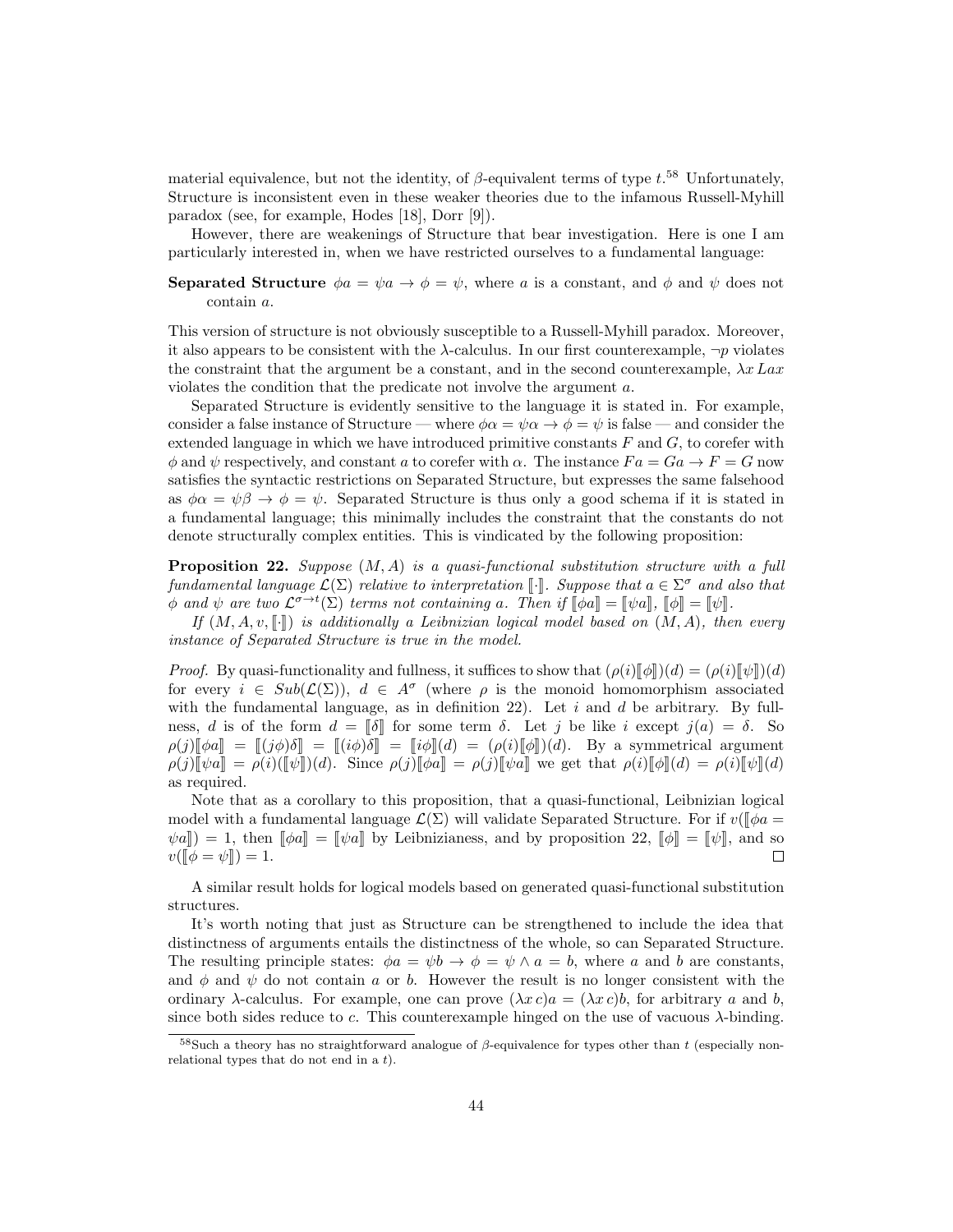material equivalence, but not the identity, of $\beta$-equivalent terms of type $t$.[58] Unfortunately, Structure is inconsistent even in these weaker theories due to the infamous Russell-Myhill paradox (see, for example, Hodes [18], Dorr [9]).

However, there are weakenings of Structure that bear investigation. Here is one I am particularly interested in, when we have restricted ourselves to a fundamental language:

**Separated Structure** $\phi a = \psi a \rightarrow \phi = \psi$, where $a$ is a constant, and $\phi$ and $\psi$ does not contain $a$.

This version of structure is not obviously susceptible to a Russell-Myhill paradox. Moreover, it also appears to be consistent with the $\lambda$-calculus. In our first counterexample, $\neg p$ violates the constraint that the argument be a constant, and in the second counterexample, $\lambda x\, Lax$ violates the condition that the predicate not involve the argument $a$.

Separated Structure is evidently sensitive to the language it is stated in. For example, consider a false instance of Structure — where $\phi\alpha = \psi\alpha \rightarrow \phi = \psi$ is false — and consider the extended language in which we have introduced primitive constants $F$ and $G$, to corefer with $\phi$ and $\psi$ respectively, and constant $a$ to corefer with $\alpha$. The instance $Fa = Ga \rightarrow F = G$ now satisfies the syntactic restrictions on Separated Structure, but expresses the same falsehood as $\phi\alpha = \psi\beta \rightarrow \phi = \psi$. Separated Structure is thus only a good schema if it is stated in a fundamental language; this minimally includes the constraint that the constants do not denote structurally complex entities. This is vindicated by the following proposition:

**Proposition 22.** *Suppose $(M, A)$ is a quasi-functional substitution structure with a full fundamental language $\mathcal{L}(\Sigma)$ relative to interpretation $[\![\cdot]\!]$. Suppose that $a \in \Sigma^\sigma$ and also that $\phi$ and $\psi$ are two $\mathcal{L}^{\sigma\rightarrow t}(\Sigma)$ terms not containing $a$. Then if $[\![\phi a]\!] = [\![\psi a]\!]$, $[\![\phi]\!] = [\![\psi]\!]$.*

*If $(M, A, v, [\![\cdot]\!])$ is additionally a Leibnizian logical model based on $(M, A)$, then every instance of Separated Structure is true in the model.*

*Proof.* By quasi-functionality and fullness, it suffices to show that $(\rho(i)[\![\phi]\!])(d) = (\rho(i)[\![\psi]\!])(d)$ for every $i \in Sub(\mathcal{L}(\Sigma))$, $d \in A^\sigma$ (where $\rho$ is the monoid homomorphism associated with the fundamental language, as in definition 22). Let $i$ and $d$ be arbitrary. By fullness, $d$ is of the form $d = [\![\delta]\!]$ for some term $\delta$. Let $j$ be like $i$ except $j(a) = \delta$. So $\rho(j)[\![\phi a]\!] = [\![(j\phi)\delta]\!] = [\![(i\phi)\delta]\!] = [\![i\phi]\!](d) = (\rho(i)[\![\phi]\!])(d)$. By a symmetrical argument $\rho(j)[\![\psi a]\!] = \rho(i)([\![\psi]\!])(d)$. Since $\rho(j)[\![\phi a]\!] = \rho(j)[\![\psi a]\!]$ we get that $\rho(i)[\![\phi]\!](d) = \rho(i)[\![\psi]\!](d)$ as required.

Note that as a corollary to this proposition, that a quasi-functional, Leibnizian logical model with a fundamental language $\mathcal{L}(\Sigma)$ will validate Separated Structure. For if $v([\![\phi a = \psi a]\!]) = 1$, then $[\![\phi a]\!] = [\![\psi a]\!]$ by Leibnizianess, and by proposition 22, $[\![\phi]\!] = [\![\psi]\!]$, and so $v([\![\phi = \psi]\!]) = 1$. $\square$

A similar result holds for logical models based on generated quasi-functional substitution structures.

It's worth noting that just as Structure can be strengthened to include the idea that distinctness of arguments entails the distinctness of the whole, so can Separated Structure. The resulting principle states: $\phi a = \psi b \rightarrow \phi = \psi \wedge a = b$, where $a$ and $b$ are constants, and $\phi$ and $\psi$ do not contain $a$ or $b$. However the result is no longer consistent with the ordinary $\lambda$-calculus. For example, one can prove $(\lambda x\, c)a = (\lambda x\, c)b$, for arbitrary $a$ and $b$, since both sides reduce to $c$. This counterexample hinged on the use of vacuous $\lambda$-binding.

[58] Such a theory has no straightforward analogue of $\beta$-equivalence for types other than $t$ (especially non-relational types that do not end in a $t$).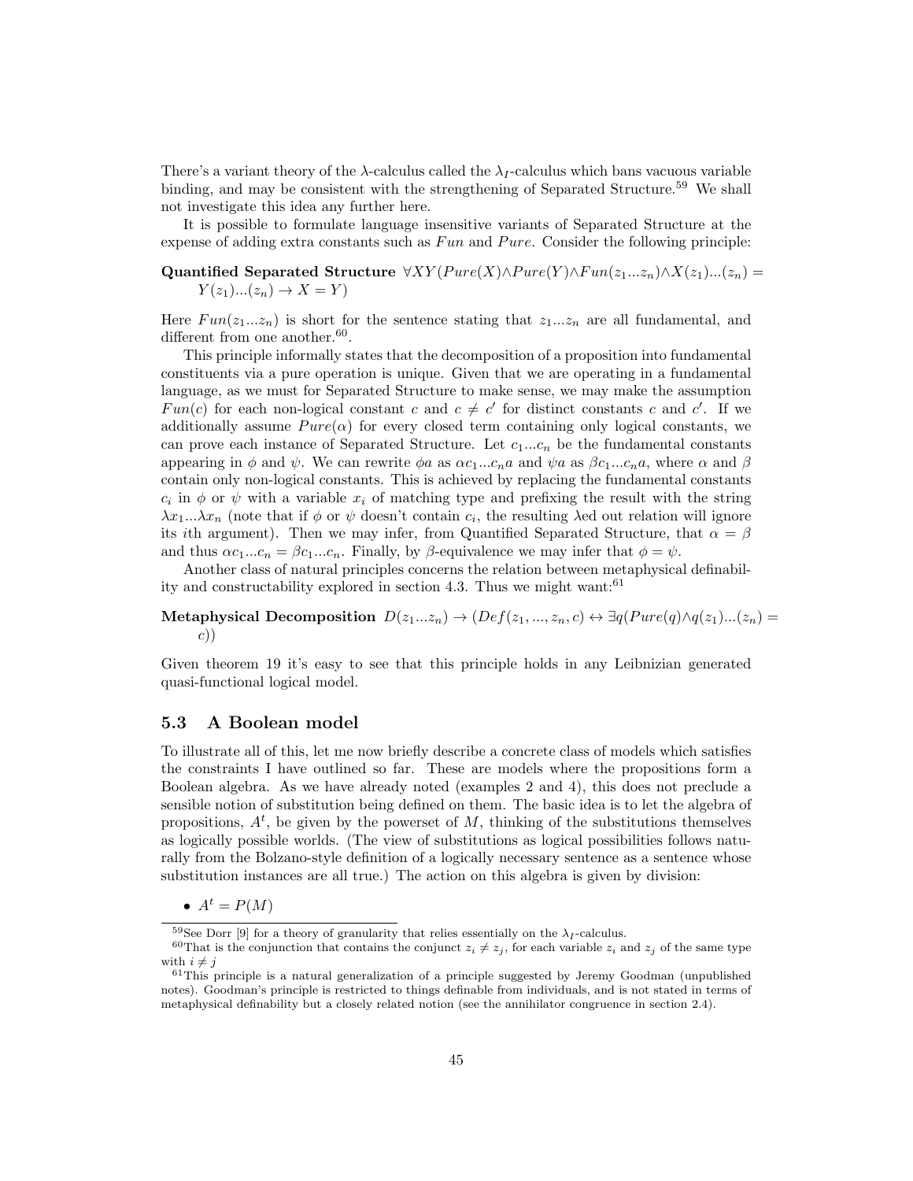There's a variant theory of the λ-calculus called the $\lambda_I$-calculus which bans vacuous variable binding, and may be consistent with the strengthening of Separated Structure.[59] We shall not investigate this idea any further here.

It is possible to formulate language insensitive variants of Separated Structure at the expense of adding extra constants such as $Fun$ and $Pure$. Consider the following principle:

**Quantified Separated Structure** $\forall XY(Pure(X) \wedge Pure(Y) \wedge Fun(z_1...z_n) \wedge X(z_1)...(z_n) = Y(z_1)...(z_n) \rightarrow X = Y)$

Here $Fun(z_1...z_n)$ is short for the sentence stating that $z_1...z_n$ are all fundamental, and different from one another.[60].

This principle informally states that the decomposition of a proposition into fundamental constituents via a pure operation is unique. Given that we are operating in a fundamental language, as we must for Separated Structure to make sense, we may make the assumption $Fun(c)$ for each non-logical constant $c$ and $c \neq c'$ for distinct constants $c$ and $c'$. If we additionally assume $Pure(\alpha)$ for every closed term containing only logical constants, we can prove each instance of Separated Structure. Let $c_1...c_n$ be the fundamental constants appearing in $\phi$ and $\psi$. We can rewrite $\phi a$ as $\alpha c_1...c_n a$ and $\psi a$ as $\beta c_1...c_n a$, where $\alpha$ and $\beta$ contain only non-logical constants. This is achieved by replacing the fundamental constants $c_i$ in $\phi$ or $\psi$ with a variable $x_i$ of matching type and prefixing the result with the string $\lambda x_1...\lambda x_n$ (note that if $\phi$ or $\psi$ doesn't contain $c_i$, the resulting $\lambda$ed out relation will ignore its $i$th argument). Then we may infer, from Quantified Separated Structure, that $\alpha = \beta$ and thus $\alpha c_1...c_n = \beta c_1...c_n$. Finally, by $\beta$-equivalence we may infer that $\phi = \psi$.

Another class of natural principles concerns the relation between metaphysical definability and constructability explored in section 4.3. Thus we might want:[61]

**Metaphysical Decomposition** $D(z_1...z_n) \rightarrow (Def(z_1, ..., z_n, c) \leftrightarrow \exists q(Pure(q) \wedge q(z_1)...(z_n) = c))$

Given theorem 19 it's easy to see that this principle holds in any Leibnizian generated quasi-functional logical model.

## 5.3 A Boolean model

To illustrate all of this, let me now briefly describe a concrete class of models which satisfies the constraints I have outlined so far. These are models where the propositions form a Boolean algebra. As we have already noted (examples 2 and 4), this does not preclude a sensible notion of substitution being defined on them. The basic idea is to let the algebra of propositions, $A^t$, be given by the powerset of $M$, thinking of the substitutions themselves as logically possible worlds. (The view of substitutions as logical possibilities follows naturally from the Bolzano-style definition of a logically necessary sentence as a sentence whose substitution instances are all true.) The action on this algebra is given by division:

- $A^t = P(M)$

---

[59] See Dorr [9] for a theory of granularity that relies essentially on the $\lambda_I$-calculus.

[60] That is the conjunction that contains the conjunct $z_i \neq z_j$, for each variable $z_i$ and $z_j$ of the same type with $i \neq j$

[61] This principle is a natural generalization of a principle suggested by Jeremy Goodman (unpublished notes). Goodman's principle is restricted to things definable from individuals, and is not stated in terms of metaphysical definability but a closely related notion (see the annihilator congruence in section 2.4).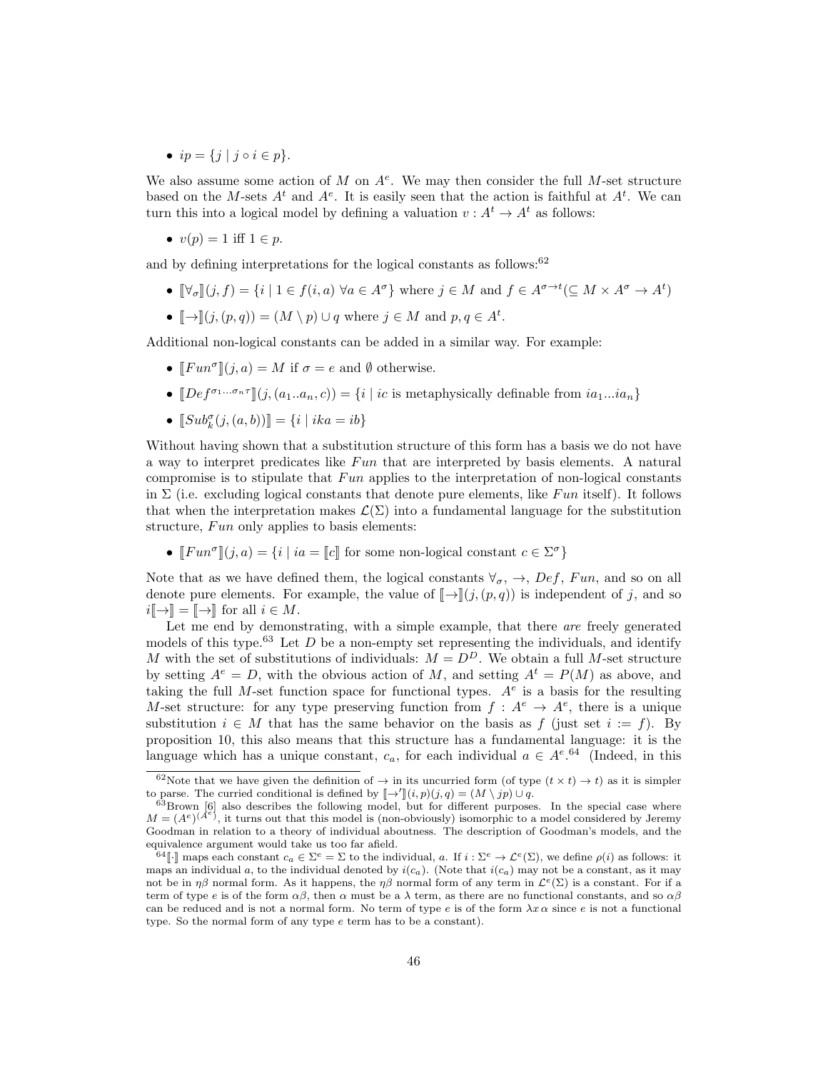- $ip = \{j \mid j \circ i \in p\}$.

We also assume some action of $M$ on $A^e$. We may then consider the full $M$-set structure based on the $M$-sets $A^t$ and $A^e$. It is easily seen that the action is faithful at $A^t$. We can turn this into a logical model by defining a valuation $v : A^t \to A^t$ as follows:

- $v(p) = 1$ iff $1 \in p$.

and by defining interpretations for the logical constants as follows:[62]

- $[\![\forall_\sigma]\!](j, f) = \{i \mid 1 \in f(i, a)\ \forall a \in A^\sigma\}$ where $j \in M$ and $f \in A^{\sigma\to t}(\subseteq M \times A^\sigma \to A^t)$
- $[\![\to]\!](j, (p, q)) = (M \setminus p) \cup q$ where $j \in M$ and $p, q \in A^t$.

Additional non-logical constants can be added in a similar way. For example:

- $[\![Fun^\sigma]\!](j, a) = M$ if $\sigma = e$ and $\emptyset$ otherwise.
- $[\![Def^{\sigma_1 \ldots \sigma_n \tau}]\!](j, (a_1 .. a_n, c)) = \{i \mid ic \text{ is metaphysically definable from } ia_1 ... ia_n\}$
- $[\![Sub^\sigma_k(j, (a, b))]\!] = \{i \mid ika = ib\}$

Without having shown that a substitution structure of this form has a basis we do not have a way to interpret predicates like $Fun$ that are interpreted by basis elements. A natural compromise is to stipulate that $Fun$ applies to the interpretation of non-logical constants in $\Sigma$ (i.e. excluding logical constants that denote pure elements, like $Fun$ itself). It follows that when the interpretation makes $\mathcal{L}(\Sigma)$ into a fundamental language for the substitution structure, $Fun$ only applies to basis elements:

- $[\![Fun^\sigma]\!](j, a) = \{i \mid ia = [\![c]\!]$ for some non-logical constant $c \in \Sigma^\sigma\}$

Note that as we have defined them, the logical constants $\forall_\sigma$, $\to$, $Def$, $Fun$, and so on all denote pure elements. For example, the value of $[\![\to]\!](j, (p, q))$ is independent of $j$, and so $i[\![\to]\!] = [\![\to]\!]$ for all $i \in M$.

Let me end by demonstrating, with a simple example, that there *are* freely generated models of this type.[63] Let $D$ be a non-empty set representing the individuals, and identify $M$ with the set of substitutions of individuals: $M = D^D$. We obtain a full $M$-set structure by setting $A^e = D$, with the obvious action of $M$, and setting $A^t = P(M)$ as above, and taking the full $M$-set function space for functional types. $A^e$ is a basis for the resulting $M$-set structure: for any type preserving function from $f : A^e \to A^e$, there is a unique substitution $i \in M$ that has the same behavior on the basis as $f$ (just set $i := f$). By proposition 10, this also means that this structure has a fundamental language: it is the language which has a unique constant, $c_a$, for each individual $a \in A^e$.[64] (Indeed, in this

---

[62] Note that we have given the definition of $\to$ in its uncurried form (of type $(t \times t) \to t$) as it is simpler to parse. The curried conditional is defined by $[\![\to']\!](i, p)(j, q) = (M \setminus jp) \cup q$.

[63] Brown [6] also describes the following model, but for different purposes. In the special case where $M = (A^e)^{(A^e)}$, it turns out that this model is (non-obviously) isomorphic to a model considered by Jeremy Goodman in relation to a theory of individual aboutness. The description of Goodman's models, and the equivalence argument would take us too far afield.

[64] $[\![\cdot]\!]$ maps each constant $c_a \in \Sigma^e = \Sigma$ to the individual, $a$. If $i : \Sigma^e \to \mathcal{L}^e(\Sigma)$, we define $\rho(i)$ as follows: it maps an individual $a$, to the individual denoted by $i(c_a)$. (Note that $i(c_a)$ may not be a constant, as it may not be in $\eta\beta$ normal form. As it happens, the $\eta\beta$ normal form of any term in $\mathcal{L}^e(\Sigma)$ is a constant. For if a term of type $e$ is of the form $\alpha\beta$, then $\alpha$ must be a $\lambda$ term, as there are no functional constants, and so $\alpha\beta$ can be reduced and is not a normal form. No term of type $e$ is of the form $\lambda x\, \alpha$ since $e$ is not a functional type. So the normal form of any type $e$ term has to be a constant).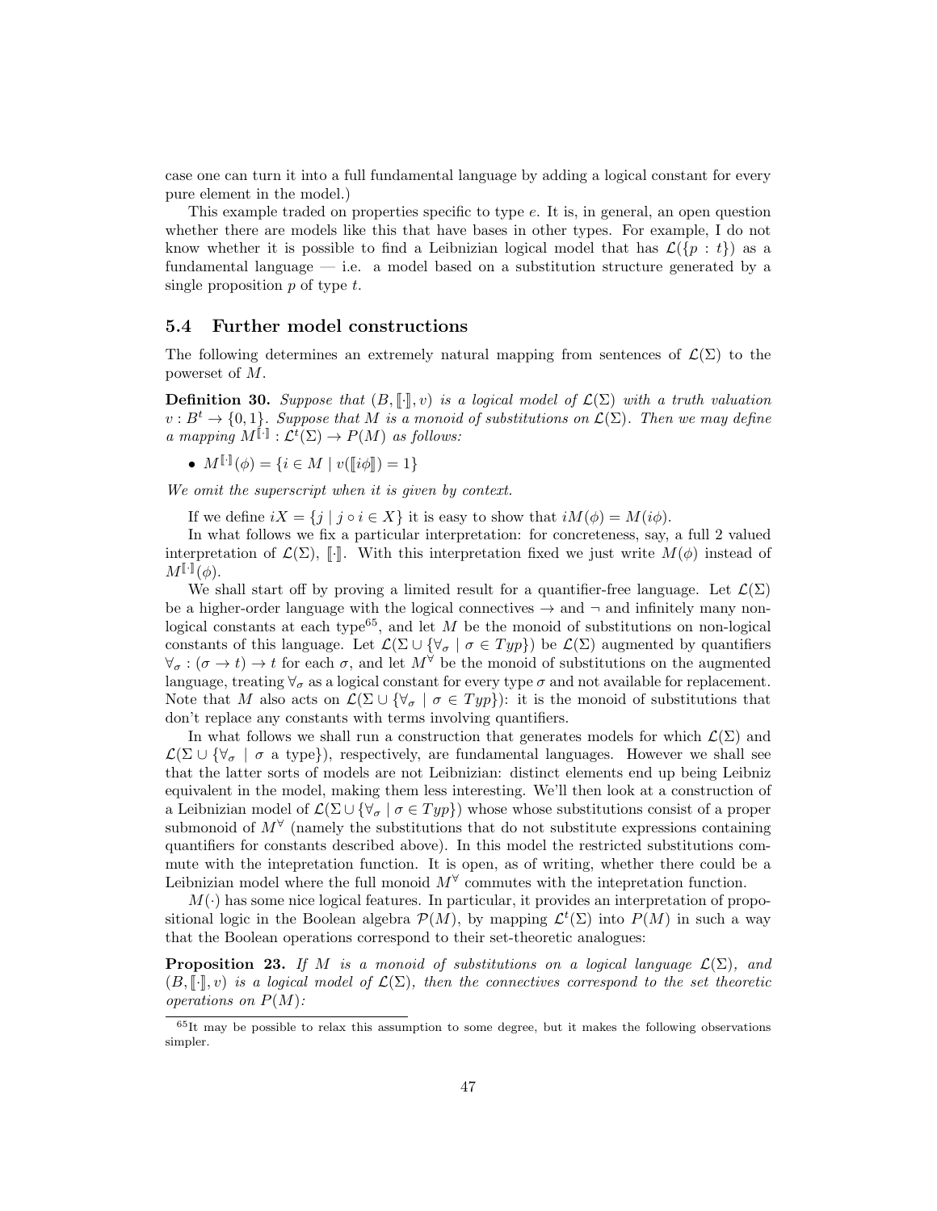case one can turn it into a full fundamental language by adding a logical constant for every pure element in the model.)

This example traded on properties specific to type $e$. It is, in general, an open question whether there are models like this that have bases in other types. For example, I do not know whether it is possible to find a Leibnizian logical model that has $\mathcal{L}(\{p : t\})$ as a fundamental language — i.e. a model based on a substitution structure generated by a single proposition $p$ of type $t$.

### 5.4 Further model constructions

The following determines an extremely natural mapping from sentences of $\mathcal{L}(\Sigma)$ to the powerset of $M$.

**Definition 30.** *Suppose that $(B, [\![\cdot]\!], v)$ is a logical model of $\mathcal{L}(\Sigma)$ with a truth valuation $v : B^t \to \{0, 1\}$. Suppose that $M$ is a monoid of substitutions on $\mathcal{L}(\Sigma)$. Then we may define a mapping $M^{[\![\cdot]\!]} : \mathcal{L}^t(\Sigma) \to P(M)$ as follows:*

- $M^{[\![\cdot]\!]}(\phi) = \{i \in M \mid v([\![i\phi]\!]) = 1\}$

*We omit the superscript when it is given by context.*

If we define $iX = \{j \mid j \circ i \in X\}$ it is easy to show that $iM(\phi) = M(i\phi)$.

In what follows we fix a particular interpretation: for concreteness, say, a full 2 valued interpretation of $\mathcal{L}(\Sigma)$, $[\![\cdot]\!]$. With this interpretation fixed we just write $M(\phi)$ instead of $M^{[\![\cdot]\!]}(\phi)$.

We shall start off by proving a limited result for a quantifier-free language. Let $\mathcal{L}(\Sigma)$ be a higher-order language with the logical connectives $\to$ and $\neg$ and infinitely many non-logical constants at each type[65], and let $M$ be the monoid of substitutions on non-logical constants of this language. Let $\mathcal{L}(\Sigma \cup \{\forall_\sigma \mid \sigma \in Typ\})$ be $\mathcal{L}(\Sigma)$ augmented by quantifiers $\forall_\sigma : (\sigma \to t) \to t$ for each $\sigma$, and let $M^\forall$ be the monoid of substitutions on the augmented language, treating $\forall_\sigma$ as a logical constant for every type $\sigma$ and not available for replacement. Note that $M$ also acts on $\mathcal{L}(\Sigma \cup \{\forall_\sigma \mid \sigma \in Typ\})$: it is the monoid of substitutions that don't replace any constants with terms involving quantifiers.

In what follows we shall run a construction that generates models for which $\mathcal{L}(\Sigma)$ and $\mathcal{L}(\Sigma \cup \{\forall_\sigma \mid \sigma \text{ a type}\})$, respectively, are fundamental languages. However we shall see that the latter sorts of models are not Leibnizian: distinct elements end up being Leibniz equivalent in the model, making them less interesting. We'll then look at a construction of a Leibnizian model of $\mathcal{L}(\Sigma \cup \{\forall_\sigma \mid \sigma \in Typ\})$ whose whose substitutions consist of a proper submonoid of $M^\forall$ (namely the substitutions that do not substitute expressions containing quantifiers for constants described above). In this model the restricted substitutions commute with the intepretation function. It is open, as of writing, whether there could be a Leibnizian model where the full monoid $M^\forall$ commutes with the intepretation function.

$M(\cdot)$ has some nice logical features. In particular, it provides an interpretation of propositional logic in the Boolean algebra $\mathcal{P}(M)$, by mapping $\mathcal{L}^t(\Sigma)$ into $P(M)$ in such a way that the Boolean operations correspond to their set-theoretic analogues:

**Proposition 23.** *If $M$ is a monoid of substitutions on a logical language $\mathcal{L}(\Sigma)$, and $(B, [\![\cdot]\!], v)$ is a logical model of $\mathcal{L}(\Sigma)$, then the connectives correspond to the set theoretic operations on $P(M)$:*

[65] It may be possible to relax this assumption to some degree, but it makes the following observations simpler.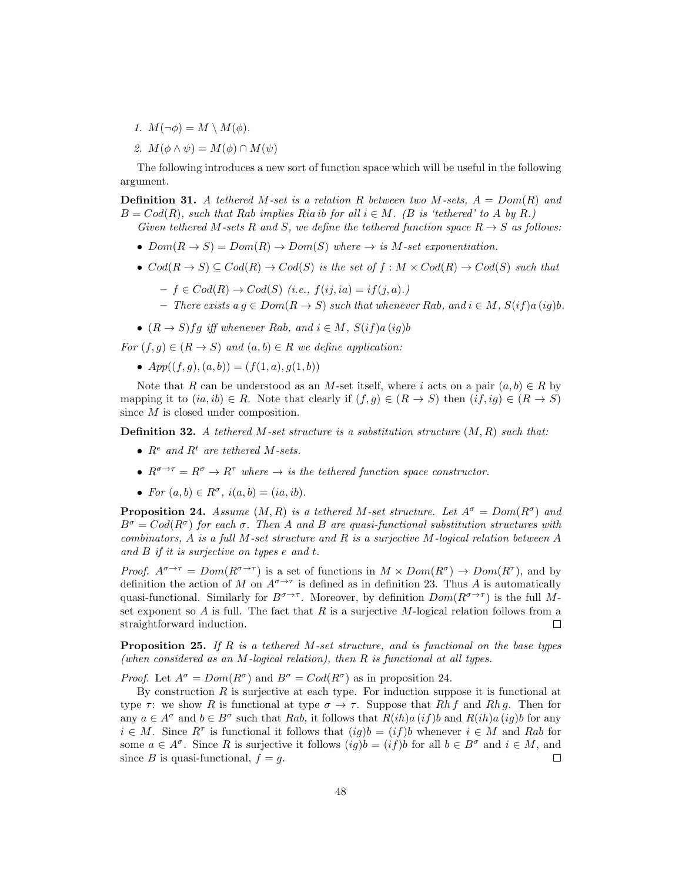1. $M(\neg\phi) = M \setminus M(\phi)$.
2. $M(\phi \wedge \psi) = M(\phi) \cap M(\psi)$

The following introduces a new sort of function space which will be useful in the following argument.

**Definition 31.** *A tethered $M$-set is a relation $R$ between two $M$-sets, $A = Dom(R)$ and $B = Cod(R)$, such that $Rab$ implies $Ria\,ib$ for all $i \in M$. ($B$ is 'tethered' to $A$ by $R$.)*

*Given tethered $M$-sets $R$ and $S$, we define the tethered function space $R \to S$ as follows:*

- *$Dom(R \to S) = Dom(R) \to Dom(S)$ where $\to$ is $M$-set exponentiation.*
- *$Cod(R \to S) \subseteq Cod(R) \to Cod(S)$ is the set of $f : M \times Cod(R) \to Cod(S)$ such that*
  - *$f \in Cod(R) \to Cod(S)$ (i.e., $f(ij, ia) = if(j, a)$.)*
  - *There exists a $g \in Dom(R \to S)$ such that whenever $Rab$, and $i \in M$, $S(if)a\,(ig)b$.*
- *$(R \to S)fg$ iff whenever $Rab$, and $i \in M$, $S(if)a\,(ig)b$*

*For $(f, g) \in (R \to S)$ and $(a, b) \in R$ we define application:*

- *$App((f, g), (a, b)) = (f(1, a), g(1, b))$*

Note that $R$ can be understood as an $M$-set itself, where $i$ acts on a pair $(a, b) \in R$ by mapping it to $(ia, ib) \in R$. Note that clearly if $(f, g) \in (R \to S)$ then $(if, ig) \in (R \to S)$ since $M$ is closed under composition.

**Definition 32.** *A tethered $M$-set structure is a substitution structure $(M, R)$ such that:*

- *$R^e$ and $R^t$ are tethered $M$-sets.*
- *$R^{\sigma\to\tau} = R^\sigma \to R^\tau$ where $\to$ is the tethered function space constructor.*
- *For $(a, b) \in R^\sigma$, $i(a, b) = (ia, ib)$.*

**Proposition 24.** *Assume $(M, R)$ is a tethered $M$-set structure. Let $A^\sigma = Dom(R^\sigma)$ and $B^\sigma = Cod(R^\sigma)$ for each $\sigma$. Then $A$ and $B$ are quasi-functional substitution structures with combinators, $A$ is a full $M$-set structure and $R$ is a surjective $M$-logical relation between $A$ and $B$ if it is surjective on types $e$ and $t$.*

*Proof.* $A^{\sigma\to\tau} = Dom(R^{\sigma\to\tau})$ is a set of functions in $M \times Dom(R^\sigma) \to Dom(R^\tau)$, and by definition the action of $M$ on $A^{\sigma\to\tau}$ is defined as in definition 23. Thus $A$ is automatically quasi-functional. Similarly for $B^{\sigma\to\tau}$. Moreover, by definition $Dom(R^{\sigma\to\tau})$ is the full $M$-set exponent so $A$ is full. The fact that $R$ is a surjective $M$-logical relation follows from a straightforward induction. $\square$

**Proposition 25.** *If $R$ is a tethered $M$-set structure, and is functional on the base types (when considered as an $M$-logical relation), then $R$ is functional at all types.*

*Proof.* Let $A^\sigma = Dom(R^\sigma)$ and $B^\sigma = Cod(R^\sigma)$ as in proposition 24.

By construction $R$ is surjective at each type. For induction suppose it is functional at type $\tau$: we show $R$ is functional at type $\sigma \to \tau$. Suppose that $Rh\,f$ and $Rh\,g$. Then for any $a \in A^\sigma$ and $b \in B^\sigma$ such that $Rab$, it follows that $R(ih)a\,(if)b$ and $R(ih)a\,(ig)b$ for any $i \in M$. Since $R^\tau$ is functional it follows that $(ig)b = (if)b$ whenever $i \in M$ and $Rab$ for some $a \in A^\sigma$. Since $R$ is surjective it follows $(ig)b = (if)b$ for all $b \in B^\sigma$ and $i \in M$, and since $B$ is quasi-functional, $f = g$. $\square$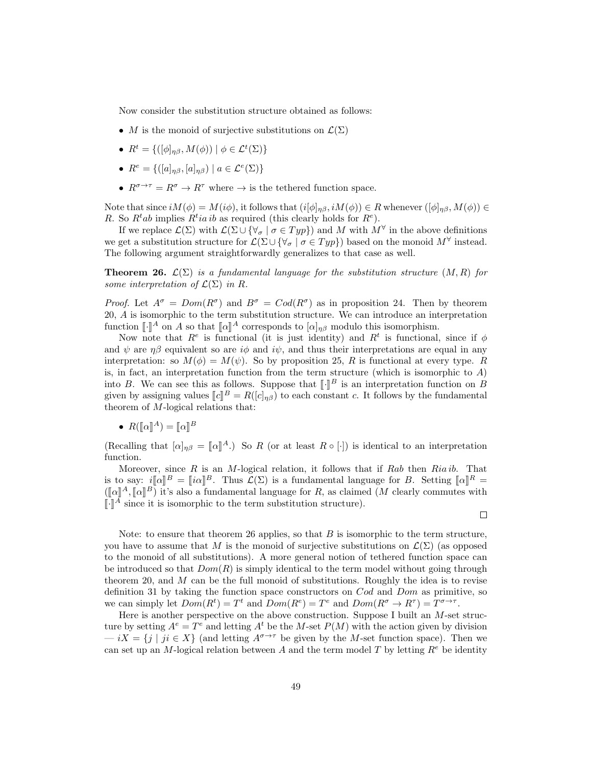Now consider the substitution structure obtained as follows:

- $M$ is the monoid of surjective substitutions on $\mathcal{L}(\Sigma)$
- $R^t = \{([\phi]_{\eta\beta}, M(\phi)) \mid \phi \in \mathcal{L}^t(\Sigma)\}$
- $R^e = \{([a]_{\eta\beta}, [a]_{\eta\beta}) \mid a \in \mathcal{L}^e(\Sigma)\}$
- $R^{\sigma\to\tau} = R^\sigma \to R^\tau$ where $\to$ is the tethered function space.

Note that since $iM(\phi) = M(i\phi)$, it follows that $(i[\phi]_{\eta\beta}, iM(\phi)) \in R$ whenever $([\phi]_{\eta\beta}, M(\phi)) \in R$. So $R^t ab$ implies $R^t ia\, ib$ as required (this clearly holds for $R^e$).

If we replace $\mathcal{L}(\Sigma)$ with $\mathcal{L}(\Sigma \cup \{\forall_\sigma \mid \sigma \in Typ\})$ and $M$ with $M^\forall$ in the above definitions we get a substitution structure for $\mathcal{L}(\Sigma \cup \{\forall_\sigma \mid \sigma \in Typ\})$ based on the monoid $M^\forall$ instead. The following argument straightforwardly generalizes to that case as well.

**Theorem 26.** *$\mathcal{L}(\Sigma)$ is a fundamental language for the substitution structure $(M, R)$ for some interpretation of $\mathcal{L}(\Sigma)$ in $R$.*

*Proof.* Let $A^\sigma = Dom(R^\sigma)$ and $B^\sigma = Cod(R^\sigma)$ as in proposition 24. Then by theorem 20, $A$ is isomorphic to the term substitution structure. We can introduce an interpretation function $[\![\cdot]\!]^A$ on $A$ so that $[\![\alpha]\!]^A$ corresponds to $[\alpha]_{\eta\beta}$ modulo this isomorphism.

Now note that $R^e$ is functional (it is just identity) and $R^t$ is functional, since if $\phi$ and $\psi$ are $\eta\beta$ equivalent so are $i\phi$ and $i\psi$, and thus their interpretations are equal in any interpretation: so $M(\phi) = M(\psi)$. So by proposition 25, $R$ is functional at every type. $R$ is, in fact, an interpretation function from the term structure (which is isomorphic to $A$) into $B$. We can see this as follows. Suppose that $[\![\cdot]\!]^B$ is an interpretation function on $B$ given by assigning values $[\![c]\!]^B = R([c]_{\eta\beta})$ to each constant $c$. It follows by the fundamental theorem of $M$-logical relations that:

- $R([\![\alpha]\!]^A) = [\![\alpha]\!]^B$

(Recalling that $[\alpha]_{\eta\beta} = [\![\alpha]\!]^A$.) So $R$ (or at least $R \circ [\cdot]$) is identical to an interpretation function.

Moreover, since $R$ is an $M$-logical relation, it follows that if $Rab$ then $Ria\, ib$. That is to say: $i[\![\alpha]\!]^B = [\![i\alpha]\!]^B$. Thus $\mathcal{L}(\Sigma)$ is a fundamental language for $B$. Setting $[\![\alpha]\!]^R = ([\![\alpha]\!]^A, [\![\alpha]\!]^B)$ it's also a fundamental language for $R$, as claimed ($M$ clearly commutes with $[\![\cdot]\!]^A$ since it is isomorphic to the term substitution structure).

∎

Note: to ensure that theorem 26 applies, so that $B$ is isomorphic to the term structure, you have to assume that $M$ is the monoid of surjective substitutions on $\mathcal{L}(\Sigma)$ (as opposed to the monoid of all substitutions). A more general notion of tethered function space can be introduced so that $Dom(R)$ is simply identical to the term model without going through theorem 20, and $M$ can be the full monoid of substitutions. Roughly the idea is to revise definition 31 by taking the function space constructors on $Cod$ and $Dom$ as primitive, so we can simply let $Dom(R^t) = T^t$ and $Dom(R^e) = T^e$ and $Dom(R^\sigma \to R^\tau) = T^{\sigma\to\tau}$.

Here is another perspective on the above construction. Suppose I built an $M$-set structure by setting $A^e = T^e$ and letting $A^t$ be the $M$-set $P(M)$ with the action given by division — $iX = \{j \mid ji \in X\}$ (and letting $A^{\sigma\to\tau}$ be given by the $M$-set function space). Then we can set up an $M$-logical relation between $A$ and the term model $T$ by letting $R^e$ be identity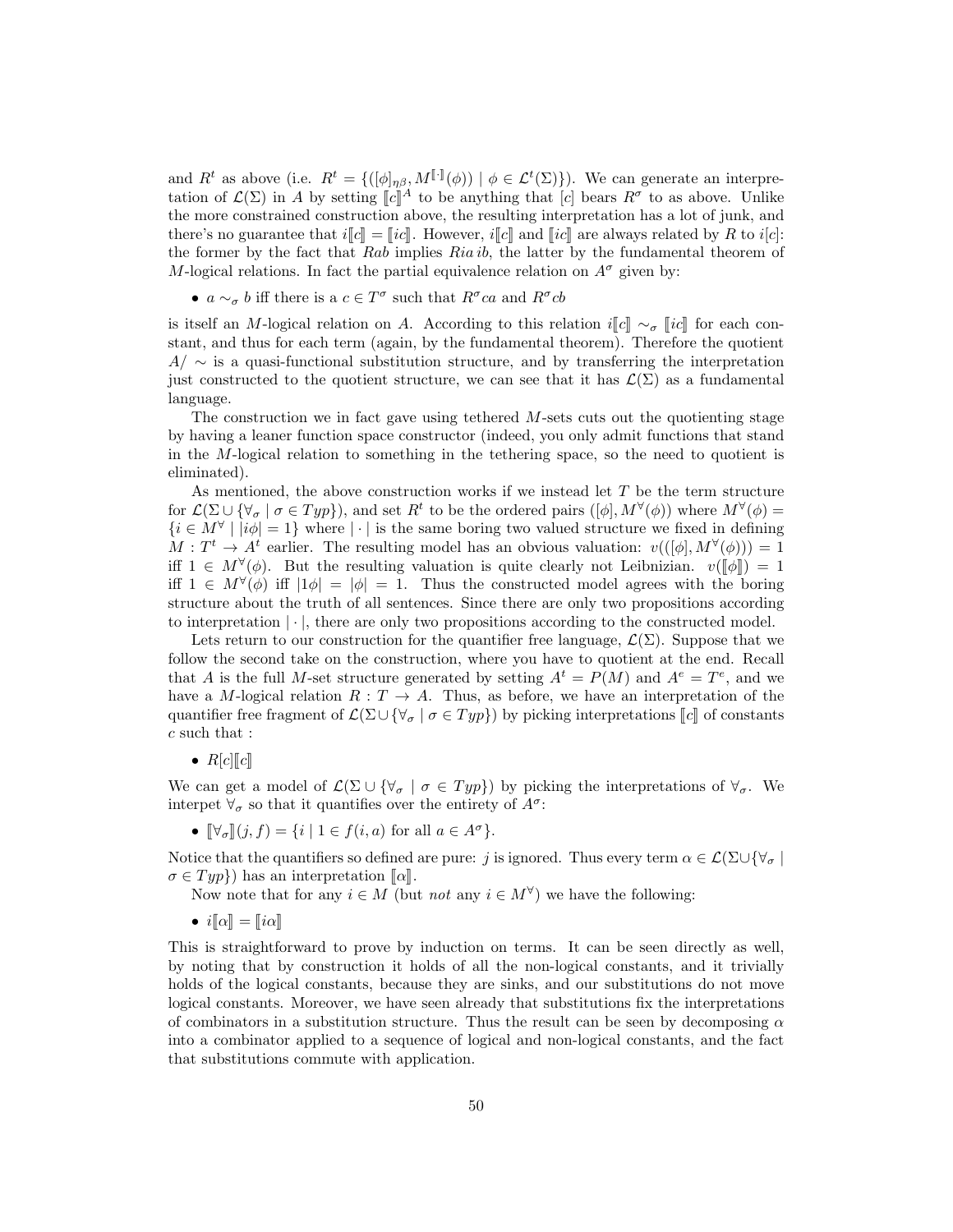and $R^t$ as above (i.e. $R^t = \{([\phi]_{\eta\beta}, M^{[\![\cdot]\!]}(\phi)) \mid \phi \in \mathcal{L}^t(\Sigma)\}$). We can generate an interpretation of $\mathcal{L}(\Sigma)$ in $A$ by setting $[\![c]\!]^A$ to be anything that $[c]$ bears $R^\sigma$ to as above. Unlike the more constrained construction above, the resulting interpretation has a lot of junk, and there's no guarantee that $i[\![c]\!] = [\![ic]\!]$. However, $i[\![c]\!]$ and $[\![ic]\!]$ are always related by $R$ to $i[c]$: the former by the fact that $Rab$ implies $Ria\,ib$, the latter by the fundamental theorem of $M$-logical relations. In fact the partial equivalence relation on $A^\sigma$ given by:

- $a \sim_\sigma b$ iff there is a $c \in T^\sigma$ such that $R^\sigma ca$ and $R^\sigma cb$

is itself an $M$-logical relation on $A$. According to this relation $i[\![c]\!] \sim_\sigma [\![ic]\!]$ for each constant, and thus for each term (again, by the fundamental theorem). Therefore the quotient $A/\sim$ is a quasi-functional substitution structure, and by transferring the interpretation just constructed to the quotient structure, we can see that it has $\mathcal{L}(\Sigma)$ as a fundamental language.

The construction we in fact gave using tethered $M$-sets cuts out the quotienting stage by having a leaner function space constructor (indeed, you only admit functions that stand in the $M$-logical relation to something in the tethering space, so the need to quotient is eliminated).

As mentioned, the above construction works if we instead let $T$ be the term structure for $\mathcal{L}(\Sigma \cup \{\forall_\sigma \mid \sigma \in Typ\})$, and set $R^t$ to be the ordered pairs $([\phi], M^\forall(\phi))$ where $M^\forall(\phi) = \{i \in M^\forall \mid |i\phi| = 1\}$ where $|\cdot|$ is the same boring two valued structure we fixed in defining $M : T^t \to A^t$ earlier. The resulting model has an obvious valuation: $v(([\phi], M^\forall(\phi))) = 1$ iff $1 \in M^\forall(\phi)$. But the resulting valuation is quite clearly not Leibnizian. $v([\![\phi]\!]) = 1$ iff $1 \in M^\forall(\phi)$ iff $|1\phi| = |\phi| = 1$. Thus the constructed model agrees with the boring structure about the truth of all sentences. Since there are only two propositions according to interpretation $|\cdot|$, there are only two propositions according to the constructed model.

Lets return to our construction for the quantifier free language, $\mathcal{L}(\Sigma)$. Suppose that we follow the second take on the construction, where you have to quotient at the end. Recall that $A$ is the full $M$-set structure generated by setting $A^t = P(M)$ and $A^e = T^e$, and we have a $M$-logical relation $R : T \to A$. Thus, as before, we have an interpretation of the quantifier free fragment of $\mathcal{L}(\Sigma \cup \{\forall_\sigma \mid \sigma \in Typ\})$ by picking interpretations $[\![c]\!]$ of constants $c$ such that :

- $R[c][\![c]\!]$

We can get a model of $\mathcal{L}(\Sigma \cup \{\forall_\sigma \mid \sigma \in Typ\})$ by picking the interpretations of $\forall_\sigma$. We interpet $\forall_\sigma$ so that it quantifies over the entirety of $A^\sigma$:

- $[\![\forall_\sigma]\!](j, f) = \{i \mid 1 \in f(i, a) \text{ for all } a \in A^\sigma\}$.

Notice that the quantifiers so defined are pure: $j$ is ignored. Thus every term $\alpha \in \mathcal{L}(\Sigma \cup \{\forall_\sigma \mid \sigma \in Typ\})$ has an interpretation $[\![\alpha]\!]$.

Now note that for any $i \in M$ (but *not* any $i \in M^\forall$) we have the following:

- $i[\![\alpha]\!] = [\![i\alpha]\!]$

This is straightforward to prove by induction on terms. It can be seen directly as well, by noting that by construction it holds of all the non-logical constants, and it trivially holds of the logical constants, because they are sinks, and our substitutions do not move logical constants. Moreover, we have seen already that substitutions fix the interpretations of combinators in a substitution structure. Thus the result can be seen by decomposing $\alpha$ into a combinator applied to a sequence of logical and non-logical constants, and the fact that substitutions commute with application.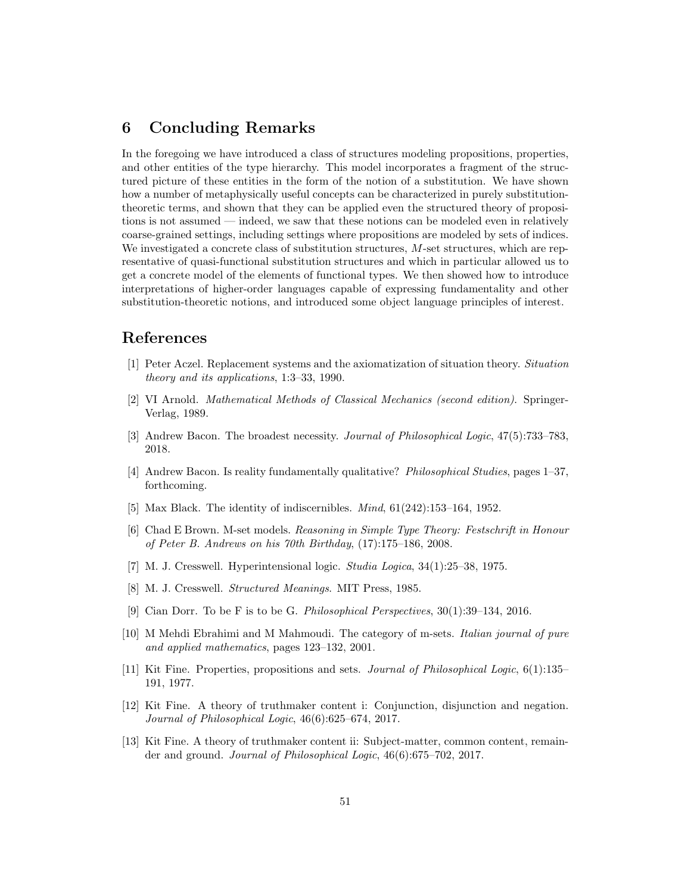## 6 Concluding Remarks

In the foregoing we have introduced a class of structures modeling propositions, properties, and other entities of the type hierarchy. This model incorporates a fragment of the structured picture of these entities in the form of the notion of a substitution. We have shown how a number of metaphysically useful concepts can be characterized in purely substitution-theoretic terms, and shown that they can be applied even the structured theory of propositions is not assumed — indeed, we saw that these notions can be modeled even in relatively coarse-grained settings, including settings where propositions are modeled by sets of indices. We investigated a concrete class of substitution structures, $M$-set structures, which are representative of quasi-functional substitution structures and which in particular allowed us to get a concrete model of the elements of functional types. We then showed how to introduce interpretations of higher-order languages capable of expressing fundamentality and other substitution-theoretic notions, and introduced some object language principles of interest.

## References

[1] Peter Aczel. Replacement systems and the axiomatization of situation theory. *Situation theory and its applications*, 1:3–33, 1990.

[2] VI Arnold. *Mathematical Methods of Classical Mechanics (second edition)*. Springer-Verlag, 1989.

[3] Andrew Bacon. The broadest necessity. *Journal of Philosophical Logic*, 47(5):733–783, 2018.

[4] Andrew Bacon. Is reality fundamentally qualitative? *Philosophical Studies*, pages 1–37, forthcoming.

[5] Max Black. The identity of indiscernibles. *Mind*, 61(242):153–164, 1952.

[6] Chad E Brown. M-set models. *Reasoning in Simple Type Theory: Festschrift in Honour of Peter B. Andrews on his 70th Birthday*, (17):175–186, 2008.

[7] M. J. Cresswell. Hyperintensional logic. *Studia Logica*, 34(1):25–38, 1975.

[8] M. J. Cresswell. *Structured Meanings*. MIT Press, 1985.

[9] Cian Dorr. To be F is to be G. *Philosophical Perspectives*, 30(1):39–134, 2016.

[10] M Mehdi Ebrahimi and M Mahmoudi. The category of m-sets. *Italian journal of pure and applied mathematics*, pages 123–132, 2001.

[11] Kit Fine. Properties, propositions and sets. *Journal of Philosophical Logic*, 6(1):135–191, 1977.

[12] Kit Fine. A theory of truthmaker content i: Conjunction, disjunction and negation. *Journal of Philosophical Logic*, 46(6):625–674, 2017.

[13] Kit Fine. A theory of truthmaker content ii: Subject-matter, common content, remainder and ground. *Journal of Philosophical Logic*, 46(6):675–702, 2017.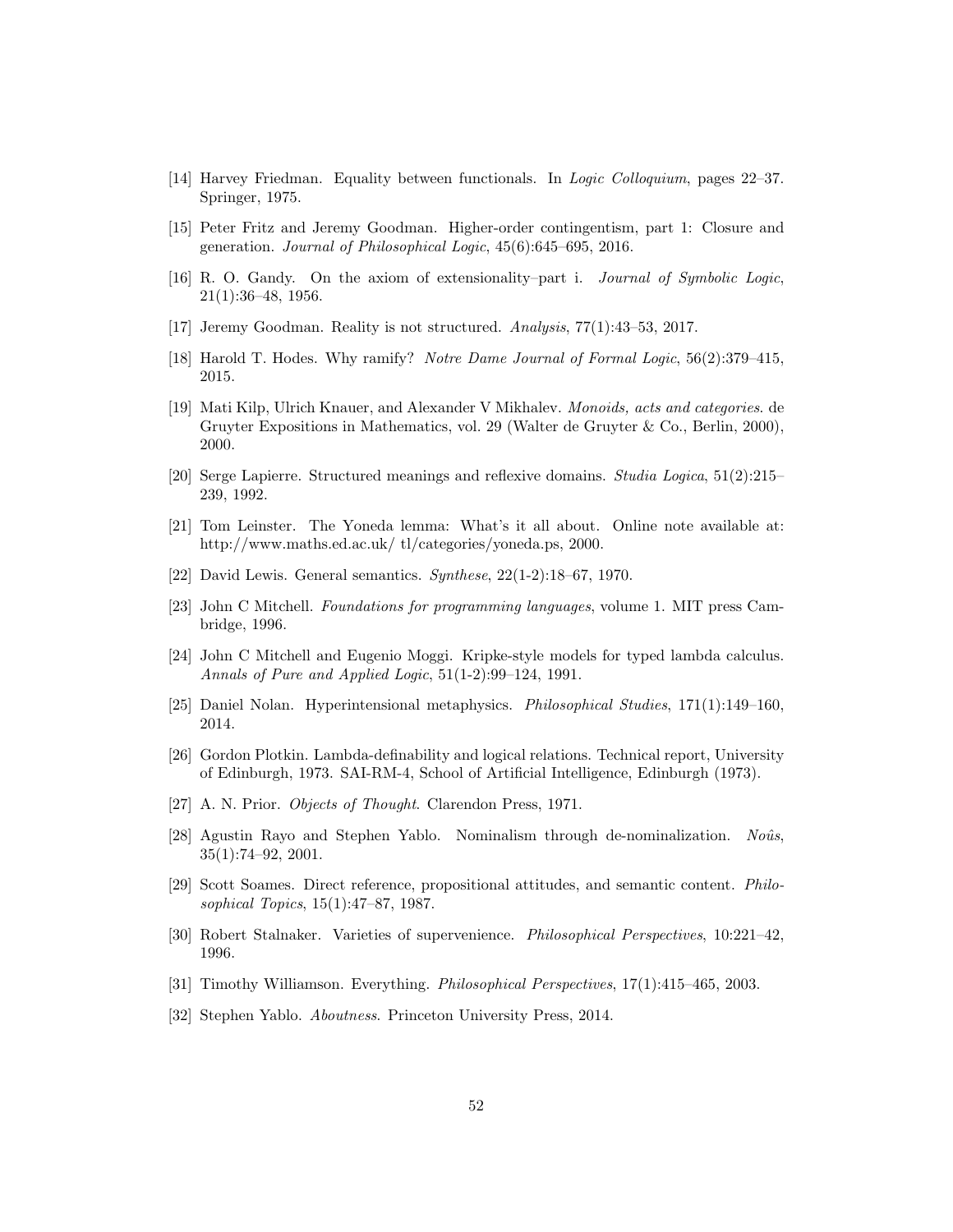[14] Harvey Friedman. Equality between functionals. In *Logic Colloquium*, pages 22–37. Springer, 1975.

[15] Peter Fritz and Jeremy Goodman. Higher-order contingentism, part 1: Closure and generation. *Journal of Philosophical Logic*, 45(6):645–695, 2016.

[16] R. O. Gandy. On the axiom of extensionality–part i. *Journal of Symbolic Logic*, 21(1):36–48, 1956.

[17] Jeremy Goodman. Reality is not structured. *Analysis*, 77(1):43–53, 2017.

[18] Harold T. Hodes. Why ramify? *Notre Dame Journal of Formal Logic*, 56(2):379–415, 2015.

[19] Mati Kilp, Ulrich Knauer, and Alexander V Mikhalev. *Monoids, acts and categories*. de Gruyter Expositions in Mathematics, vol. 29 (Walter de Gruyter & Co., Berlin, 2000), 2000.

[20] Serge Lapierre. Structured meanings and reflexive domains. *Studia Logica*, 51(2):215–239, 1992.

[21] Tom Leinster. The Yoneda lemma: What's it all about. Online note available at: http://www.maths.ed.ac.uk/ tl/categories/yoneda.ps, 2000.

[22] David Lewis. General semantics. *Synthese*, 22(1-2):18–67, 1970.

[23] John C Mitchell. *Foundations for programming languages*, volume 1. MIT press Cambridge, 1996.

[24] John C Mitchell and Eugenio Moggi. Kripke-style models for typed lambda calculus. *Annals of Pure and Applied Logic*, 51(1-2):99–124, 1991.

[25] Daniel Nolan. Hyperintensional metaphysics. *Philosophical Studies*, 171(1):149–160, 2014.

[26] Gordon Plotkin. Lambda-definability and logical relations. Technical report, University of Edinburgh, 1973. SAI-RM-4, School of Artificial Intelligence, Edinburgh (1973).

[27] A. N. Prior. *Objects of Thought*. Clarendon Press, 1971.

[28] Agustin Rayo and Stephen Yablo. Nominalism through de-nominalization. *Noûs*, 35(1):74–92, 2001.

[29] Scott Soames. Direct reference, propositional attitudes, and semantic content. *Philosophical Topics*, 15(1):47–87, 1987.

[30] Robert Stalnaker. Varieties of supervenience. *Philosophical Perspectives*, 10:221–42, 1996.

[31] Timothy Williamson. Everything. *Philosophical Perspectives*, 17(1):415–465, 2003.

[32] Stephen Yablo. *Aboutness*. Princeton University Press, 2014.